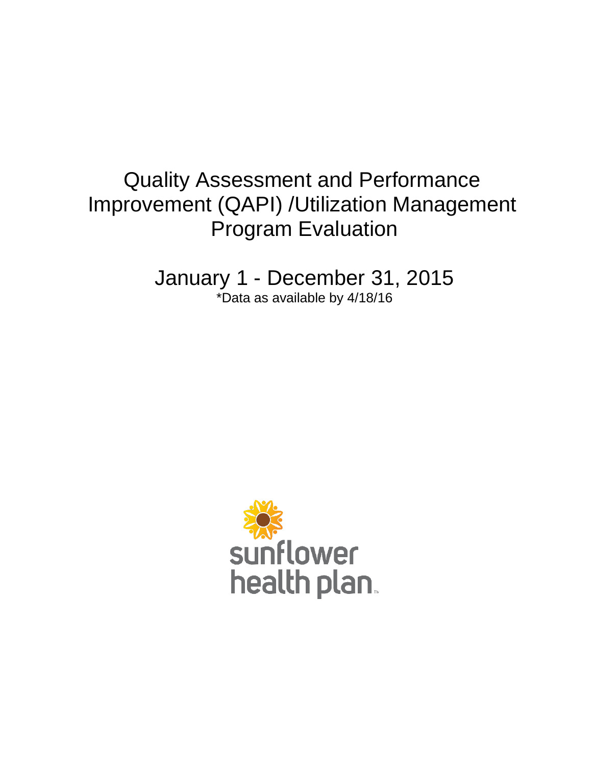# Quality Assessment and Performance Improvement (QAPI) /Utilization Management Program Evaluation

## January 1 - December 31, 2015

*Data as available by 4/18/16

sunflower health plan™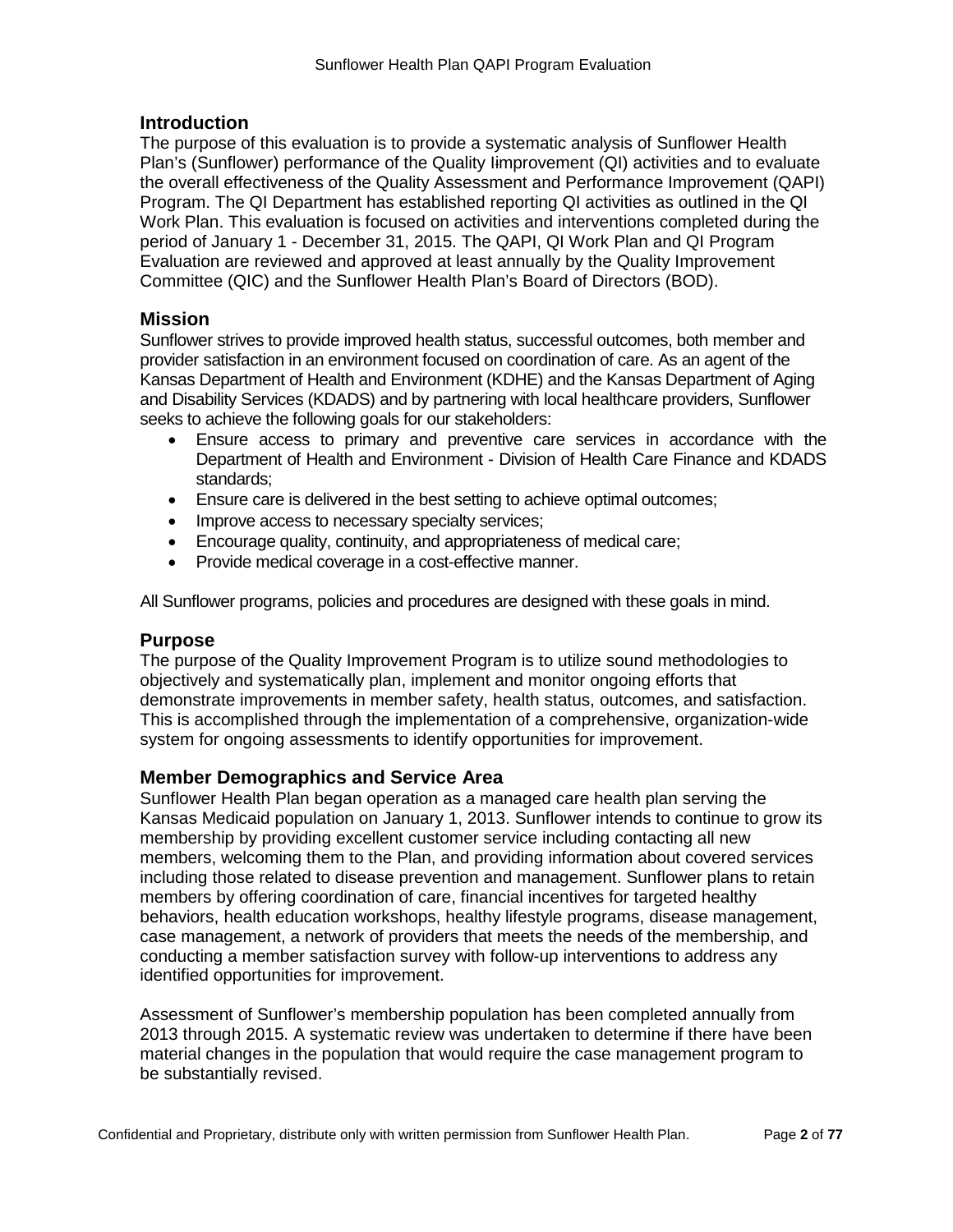## Introduction

The purpose of this evaluation is to provide a systematic analysis of Sunflower Health Plan's (Sunflower) performance of the Quality Iimprovement (QI) activities and to evaluate the overall effectiveness of the Quality Assessment and Performance Improvement (QAPI) Program. The QI Department has established reporting QI activities as outlined in the QI Work Plan. This evaluation is focused on activities and interventions completed during the period of January 1 - December 31, 2015. The QAPI, QI Work Plan and QI Program Evaluation are reviewed and approved at least annually by the Quality Improvement Committee (QIC) and the Sunflower Health Plan's Board of Directors (BOD).

## Mission

Sunflower strives to provide improved health status, successful outcomes, both member and provider satisfaction in an environment focused on coordination of care. As an agent of the Kansas Department of Health and Environment (KDHE) and the Kansas Department of Aging and Disability Services (KDADS) and by partnering with local healthcare providers, Sunflower seeks to achieve the following goals for our stakeholders:

- Ensure access to primary and preventive care services in accordance with the Department of Health and Environment - Division of Health Care Finance and KDADS standards;
- Ensure care is delivered in the best setting to achieve optimal outcomes;
- Improve access to necessary specialty services;
- Encourage quality, continuity, and appropriateness of medical care;
- Provide medical coverage in a cost-effective manner.

All Sunflower programs, policies and procedures are designed with these goals in mind.

## Purpose

The purpose of the Quality Improvement Program is to utilize sound methodologies to objectively and systematically plan, implement and monitor ongoing efforts that demonstrate improvements in member safety, health status, outcomes, and satisfaction. This is accomplished through the implementation of a comprehensive, organization-wide system for ongoing assessments to identify opportunities for improvement.

## Member Demographics and Service Area

Sunflower Health Plan began operation as a managed care health plan serving the Kansas Medicaid population on January 1, 2013. Sunflower intends to continue to grow its membership by providing excellent customer service including contacting all new members, welcoming them to the Plan, and providing information about covered services including those related to disease prevention and management. Sunflower plans to retain members by offering coordination of care, financial incentives for targeted healthy behaviors, health education workshops, healthy lifestyle programs, disease management, case management, a network of providers that meets the needs of the membership, and conducting a member satisfaction survey with follow-up interventions to address any identified opportunities for improvement.

Assessment of Sunflower's membership population has been completed annually from 2013 through 2015. A systematic review was undertaken to determine if there have been material changes in the population that would require the case management program to be substantially revised.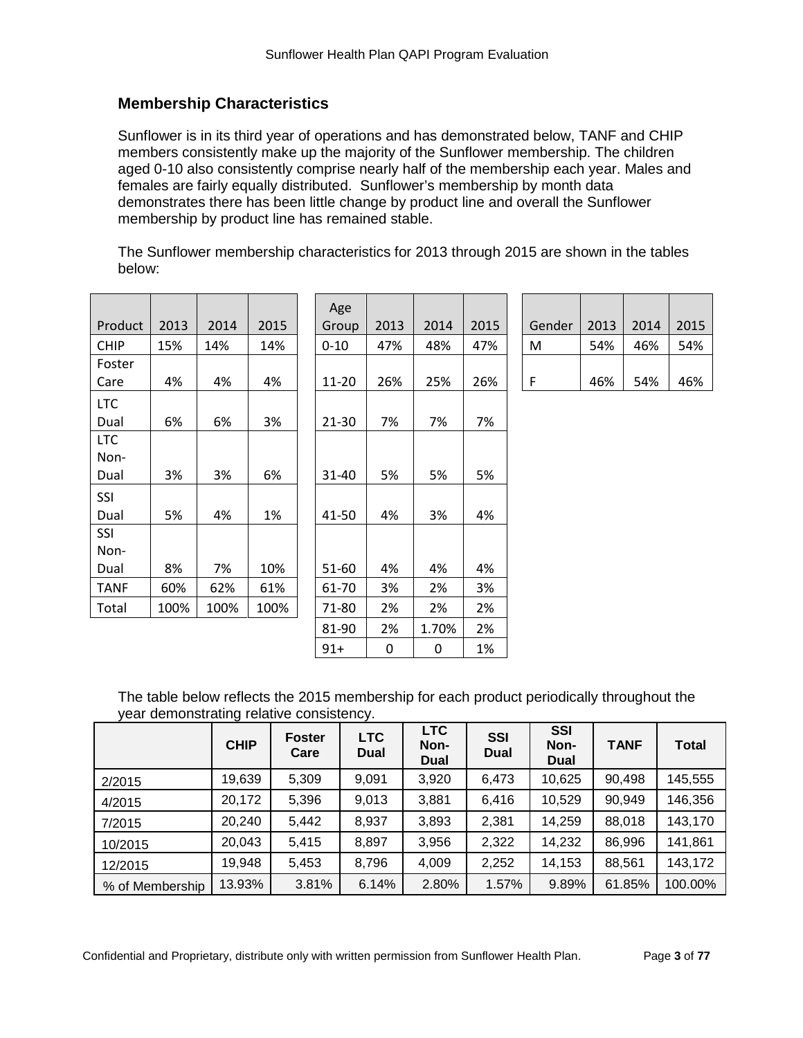## Membership Characteristics

Sunflower is in its third year of operations and has demonstrated below, TANF and CHIP members consistently make up the majority of the Sunflower membership. The children aged 0-10 also consistently comprise nearly half of the membership each year. Males and females are fairly equally distributed. Sunflower's membership by month data demonstrates there has been little change by product line and overall the Sunflower membership by product line has remained stable.

The Sunflower membership characteristics for 2013 through 2015 are shown in the tables below:

| Product | 2013 | 2014 | 2015 |
|---|---|---|---|
| CHIP | 15% | 14% | 14% |
| Foster Care | 4% | 4% | 4% |
| LTC Dual | 6% | 6% | 3% |
| LTC Non-Dual | 3% | 3% | 6% |
| SSI Dual | 5% | 4% | 1% |
| SSI Non-Dual | 8% | 7% | 10% |
| TANF | 60% | 62% | 61% |
| Total | 100% | 100% | 100% |

| Age Group | 2013 | 2014 | 2015 |
|---|---|---|---|
| 0-10 | 47% | 48% | 47% |
| 11-20 | 26% | 25% | 26% |
| 21-30 | 7% | 7% | 7% |
| 31-40 | 5% | 5% | 5% |
| 41-50 | 4% | 3% | 4% |
| 51-60 | 4% | 4% | 4% |
| 61-70 | 3% | 2% | 3% |
| 71-80 | 2% | 2% | 2% |
| 81-90 | 2% | 1.70% | 2% |
| 91+ | 0 | 0 | 1% |

| Gender | 2013 | 2014 | 2015 |
|---|---|---|---|
| M | 54% | 46% | 54% |
| F | 46% | 54% | 46% |

The table below reflects the 2015 membership for each product periodically throughout the year demonstrating relative consistency.

| | CHIP | Foster Care | LTC Dual | LTC Non-Dual | SSI Dual | SSI Non-Dual | TANF | Total |
|---|---|---|---|---|---|---|---|---|
| 2/2015 | 19,639 | 5,309 | 9,091 | 3,920 | 6,473 | 10,625 | 90,498 | 145,555 |
| 4/2015 | 20,172 | 5,396 | 9,013 | 3,881 | 6,416 | 10,529 | 90,949 | 146,356 |
| 7/2015 | 20,240 | 5,442 | 8,937 | 3,893 | 2,381 | 14,259 | 88,018 | 143,170 |
| 10/2015 | 20,043 | 5,415 | 8,897 | 3,956 | 2,322 | 14,232 | 86,996 | 141,861 |
| 12/2015 | 19,948 | 5,453 | 8,796 | 4,009 | 2,252 | 14,153 | 88,561 | 143,172 |
| % of Membership | 13.93% | 3.81% | 6.14% | 2.80% | 1.57% | 9.89% | 61.85% | 100.00% |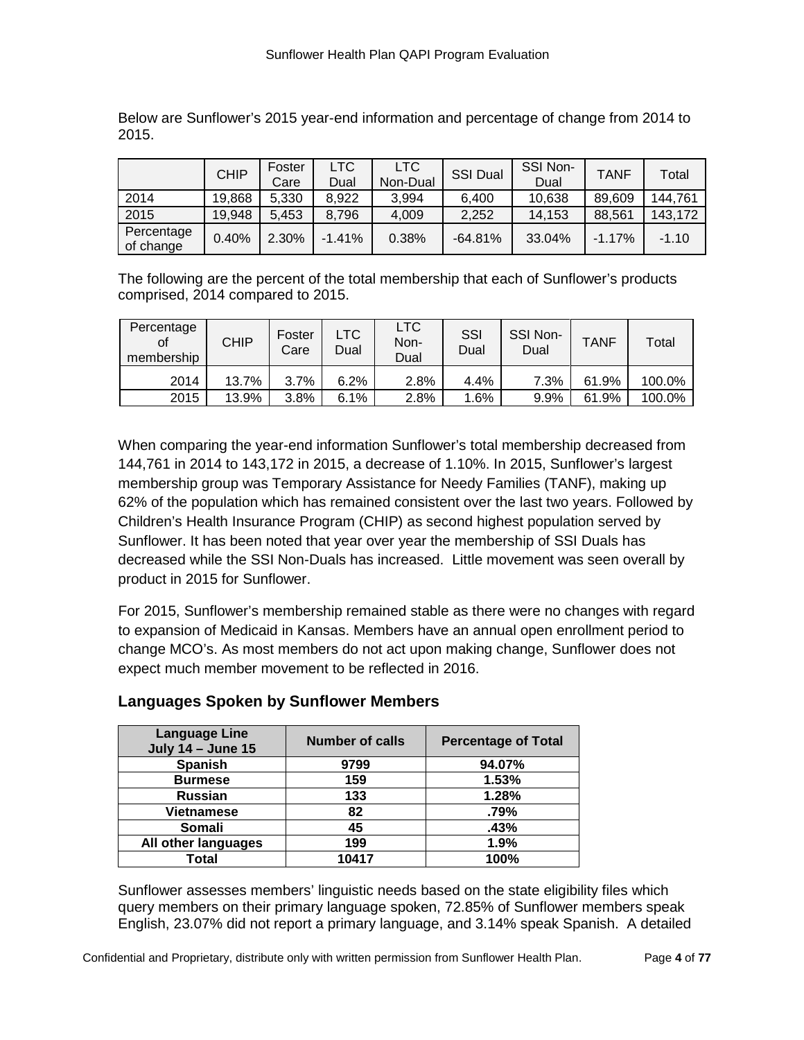Below are Sunflower's 2015 year-end information and percentage of change from 2014 to 2015.

| | CHIP | Foster Care | LTC Dual | LTC Non-Dual | SSI Dual | SSI Non-Dual | TANF | Total |
|---|---|---|---|---|---|---|---|---|
| 2014 | 19,868 | 5,330 | 8,922 | 3,994 | 6,400 | 10,638 | 89,609 | 144,761 |
| 2015 | 19,948 | 5,453 | 8,796 | 4,009 | 2,252 | 14,153 | 88,561 | 143,172 |
| Percentage of change | 0.40% | 2.30% | -1.41% | 0.38% | -64.81% | 33.04% | -1.17% | -1.10 |

The following are the percent of the total membership that each of Sunflower's products comprised, 2014 compared to 2015.

| Percentage of membership | CHIP | Foster Care | LTC Dual | LTC Non-Dual | SSI Dual | SSI Non-Dual | TANF | Total |
|---|---|---|---|---|---|---|---|---|
| 2014 | 13.7% | 3.7% | 6.2% | 2.8% | 4.4% | 7.3% | 61.9% | 100.0% |
| 2015 | 13.9% | 3.8% | 6.1% | 2.8% | 1.6% | 9.9% | 61.9% | 100.0% |

When comparing the year-end information Sunflower's total membership decreased from 144,761 in 2014 to 143,172 in 2015, a decrease of 1.10%. In 2015, Sunflower's largest membership group was Temporary Assistance for Needy Families (TANF), making up 62% of the population which has remained consistent over the last two years. Followed by Children's Health Insurance Program (CHIP) as second highest population served by Sunflower. It has been noted that year over year the membership of SSI Duals has decreased while the SSI Non-Duals has increased. Little movement was seen overall by product in 2015 for Sunflower.

For 2015, Sunflower's membership remained stable as there were no changes with regard to expansion of Medicaid in Kansas. Members have an annual open enrollment period to change MCO's. As most members do not act upon making change, Sunflower does not expect much member movement to be reflected in 2016.

## Languages Spoken by Sunflower Members

| Language Line July 14 – June 15 | Number of calls | Percentage of Total |
|---|---|---|
| **Spanish** | **9799** | **94.07%** |
| **Burmese** | **159** | **1.53%** |
| **Russian** | **133** | **1.28%** |
| **Vietnamese** | **82** | **.79%** |
| **Somali** | **45** | **.43%** |
| **All other languages** | **199** | **1.9%** |
| **Total** | **10417** | **100%** |

Sunflower assesses members' linguistic needs based on the state eligibility files which query members on their primary language spoken, 72.85% of Sunflower members speak English, 23.07% did not report a primary language, and 3.14% speak Spanish. A detailed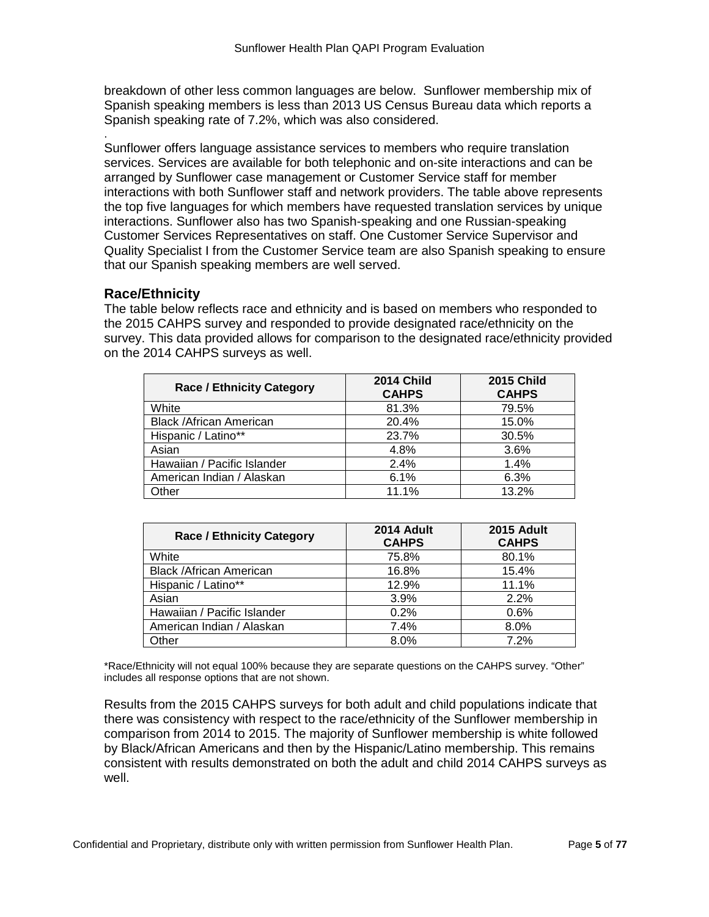breakdown of other less common languages are below. Sunflower membership mix of Spanish speaking members is less than 2013 US Census Bureau data which reports a Spanish speaking rate of 7.2%, which was also considered.

.

Sunflower offers language assistance services to members who require translation services. Services are available for both telephonic and on-site interactions and can be arranged by Sunflower case management or Customer Service staff for member interactions with both Sunflower staff and network providers. The table above represents the top five languages for which members have requested translation services by unique interactions. Sunflower also has two Spanish-speaking and one Russian-speaking Customer Services Representatives on staff. One Customer Service Supervisor and Quality Specialist I from the Customer Service team are also Spanish speaking to ensure that our Spanish speaking members are well served.

### Race/Ethnicity

The table below reflects race and ethnicity and is based on members who responded to the 2015 CAHPS survey and responded to provide designated race/ethnicity on the survey. This data provided allows for comparison to the designated race/ethnicity provided on the 2014 CAHPS surveys as well.

| Race / Ethnicity Category | 2014 Child CAHPS | 2015 Child CAHPS |
|---|---|---|
| White | 81.3% | 79.5% |
| Black /African American | 20.4% | 15.0% |
| Hispanic / Latino** | 23.7% | 30.5% |
| Asian | 4.8% | 3.6% |
| Hawaiian / Pacific Islander | 2.4% | 1.4% |
| American Indian / Alaskan | 6.1% | 6.3% |
| Other | 11.1% | 13.2% |

| Race / Ethnicity Category | 2014 Adult CAHPS | 2015 Adult CAHPS |
|---|---|---|
| White | 75.8% | 80.1% |
| Black /African American | 16.8% | 15.4% |
| Hispanic / Latino** | 12.9% | 11.1% |
| Asian | 3.9% | 2.2% |
| Hawaiian / Pacific Islander | 0.2% | 0.6% |
| American Indian / Alaskan | 7.4% | 8.0% |
| Other | 8.0% | 7.2% |

*Race/Ethnicity will not equal 100% because they are separate questions on the CAHPS survey. "Other" includes all response options that are not shown.

Results from the 2015 CAHPS surveys for both adult and child populations indicate that there was consistency with respect to the race/ethnicity of the Sunflower membership in comparison from 2014 to 2015. The majority of Sunflower membership is white followed by Black/African Americans and then by the Hispanic/Latino membership. This remains consistent with results demonstrated on both the adult and child 2014 CAHPS surveys as well.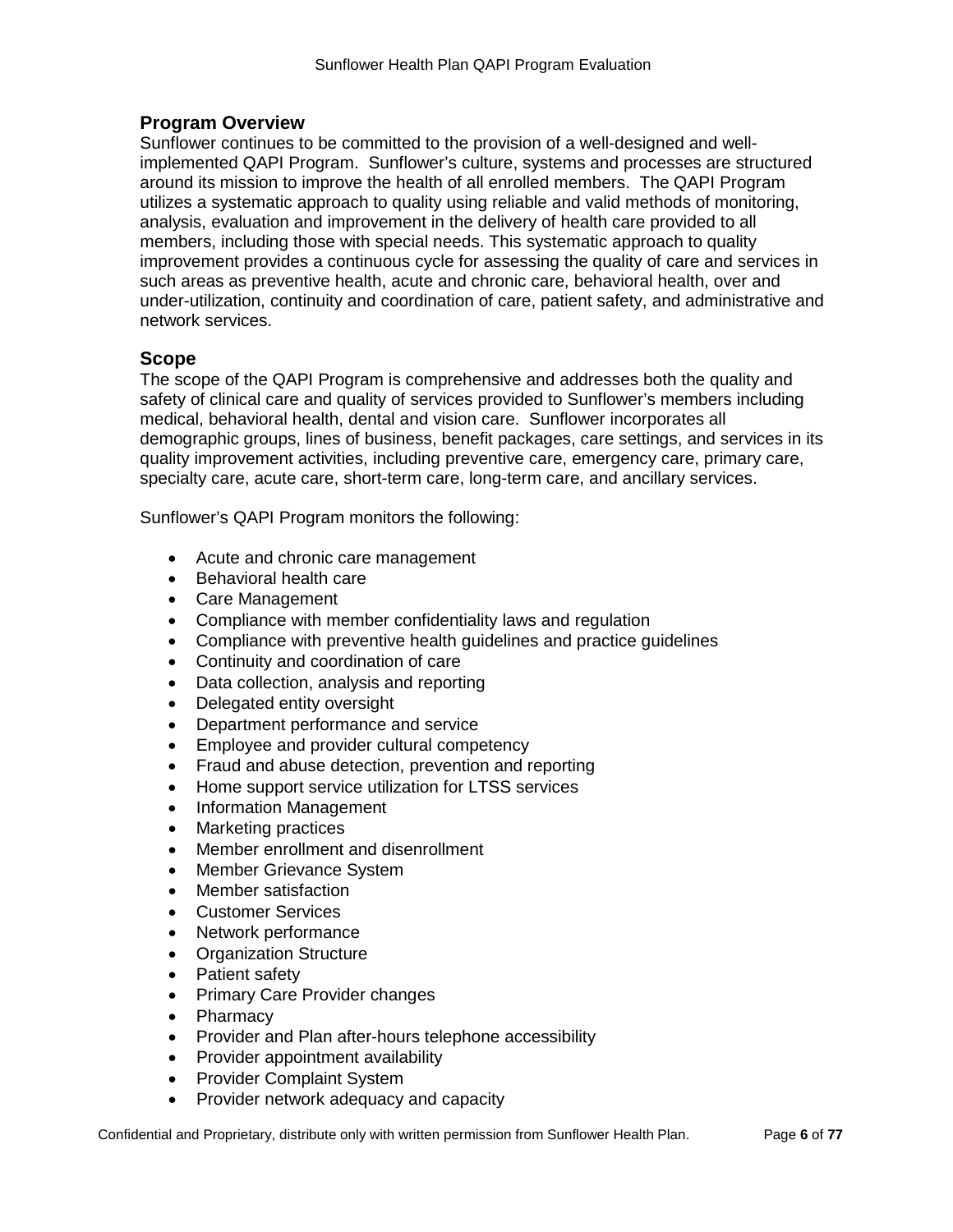## Program Overview

Sunflower continues to be committed to the provision of a well-designed and well-implemented QAPI Program. Sunflower's culture, systems and processes are structured around its mission to improve the health of all enrolled members. The QAPI Program utilizes a systematic approach to quality using reliable and valid methods of monitoring, analysis, evaluation and improvement in the delivery of health care provided to all members, including those with special needs. This systematic approach to quality improvement provides a continuous cycle for assessing the quality of care and services in such areas as preventive health, acute and chronic care, behavioral health, over and under-utilization, continuity and coordination of care, patient safety, and administrative and network services.

## Scope

The scope of the QAPI Program is comprehensive and addresses both the quality and safety of clinical care and quality of services provided to Sunflower's members including medical, behavioral health, dental and vision care. Sunflower incorporates all demographic groups, lines of business, benefit packages, care settings, and services in its quality improvement activities, including preventive care, emergency care, primary care, specialty care, acute care, short-term care, long-term care, and ancillary services.

Sunflower's QAPI Program monitors the following:

- Acute and chronic care management
- Behavioral health care
- Care Management
- Compliance with member confidentiality laws and regulation
- Compliance with preventive health guidelines and practice guidelines
- Continuity and coordination of care
- Data collection, analysis and reporting
- Delegated entity oversight
- Department performance and service
- Employee and provider cultural competency
- Fraud and abuse detection, prevention and reporting
- Home support service utilization for LTSS services
- Information Management
- Marketing practices
- Member enrollment and disenrollment
- Member Grievance System
- Member satisfaction
- Customer Services
- Network performance
- Organization Structure
- Patient safety
- Primary Care Provider changes
- Pharmacy
- Provider and Plan after-hours telephone accessibility
- Provider appointment availability
- Provider Complaint System
- Provider network adequacy and capacity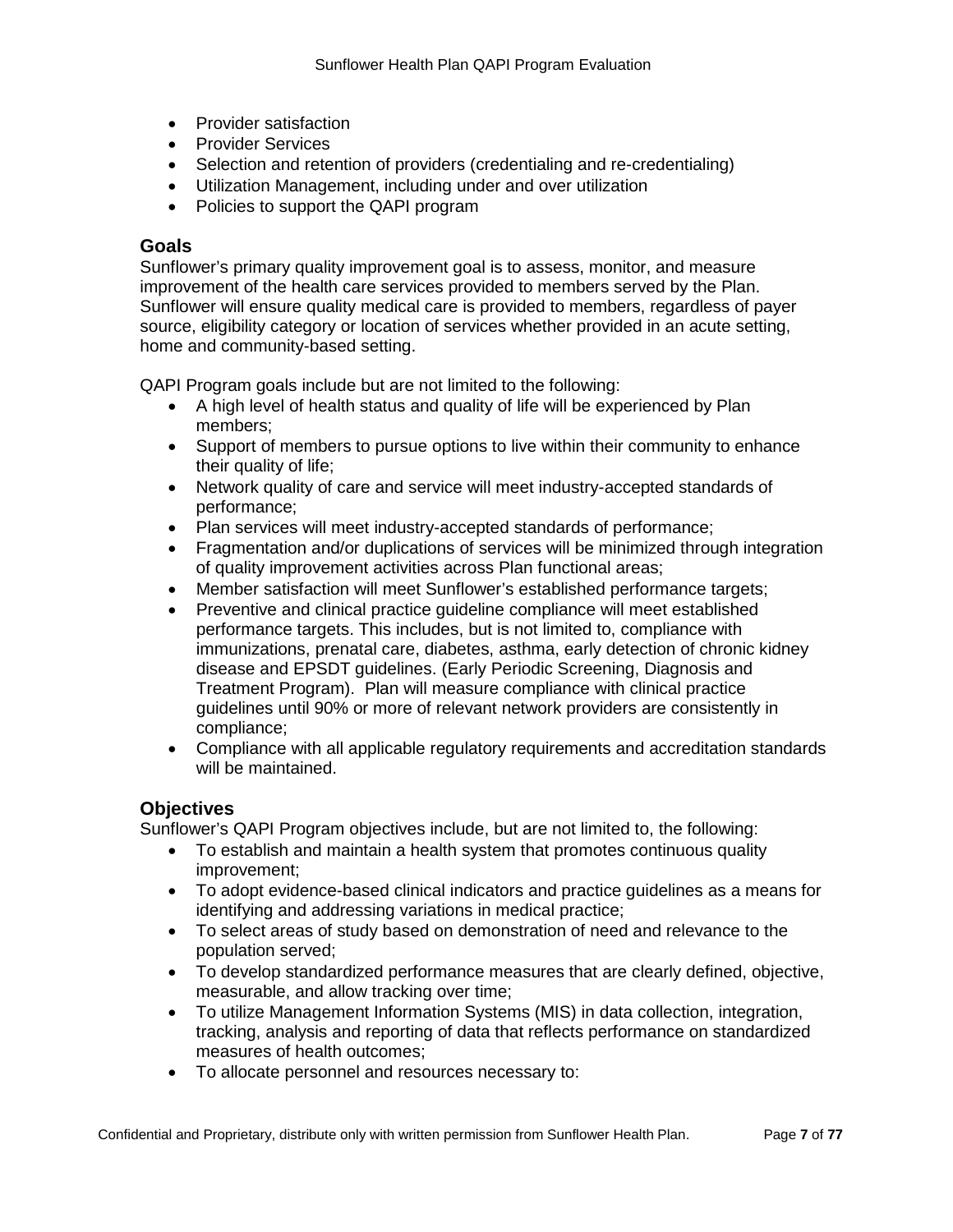- Provider satisfaction
- Provider Services
- Selection and retention of providers (credentialing and re-credentialing)
- Utilization Management, including under and over utilization
- Policies to support the QAPI program

## Goals

Sunflower's primary quality improvement goal is to assess, monitor, and measure improvement of the health care services provided to members served by the Plan. Sunflower will ensure quality medical care is provided to members, regardless of payer source, eligibility category or location of services whether provided in an acute setting, home and community-based setting.

QAPI Program goals include but are not limited to the following:

- A high level of health status and quality of life will be experienced by Plan members;
- Support of members to pursue options to live within their community to enhance their quality of life;
- Network quality of care and service will meet industry-accepted standards of performance;
- Plan services will meet industry-accepted standards of performance;
- Fragmentation and/or duplications of services will be minimized through integration of quality improvement activities across Plan functional areas;
- Member satisfaction will meet Sunflower's established performance targets;
- Preventive and clinical practice guideline compliance will meet established performance targets. This includes, but is not limited to, compliance with immunizations, prenatal care, diabetes, asthma, early detection of chronic kidney disease and EPSDT guidelines. (Early Periodic Screening, Diagnosis and Treatment Program). Plan will measure compliance with clinical practice guidelines until 90% or more of relevant network providers are consistently in compliance;
- Compliance with all applicable regulatory requirements and accreditation standards will be maintained.

## Objectives

Sunflower's QAPI Program objectives include, but are not limited to, the following:

- To establish and maintain a health system that promotes continuous quality improvement;
- To adopt evidence-based clinical indicators and practice guidelines as a means for identifying and addressing variations in medical practice;
- To select areas of study based on demonstration of need and relevance to the population served;
- To develop standardized performance measures that are clearly defined, objective, measurable, and allow tracking over time;
- To utilize Management Information Systems (MIS) in data collection, integration, tracking, analysis and reporting of data that reflects performance on standardized measures of health outcomes;
- To allocate personnel and resources necessary to: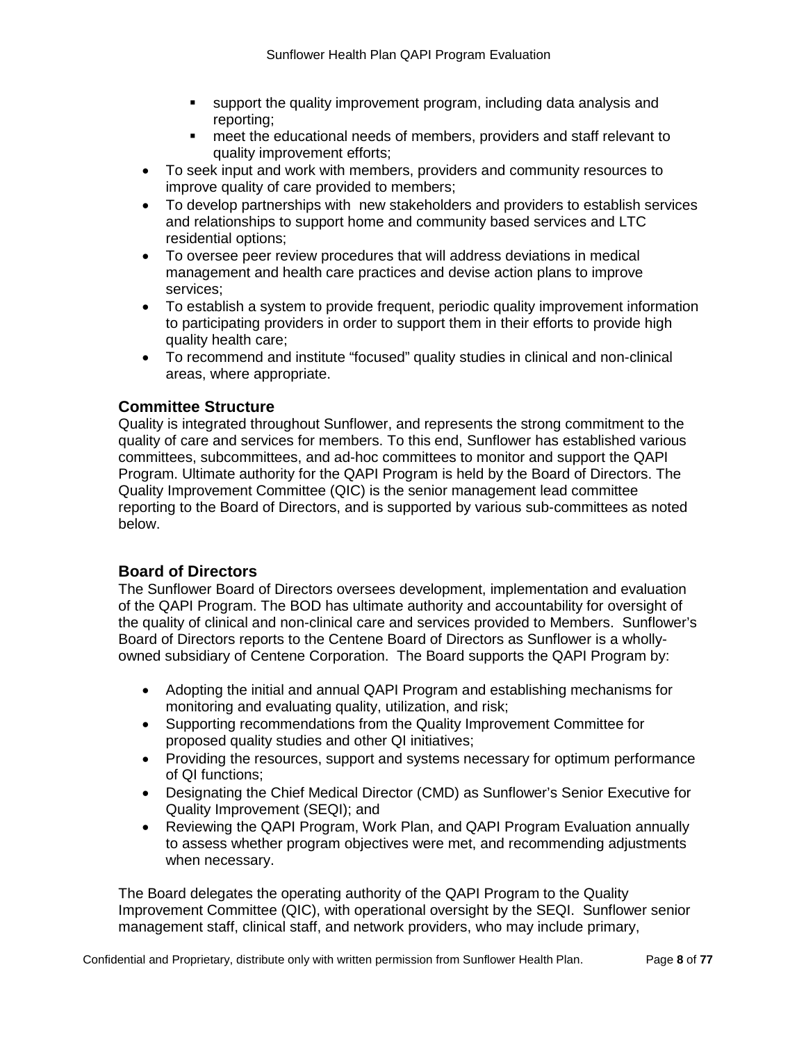- support the quality improvement program, including data analysis and reporting;
    - meet the educational needs of members, providers and staff relevant to quality improvement efforts;
- To seek input and work with members, providers and community resources to improve quality of care provided to members;
- To develop partnerships with new stakeholders and providers to establish services and relationships to support home and community based services and LTC residential options;
- To oversee peer review procedures that will address deviations in medical management and health care practices and devise action plans to improve services;
- To establish a system to provide frequent, periodic quality improvement information to participating providers in order to support them in their efforts to provide high quality health care;
- To recommend and institute "focused" quality studies in clinical and non-clinical areas, where appropriate.

## Committee Structure

Quality is integrated throughout Sunflower, and represents the strong commitment to the quality of care and services for members. To this end, Sunflower has established various committees, subcommittees, and ad-hoc committees to monitor and support the QAPI Program. Ultimate authority for the QAPI Program is held by the Board of Directors. The Quality Improvement Committee (QIC) is the senior management lead committee reporting to the Board of Directors, and is supported by various sub-committees as noted below.

## Board of Directors

The Sunflower Board of Directors oversees development, implementation and evaluation of the QAPI Program. The BOD has ultimate authority and accountability for oversight of the quality of clinical and non-clinical care and services provided to Members. Sunflower's Board of Directors reports to the Centene Board of Directors as Sunflower is a wholly-owned subsidiary of Centene Corporation. The Board supports the QAPI Program by:

- Adopting the initial and annual QAPI Program and establishing mechanisms for monitoring and evaluating quality, utilization, and risk;
- Supporting recommendations from the Quality Improvement Committee for proposed quality studies and other QI initiatives;
- Providing the resources, support and systems necessary for optimum performance of QI functions;
- Designating the Chief Medical Director (CMD) as Sunflower's Senior Executive for Quality Improvement (SEQI); and
- Reviewing the QAPI Program, Work Plan, and QAPI Program Evaluation annually to assess whether program objectives were met, and recommending adjustments when necessary.

The Board delegates the operating authority of the QAPI Program to the Quality Improvement Committee (QIC), with operational oversight by the SEQI. Sunflower senior management staff, clinical staff, and network providers, who may include primary,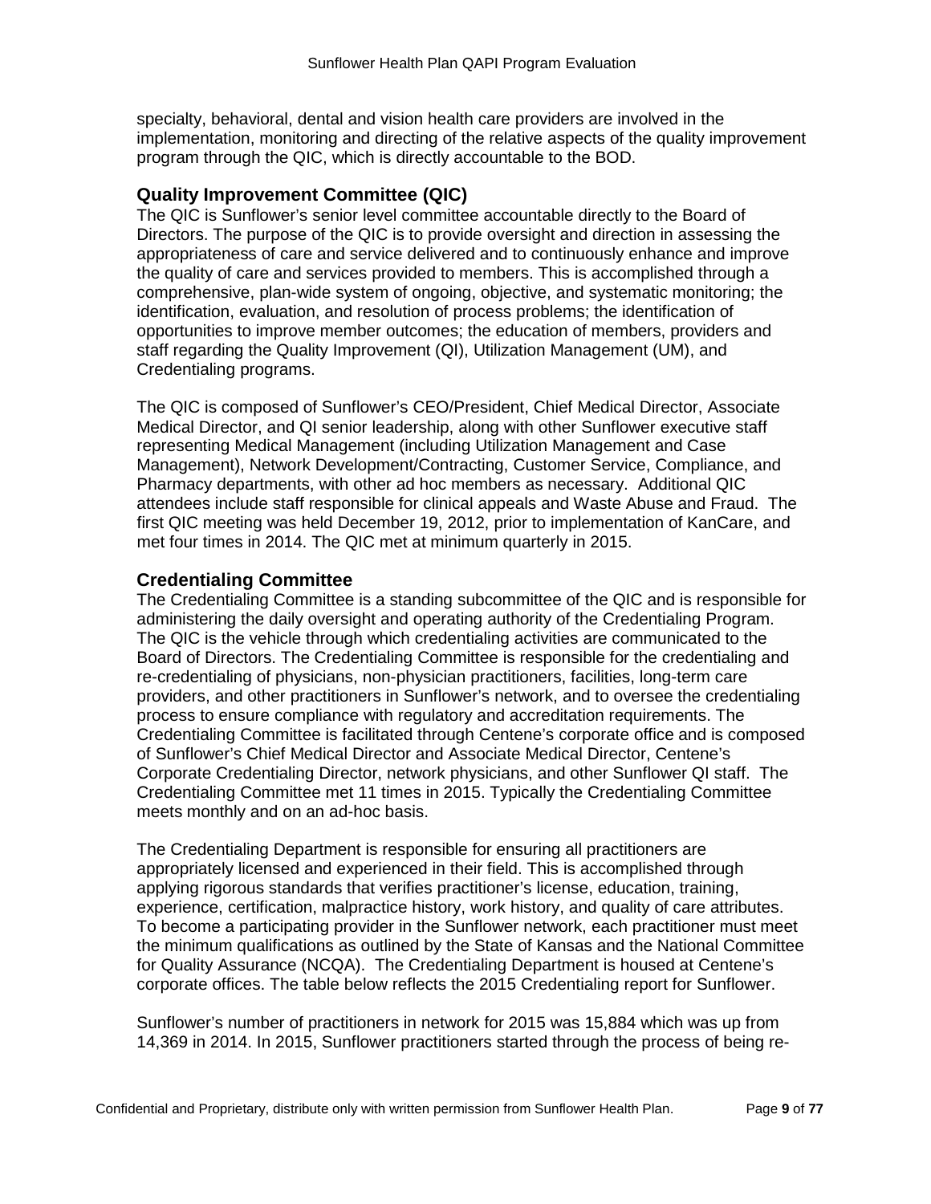specialty, behavioral, dental and vision health care providers are involved in the implementation, monitoring and directing of the relative aspects of the quality improvement program through the QIC, which is directly accountable to the BOD.

### Quality Improvement Committee (QIC)

The QIC is Sunflower's senior level committee accountable directly to the Board of Directors. The purpose of the QIC is to provide oversight and direction in assessing the appropriateness of care and service delivered and to continuously enhance and improve the quality of care and services provided to members. This is accomplished through a comprehensive, plan-wide system of ongoing, objective, and systematic monitoring; the identification, evaluation, and resolution of process problems; the identification of opportunities to improve member outcomes; the education of members, providers and staff regarding the Quality Improvement (QI), Utilization Management (UM), and Credentialing programs.

The QIC is composed of Sunflower's CEO/President, Chief Medical Director, Associate Medical Director, and QI senior leadership, along with other Sunflower executive staff representing Medical Management (including Utilization Management and Case Management), Network Development/Contracting, Customer Service, Compliance, and Pharmacy departments, with other ad hoc members as necessary. Additional QIC attendees include staff responsible for clinical appeals and Waste Abuse and Fraud. The first QIC meeting was held December 19, 2012, prior to implementation of KanCare, and met four times in 2014. The QIC met at minimum quarterly in 2015.

### Credentialing Committee

The Credentialing Committee is a standing subcommittee of the QIC and is responsible for administering the daily oversight and operating authority of the Credentialing Program. The QIC is the vehicle through which credentialing activities are communicated to the Board of Directors. The Credentialing Committee is responsible for the credentialing and re-credentialing of physicians, non-physician practitioners, facilities, long-term care providers, and other practitioners in Sunflower's network, and to oversee the credentialing process to ensure compliance with regulatory and accreditation requirements. The Credentialing Committee is facilitated through Centene's corporate office and is composed of Sunflower's Chief Medical Director and Associate Medical Director, Centene's Corporate Credentialing Director, network physicians, and other Sunflower QI staff. The Credentialing Committee met 11 times in 2015. Typically the Credentialing Committee meets monthly and on an ad-hoc basis.

The Credentialing Department is responsible for ensuring all practitioners are appropriately licensed and experienced in their field. This is accomplished through applying rigorous standards that verifies practitioner's license, education, training, experience, certification, malpractice history, work history, and quality of care attributes. To become a participating provider in the Sunflower network, each practitioner must meet the minimum qualifications as outlined by the State of Kansas and the National Committee for Quality Assurance (NCQA). The Credentialing Department is housed at Centene's corporate offices. The table below reflects the 2015 Credentialing report for Sunflower.

Sunflower's number of practitioners in network for 2015 was 15,884 which was up from 14,369 in 2014. In 2015, Sunflower practitioners started through the process of being re-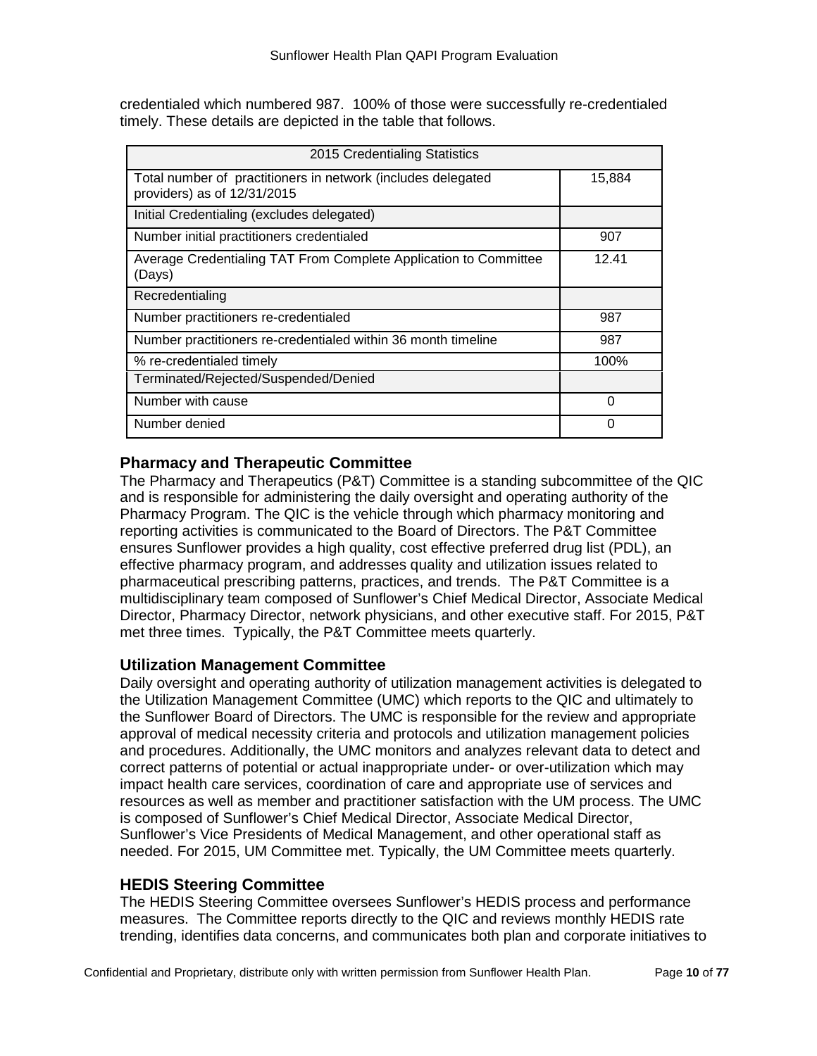credentialed which numbered 987. 100% of those were successfully re-credentialed timely. These details are depicted in the table that follows.

| 2015 Credentialing Statistics | |
|---|---|
| Total number of practitioners in network (includes delegated providers) as of 12/31/2015 | 15,884 |
| Initial Credentialing (excludes delegated) | |
| Number initial practitioners credentialed | 907 |
| Average Credentialing TAT From Complete Application to Committee (Days) | 12.41 |
| Recredentialing | |
| Number practitioners re-credentialed | 987 |
| Number practitioners re-credentialed within 36 month timeline | 987 |
| % re-credentialed timely | 100% |
| Terminated/Rejected/Suspended/Denied | |
| Number with cause | 0 |
| Number denied | 0 |

### Pharmacy and Therapeutic Committee

The Pharmacy and Therapeutics (P&T) Committee is a standing subcommittee of the QIC and is responsible for administering the daily oversight and operating authority of the Pharmacy Program. The QIC is the vehicle through which pharmacy monitoring and reporting activities is communicated to the Board of Directors. The P&T Committee ensures Sunflower provides a high quality, cost effective preferred drug list (PDL), an effective pharmacy program, and addresses quality and utilization issues related to pharmaceutical prescribing patterns, practices, and trends. The P&T Committee is a multidisciplinary team composed of Sunflower's Chief Medical Director, Associate Medical Director, Pharmacy Director, network physicians, and other executive staff. For 2015, P&T met three times. Typically, the P&T Committee meets quarterly.

### Utilization Management Committee

Daily oversight and operating authority of utilization management activities is delegated to the Utilization Management Committee (UMC) which reports to the QIC and ultimately to the Sunflower Board of Directors. The UMC is responsible for the review and appropriate approval of medical necessity criteria and protocols and utilization management policies and procedures. Additionally, the UMC monitors and analyzes relevant data to detect and correct patterns of potential or actual inappropriate under- or over-utilization which may impact health care services, coordination of care and appropriate use of services and resources as well as member and practitioner satisfaction with the UM process. The UMC is composed of Sunflower's Chief Medical Director, Associate Medical Director, Sunflower's Vice Presidents of Medical Management, and other operational staff as needed. For 2015, UM Committee met. Typically, the UM Committee meets quarterly.

### HEDIS Steering Committee

The HEDIS Steering Committee oversees Sunflower's HEDIS process and performance measures. The Committee reports directly to the QIC and reviews monthly HEDIS rate trending, identifies data concerns, and communicates both plan and corporate initiatives to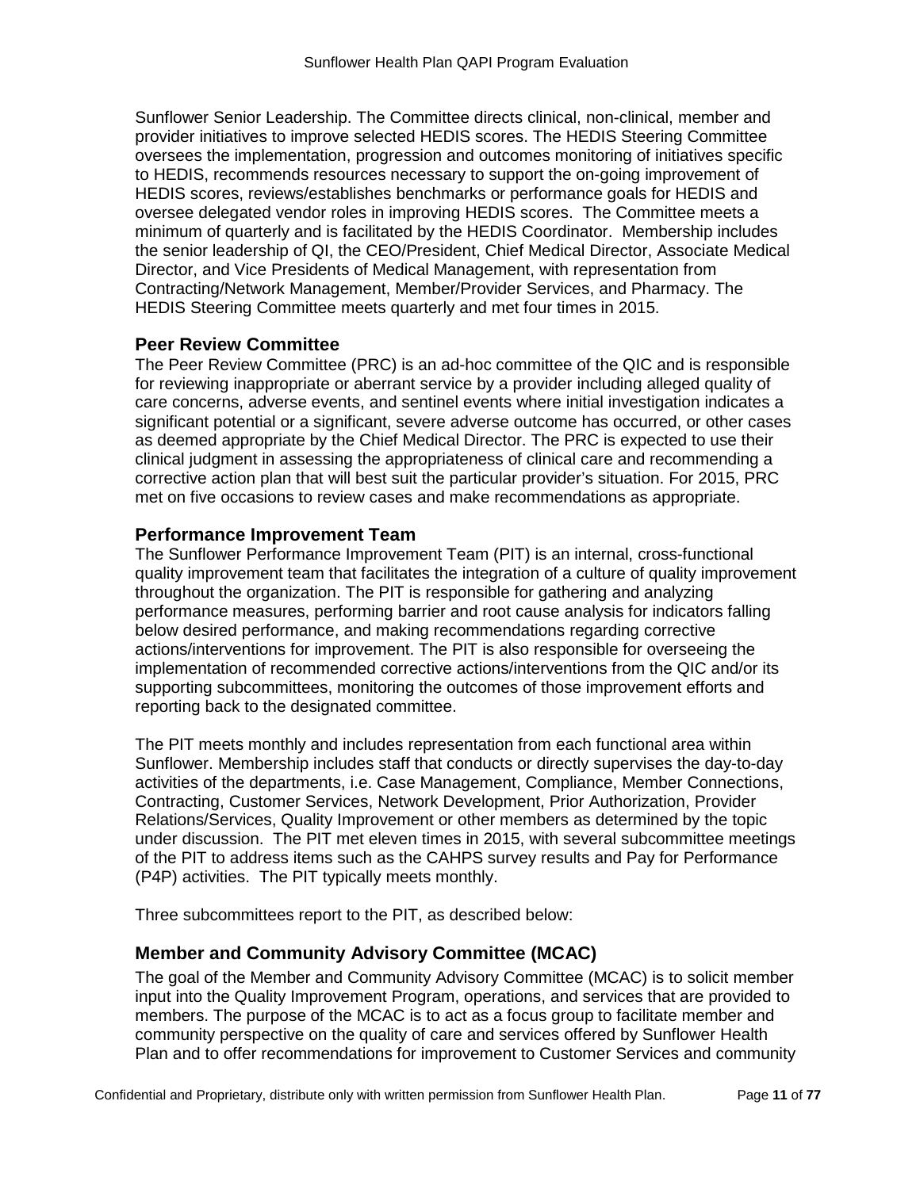Sunflower Senior Leadership. The Committee directs clinical, non-clinical, member and provider initiatives to improve selected HEDIS scores. The HEDIS Steering Committee oversees the implementation, progression and outcomes monitoring of initiatives specific to HEDIS, recommends resources necessary to support the on-going improvement of HEDIS scores, reviews/establishes benchmarks or performance goals for HEDIS and oversee delegated vendor roles in improving HEDIS scores. The Committee meets a minimum of quarterly and is facilitated by the HEDIS Coordinator. Membership includes the senior leadership of QI, the CEO/President, Chief Medical Director, Associate Medical Director, and Vice Presidents of Medical Management, with representation from Contracting/Network Management, Member/Provider Services, and Pharmacy. The HEDIS Steering Committee meets quarterly and met four times in 2015.

### Peer Review Committee

The Peer Review Committee (PRC) is an ad-hoc committee of the QIC and is responsible for reviewing inappropriate or aberrant service by a provider including alleged quality of care concerns, adverse events, and sentinel events where initial investigation indicates a significant potential or a significant, severe adverse outcome has occurred, or other cases as deemed appropriate by the Chief Medical Director. The PRC is expected to use their clinical judgment in assessing the appropriateness of clinical care and recommending a corrective action plan that will best suit the particular provider's situation. For 2015, PRC met on five occasions to review cases and make recommendations as appropriate.

### Performance Improvement Team

The Sunflower Performance Improvement Team (PIT) is an internal, cross-functional quality improvement team that facilitates the integration of a culture of quality improvement throughout the organization. The PIT is responsible for gathering and analyzing performance measures, performing barrier and root cause analysis for indicators falling below desired performance, and making recommendations regarding corrective actions/interventions for improvement. The PIT is also responsible for overseeing the implementation of recommended corrective actions/interventions from the QIC and/or its supporting subcommittees, monitoring the outcomes of those improvement efforts and reporting back to the designated committee.

The PIT meets monthly and includes representation from each functional area within Sunflower. Membership includes staff that conducts or directly supervises the day-to-day activities of the departments, i.e. Case Management, Compliance, Member Connections, Contracting, Customer Services, Network Development, Prior Authorization, Provider Relations/Services, Quality Improvement or other members as determined by the topic under discussion. The PIT met eleven times in 2015, with several subcommittee meetings of the PIT to address items such as the CAHPS survey results and Pay for Performance (P4P) activities. The PIT typically meets monthly.

Three subcommittees report to the PIT, as described below:

### Member and Community Advisory Committee (MCAC)

The goal of the Member and Community Advisory Committee (MCAC) is to solicit member input into the Quality Improvement Program, operations, and services that are provided to members. The purpose of the MCAC is to act as a focus group to facilitate member and community perspective on the quality of care and services offered by Sunflower Health Plan and to offer recommendations for improvement to Customer Services and community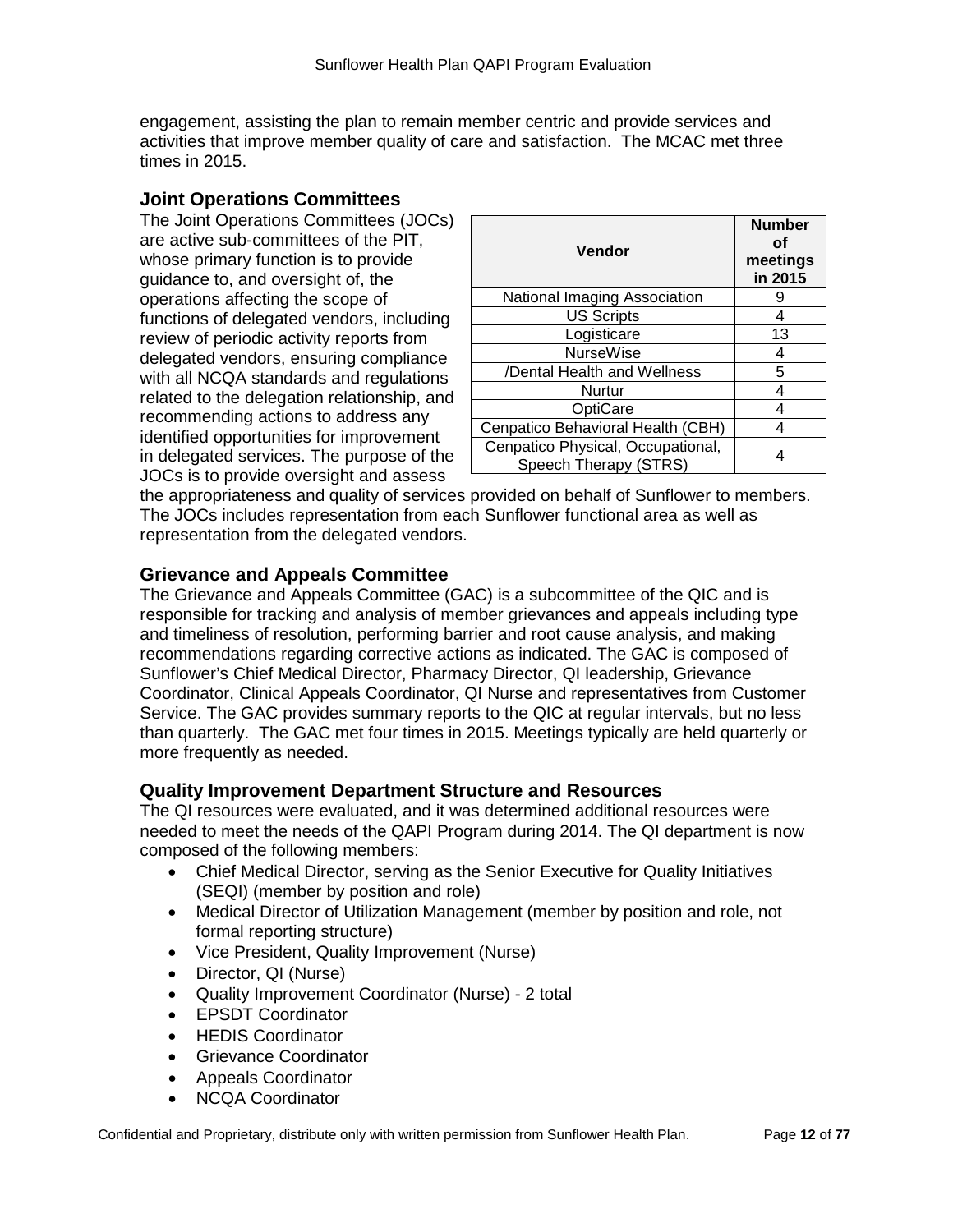engagement, assisting the plan to remain member centric and provide services and activities that improve member quality of care and satisfaction. The MCAC met three times in 2015.

### Joint Operations Committees

The Joint Operations Committees (JOCs) are active sub-committees of the PIT, whose primary function is to provide guidance to, and oversight of, the operations affecting the scope of functions of delegated vendors, including review of periodic activity reports from delegated vendors, ensuring compliance with all NCQA standards and regulations related to the delegation relationship, and recommending actions to address any identified opportunities for improvement in delegated services. The purpose of the JOCs is to provide oversight and assess the appropriateness and quality of services provided on behalf of Sunflower to members. The JOCs includes representation from each Sunflower functional area as well as representation from the delegated vendors.

| Vendor | Number of meetings in 2015 |
|---|---|
| National Imaging Association | 9 |
| US Scripts | 4 |
| Logisticare | 13 |
| NurseWise | 4 |
| /Dental Health and Wellness | 5 |
| Nurtur | 4 |
| OptiCare | 4 |
| Cenpatico Behavioral Health (CBH) | 4 |
| Cenpatico Physical, Occupational, Speech Therapy (STRS) | 4 |

### Grievance and Appeals Committee

The Grievance and Appeals Committee (GAC) is a subcommittee of the QIC and is responsible for tracking and analysis of member grievances and appeals including type and timeliness of resolution, performing barrier and root cause analysis, and making recommendations regarding corrective actions as indicated. The GAC is composed of Sunflower's Chief Medical Director, Pharmacy Director, QI leadership, Grievance Coordinator, Clinical Appeals Coordinator, QI Nurse and representatives from Customer Service. The GAC provides summary reports to the QIC at regular intervals, but no less than quarterly. The GAC met four times in 2015. Meetings typically are held quarterly or more frequently as needed.

### Quality Improvement Department Structure and Resources

The QI resources were evaluated, and it was determined additional resources were needed to meet the needs of the QAPI Program during 2014. The QI department is now composed of the following members:

- Chief Medical Director, serving as the Senior Executive for Quality Initiatives (SEQI) (member by position and role)
- Medical Director of Utilization Management (member by position and role, not formal reporting structure)
- Vice President, Quality Improvement (Nurse)
- Director, QI (Nurse)
- Quality Improvement Coordinator (Nurse) - 2 total
- EPSDT Coordinator
- HEDIS Coordinator
- Grievance Coordinator
- Appeals Coordinator
- NCQA Coordinator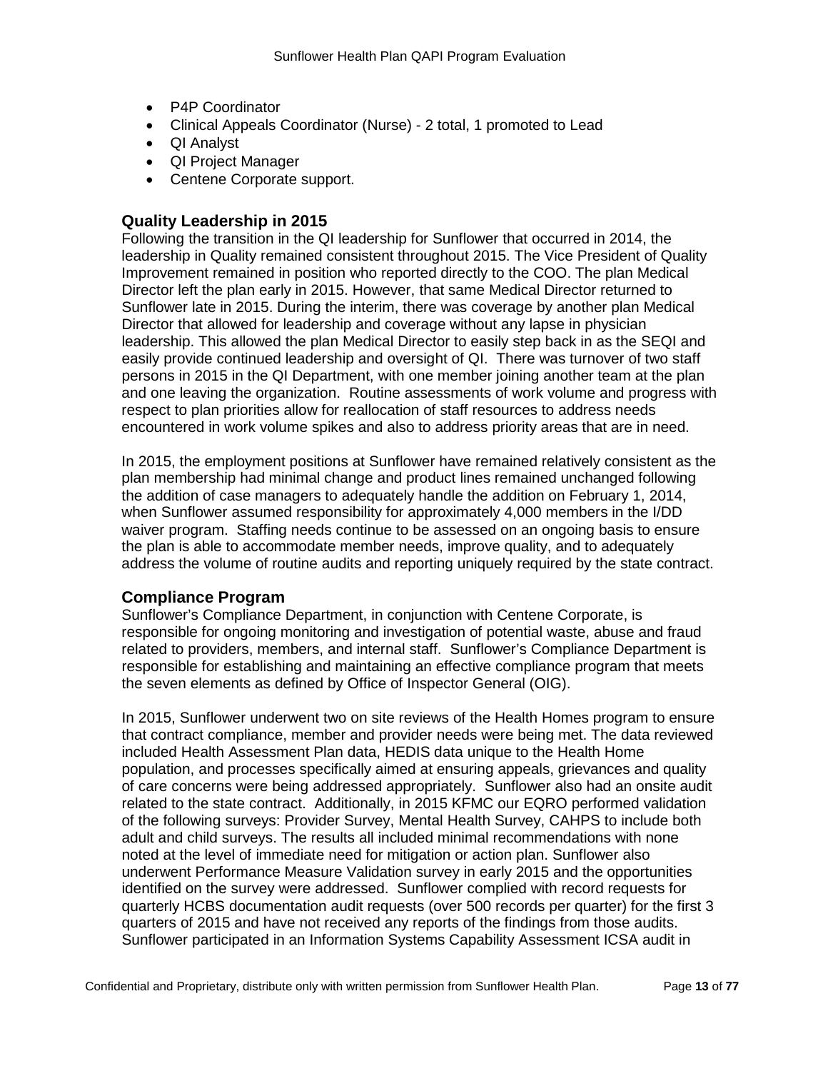- P4P Coordinator
- Clinical Appeals Coordinator (Nurse) - 2 total, 1 promoted to Lead
- QI Analyst
- QI Project Manager
- Centene Corporate support.

### Quality Leadership in 2015

Following the transition in the QI leadership for Sunflower that occurred in 2014, the leadership in Quality remained consistent throughout 2015. The Vice President of Quality Improvement remained in position who reported directly to the COO. The plan Medical Director left the plan early in 2015. However, that same Medical Director returned to Sunflower late in 2015. During the interim, there was coverage by another plan Medical Director that allowed for leadership and coverage without any lapse in physician leadership. This allowed the plan Medical Director to easily step back in as the SEQI and easily provide continued leadership and oversight of QI. There was turnover of two staff persons in 2015 in the QI Department, with one member joining another team at the plan and one leaving the organization. Routine assessments of work volume and progress with respect to plan priorities allow for reallocation of staff resources to address needs encountered in work volume spikes and also to address priority areas that are in need.

In 2015, the employment positions at Sunflower have remained relatively consistent as the plan membership had minimal change and product lines remained unchanged following the addition of case managers to adequately handle the addition on February 1, 2014, when Sunflower assumed responsibility for approximately 4,000 members in the I/DD waiver program. Staffing needs continue to be assessed on an ongoing basis to ensure the plan is able to accommodate member needs, improve quality, and to adequately address the volume of routine audits and reporting uniquely required by the state contract.

### Compliance Program

Sunflower's Compliance Department, in conjunction with Centene Corporate, is responsible for ongoing monitoring and investigation of potential waste, abuse and fraud related to providers, members, and internal staff. Sunflower's Compliance Department is responsible for establishing and maintaining an effective compliance program that meets the seven elements as defined by Office of Inspector General (OIG).

In 2015, Sunflower underwent two on site reviews of the Health Homes program to ensure that contract compliance, member and provider needs were being met. The data reviewed included Health Assessment Plan data, HEDIS data unique to the Health Home population, and processes specifically aimed at ensuring appeals, grievances and quality of care concerns were being addressed appropriately. Sunflower also had an onsite audit related to the state contract. Additionally, in 2015 KFMC our EQRO performed validation of the following surveys: Provider Survey, Mental Health Survey, CAHPS to include both adult and child surveys. The results all included minimal recommendations with none noted at the level of immediate need for mitigation or action plan. Sunflower also underwent Performance Measure Validation survey in early 2015 and the opportunities identified on the survey were addressed. Sunflower complied with record requests for quarterly HCBS documentation audit requests (over 500 records per quarter) for the first 3 quarters of 2015 and have not received any reports of the findings from those audits. Sunflower participated in an Information Systems Capability Assessment ICSA audit in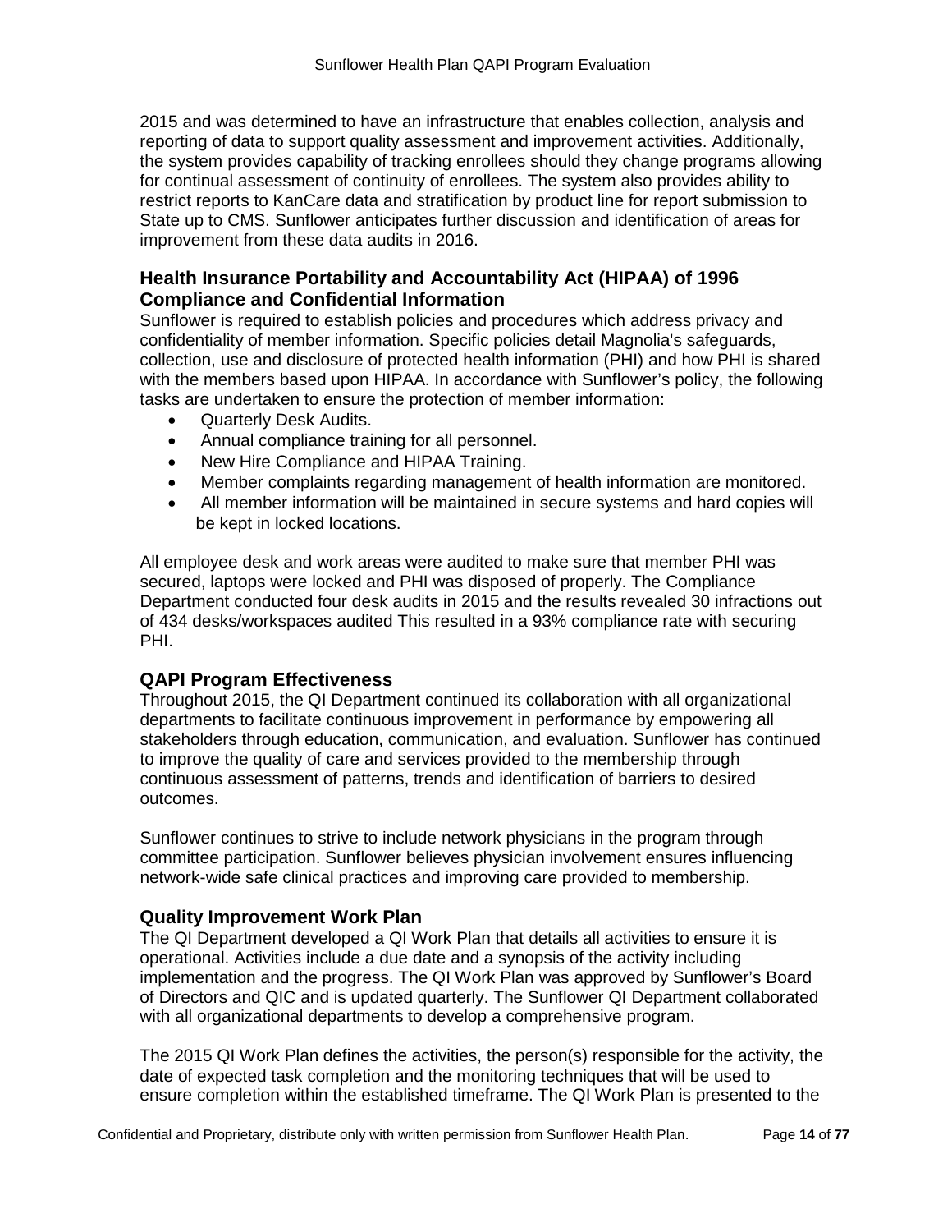2015 and was determined to have an infrastructure that enables collection, analysis and reporting of data to support quality assessment and improvement activities. Additionally, the system provides capability of tracking enrollees should they change programs allowing for continual assessment of continuity of enrollees. The system also provides ability to restrict reports to KanCare data and stratification by product line for report submission to State up to CMS. Sunflower anticipates further discussion and identification of areas for improvement from these data audits in 2016.

## Health Insurance Portability and Accountability Act (HIPAA) of 1996 Compliance and Confidential Information

Sunflower is required to establish policies and procedures which address privacy and confidentiality of member information. Specific policies detail Magnolia's safeguards, collection, use and disclosure of protected health information (PHI) and how PHI is shared with the members based upon HIPAA. In accordance with Sunflower's policy, the following tasks are undertaken to ensure the protection of member information:

- Quarterly Desk Audits.
- Annual compliance training for all personnel.
- New Hire Compliance and HIPAA Training.
- Member complaints regarding management of health information are monitored.
- All member information will be maintained in secure systems and hard copies will be kept in locked locations.

All employee desk and work areas were audited to make sure that member PHI was secured, laptops were locked and PHI was disposed of properly. The Compliance Department conducted four desk audits in 2015 and the results revealed 30 infractions out of 434 desks/workspaces audited This resulted in a 93% compliance rate with securing PHI.

## QAPI Program Effectiveness

Throughout 2015, the QI Department continued its collaboration with all organizational departments to facilitate continuous improvement in performance by empowering all stakeholders through education, communication, and evaluation. Sunflower has continued to improve the quality of care and services provided to the membership through continuous assessment of patterns, trends and identification of barriers to desired outcomes.

Sunflower continues to strive to include network physicians in the program through committee participation. Sunflower believes physician involvement ensures influencing network-wide safe clinical practices and improving care provided to membership.

## Quality Improvement Work Plan

The QI Department developed a QI Work Plan that details all activities to ensure it is operational. Activities include a due date and a synopsis of the activity including implementation and the progress. The QI Work Plan was approved by Sunflower's Board of Directors and QIC and is updated quarterly. The Sunflower QI Department collaborated with all organizational departments to develop a comprehensive program.

The 2015 QI Work Plan defines the activities, the person(s) responsible for the activity, the date of expected task completion and the monitoring techniques that will be used to ensure completion within the established timeframe. The QI Work Plan is presented to the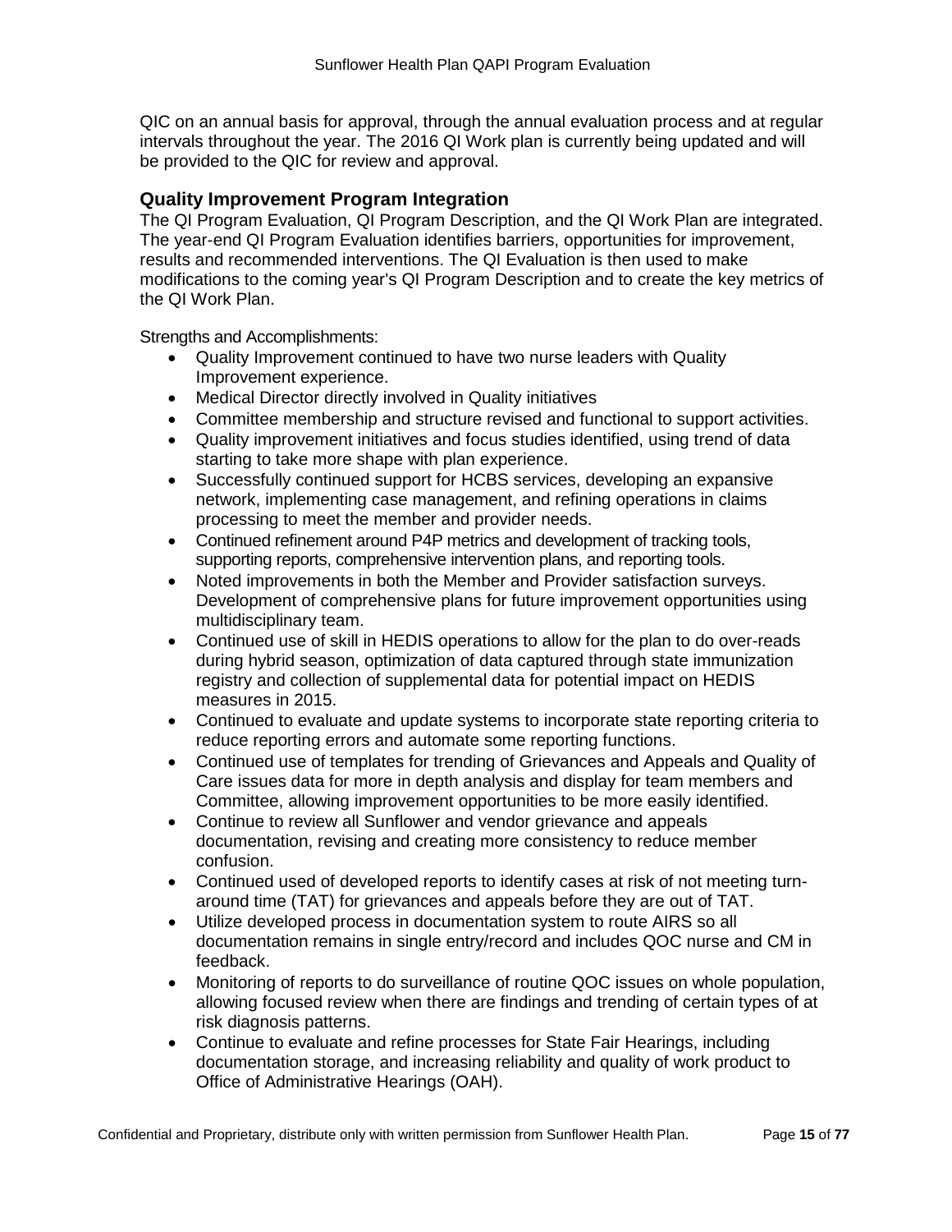QIC on an annual basis for approval, through the annual evaluation process and at regular intervals throughout the year. The 2016 QI Work plan is currently being updated and will be provided to the QIC for review and approval.

### Quality Improvement Program Integration

The QI Program Evaluation, QI Program Description, and the QI Work Plan are integrated. The year-end QI Program Evaluation identifies barriers, opportunities for improvement, results and recommended interventions. The QI Evaluation is then used to make modifications to the coming year's QI Program Description and to create the key metrics of the QI Work Plan.

Strengths and Accomplishments:

- Quality Improvement continued to have two nurse leaders with Quality Improvement experience.
- Medical Director directly involved in Quality initiatives
- Committee membership and structure revised and functional to support activities.
- Quality improvement initiatives and focus studies identified, using trend of data starting to take more shape with plan experience.
- Successfully continued support for HCBS services, developing an expansive network, implementing case management, and refining operations in claims processing to meet the member and provider needs.
- Continued refinement around P4P metrics and development of tracking tools, supporting reports, comprehensive intervention plans, and reporting tools.
- Noted improvements in both the Member and Provider satisfaction surveys. Development of comprehensive plans for future improvement opportunities using multidisciplinary team.
- Continued use of skill in HEDIS operations to allow for the plan to do over-reads during hybrid season, optimization of data captured through state immunization registry and collection of supplemental data for potential impact on HEDIS measures in 2015.
- Continued to evaluate and update systems to incorporate state reporting criteria to reduce reporting errors and automate some reporting functions.
- Continued use of templates for trending of Grievances and Appeals and Quality of Care issues data for more in depth analysis and display for team members and Committee, allowing improvement opportunities to be more easily identified.
- Continue to review all Sunflower and vendor grievance and appeals documentation, revising and creating more consistency to reduce member confusion.
- Continued used of developed reports to identify cases at risk of not meeting turn-around time (TAT) for grievances and appeals before they are out of TAT.
- Utilize developed process in documentation system to route AIRS so all documentation remains in single entry/record and includes QOC nurse and CM in feedback.
- Monitoring of reports to do surveillance of routine QOC issues on whole population, allowing focused review when there are findings and trending of certain types of at risk diagnosis patterns.
- Continue to evaluate and refine processes for State Fair Hearings, including documentation storage, and increasing reliability and quality of work product to Office of Administrative Hearings (OAH).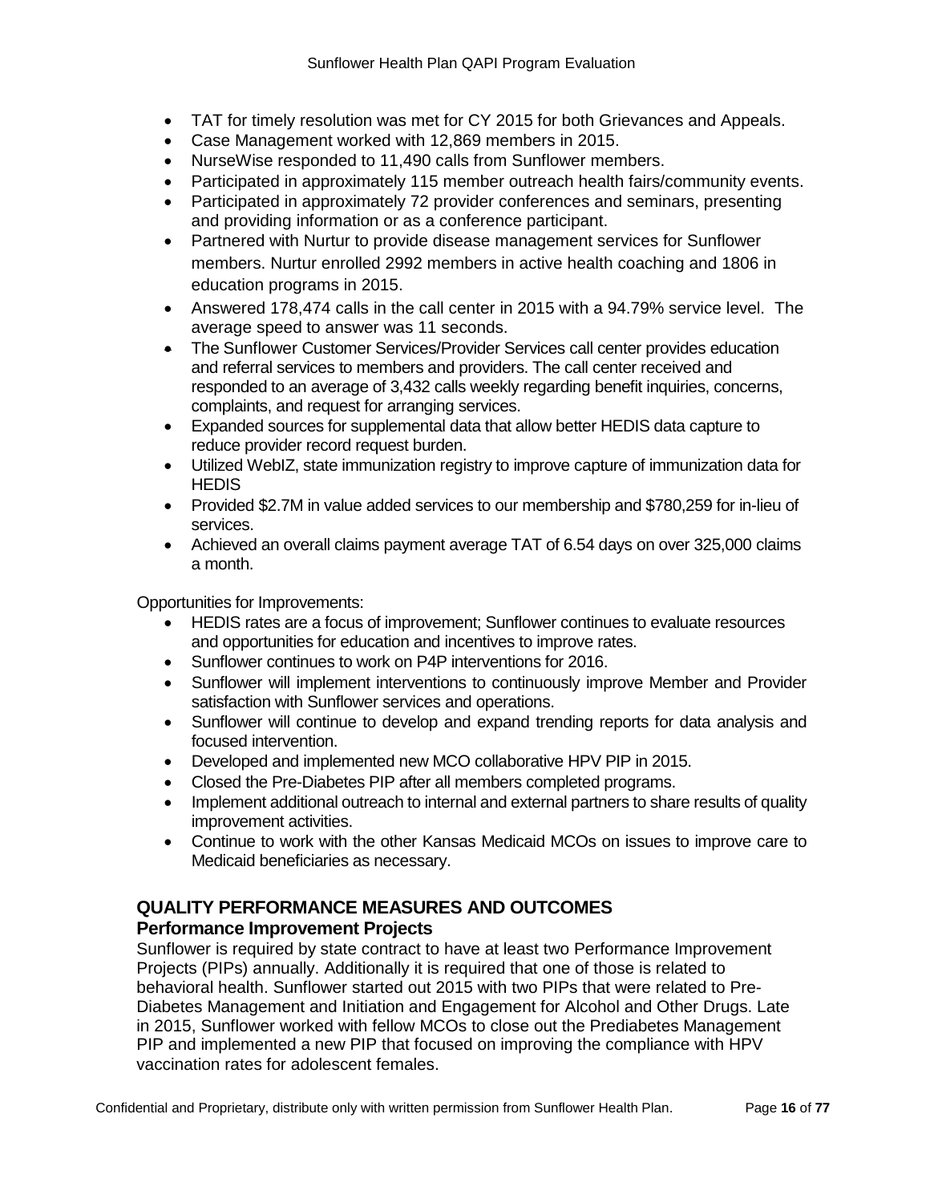- TAT for timely resolution was met for CY 2015 for both Grievances and Appeals.
- Case Management worked with 12,869 members in 2015.
- NurseWise responded to 11,490 calls from Sunflower members.
- Participated in approximately 115 member outreach health fairs/community events.
- Participated in approximately 72 provider conferences and seminars, presenting and providing information or as a conference participant.
- Partnered with Nurtur to provide disease management services for Sunflower members. Nurtur enrolled 2992 members in active health coaching and 1806 in education programs in 2015.
- Answered 178,474 calls in the call center in 2015 with a 94.79% service level. The average speed to answer was 11 seconds.
- The Sunflower Customer Services/Provider Services call center provides education and referral services to members and providers. The call center received and responded to an average of 3,432 calls weekly regarding benefit inquiries, concerns, complaints, and request for arranging services.
- Expanded sources for supplemental data that allow better HEDIS data capture to reduce provider record request burden.
- Utilized WebIZ, state immunization registry to improve capture of immunization data for HEDIS
- Provided $2.7M in value added services to our membership and $780,259 for in-lieu of services.
- Achieved an overall claims payment average TAT of 6.54 days on over 325,000 claims a month.

Opportunities for Improvements:

- HEDIS rates are a focus of improvement; Sunflower continues to evaluate resources and opportunities for education and incentives to improve rates.
- Sunflower continues to work on P4P interventions for 2016.
- Sunflower will implement interventions to continuously improve Member and Provider satisfaction with Sunflower services and operations.
- Sunflower will continue to develop and expand trending reports for data analysis and focused intervention.
- Developed and implemented new MCO collaborative HPV PIP in 2015.
- Closed the Pre-Diabetes PIP after all members completed programs.
- Implement additional outreach to internal and external partners to share results of quality improvement activities.
- Continue to work with the other Kansas Medicaid MCOs on issues to improve care to Medicaid beneficiaries as necessary.

## QUALITY PERFORMANCE MEASURES AND OUTCOMES

### Performance Improvement Projects

Sunflower is required by state contract to have at least two Performance Improvement Projects (PIPs) annually. Additionally it is required that one of those is related to behavioral health. Sunflower started out 2015 with two PIPs that were related to Pre-Diabetes Management and Initiation and Engagement for Alcohol and Other Drugs. Late in 2015, Sunflower worked with fellow MCOs to close out the Prediabetes Management PIP and implemented a new PIP that focused on improving the compliance with HPV vaccination rates for adolescent females.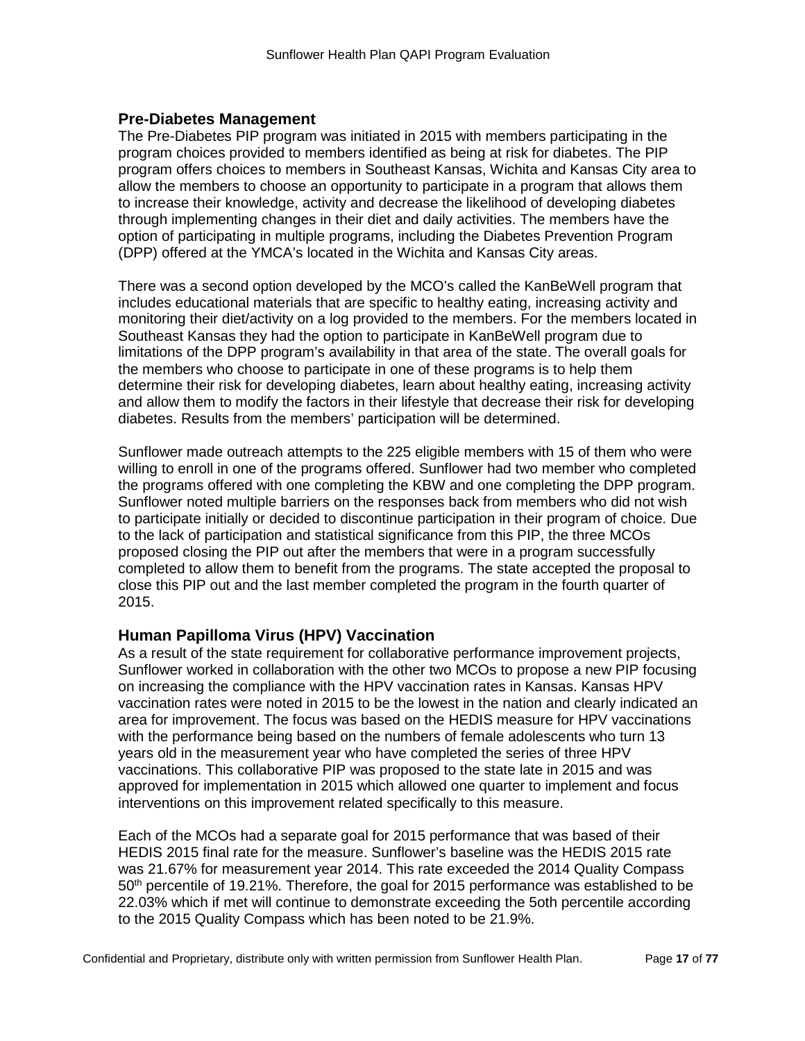## Pre-Diabetes Management

The Pre-Diabetes PIP program was initiated in 2015 with members participating in the program choices provided to members identified as being at risk for diabetes. The PIP program offers choices to members in Southeast Kansas, Wichita and Kansas City area to allow the members to choose an opportunity to participate in a program that allows them to increase their knowledge, activity and decrease the likelihood of developing diabetes through implementing changes in their diet and daily activities. The members have the option of participating in multiple programs, including the Diabetes Prevention Program (DPP) offered at the YMCA's located in the Wichita and Kansas City areas.

There was a second option developed by the MCO's called the KanBeWell program that includes educational materials that are specific to healthy eating, increasing activity and monitoring their diet/activity on a log provided to the members. For the members located in Southeast Kansas they had the option to participate in KanBeWell program due to limitations of the DPP program's availability in that area of the state. The overall goals for the members who choose to participate in one of these programs is to help them determine their risk for developing diabetes, learn about healthy eating, increasing activity and allow them to modify the factors in their lifestyle that decrease their risk for developing diabetes. Results from the members' participation will be determined.

Sunflower made outreach attempts to the 225 eligible members with 15 of them who were willing to enroll in one of the programs offered. Sunflower had two member who completed the programs offered with one completing the KBW and one completing the DPP program. Sunflower noted multiple barriers on the responses back from members who did not wish to participate initially or decided to discontinue participation in their program of choice. Due to the lack of participation and statistical significance from this PIP, the three MCOs proposed closing the PIP out after the members that were in a program successfully completed to allow them to benefit from the programs. The state accepted the proposal to close this PIP out and the last member completed the program in the fourth quarter of 2015.

## Human Papilloma Virus (HPV) Vaccination

As a result of the state requirement for collaborative performance improvement projects, Sunflower worked in collaboration with the other two MCOs to propose a new PIP focusing on increasing the compliance with the HPV vaccination rates in Kansas. Kansas HPV vaccination rates were noted in 2015 to be the lowest in the nation and clearly indicated an area for improvement. The focus was based on the HEDIS measure for HPV vaccinations with the performance being based on the numbers of female adolescents who turn 13 years old in the measurement year who have completed the series of three HPV vaccinations. This collaborative PIP was proposed to the state late in 2015 and was approved for implementation in 2015 which allowed one quarter to implement and focus interventions on this improvement related specifically to this measure.

Each of the MCOs had a separate goal for 2015 performance that was based of their HEDIS 2015 final rate for the measure. Sunflower's baseline was the HEDIS 2015 rate was 21.67% for measurement year 2014. This rate exceeded the 2014 Quality Compass 50th percentile of 19.21%. Therefore, the goal for 2015 performance was established to be 22.03% which if met will continue to demonstrate exceeding the 5oth percentile according to the 2015 Quality Compass which has been noted to be 21.9%.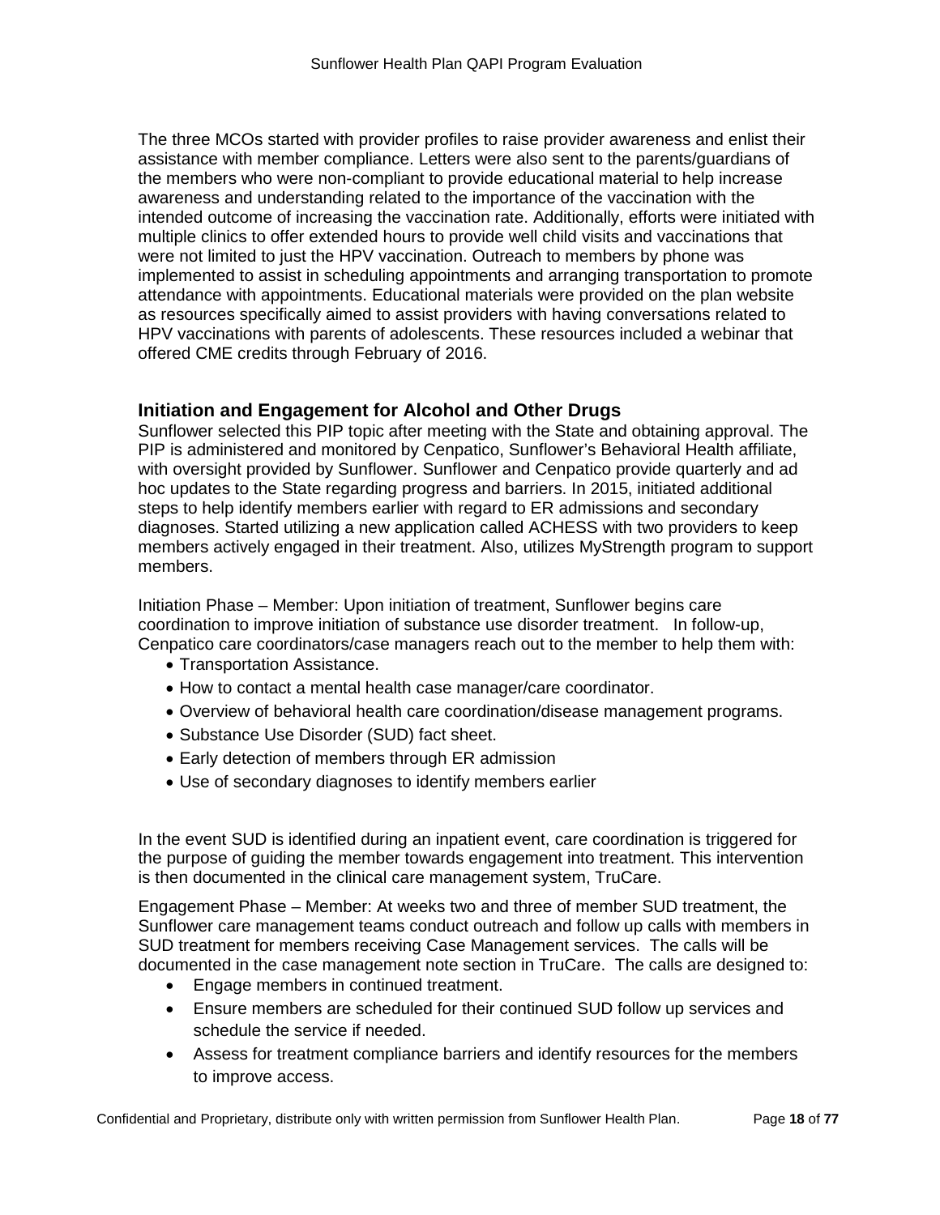The three MCOs started with provider profiles to raise provider awareness and enlist their assistance with member compliance. Letters were also sent to the parents/guardians of the members who were non-compliant to provide educational material to help increase awareness and understanding related to the importance of the vaccination with the intended outcome of increasing the vaccination rate. Additionally, efforts were initiated with multiple clinics to offer extended hours to provide well child visits and vaccinations that were not limited to just the HPV vaccination. Outreach to members by phone was implemented to assist in scheduling appointments and arranging transportation to promote attendance with appointments. Educational materials were provided on the plan website as resources specifically aimed to assist providers with having conversations related to HPV vaccinations with parents of adolescents. These resources included a webinar that offered CME credits through February of 2016.

### Initiation and Engagement for Alcohol and Other Drugs

Sunflower selected this PIP topic after meeting with the State and obtaining approval. The PIP is administered and monitored by Cenpatico, Sunflower's Behavioral Health affiliate, with oversight provided by Sunflower. Sunflower and Cenpatico provide quarterly and ad hoc updates to the State regarding progress and barriers. In 2015, initiated additional steps to help identify members earlier with regard to ER admissions and secondary diagnoses. Started utilizing a new application called ACHESS with two providers to keep members actively engaged in their treatment. Also, utilizes MyStrength program to support members.

Initiation Phase – Member: Upon initiation of treatment, Sunflower begins care coordination to improve initiation of substance use disorder treatment. In follow-up, Cenpatico care coordinators/case managers reach out to the member to help them with:

- Transportation Assistance.
- How to contact a mental health case manager/care coordinator.
- Overview of behavioral health care coordination/disease management programs.
- Substance Use Disorder (SUD) fact sheet.
- Early detection of members through ER admission
- Use of secondary diagnoses to identify members earlier

In the event SUD is identified during an inpatient event, care coordination is triggered for the purpose of guiding the member towards engagement into treatment. This intervention is then documented in the clinical care management system, TruCare.

Engagement Phase – Member: At weeks two and three of member SUD treatment, the Sunflower care management teams conduct outreach and follow up calls with members in SUD treatment for members receiving Case Management services. The calls will be documented in the case management note section in TruCare. The calls are designed to:

- Engage members in continued treatment.
- Ensure members are scheduled for their continued SUD follow up services and schedule the service if needed.
- Assess for treatment compliance barriers and identify resources for the members to improve access.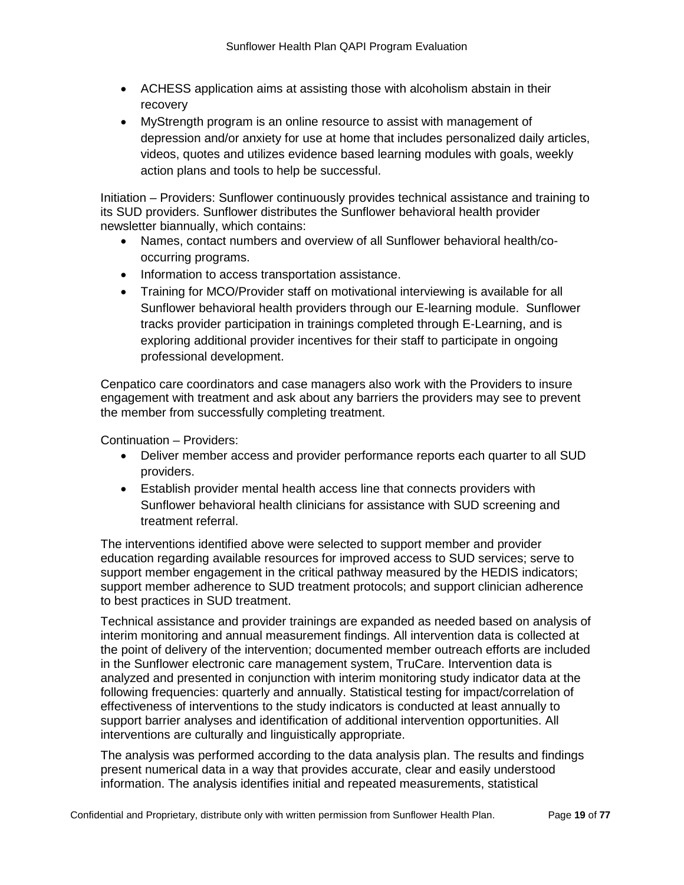- ACHESS application aims at assisting those with alcoholism abstain in their recovery
- MyStrength program is an online resource to assist with management of depression and/or anxiety for use at home that includes personalized daily articles, videos, quotes and utilizes evidence based learning modules with goals, weekly action plans and tools to help be successful.

Initiation – Providers: Sunflower continuously provides technical assistance and training to its SUD providers. Sunflower distributes the Sunflower behavioral health provider newsletter biannually, which contains:

- Names, contact numbers and overview of all Sunflower behavioral health/co-occurring programs.
- Information to access transportation assistance.
- Training for MCO/Provider staff on motivational interviewing is available for all Sunflower behavioral health providers through our E-learning module. Sunflower tracks provider participation in trainings completed through E-Learning, and is exploring additional provider incentives for their staff to participate in ongoing professional development.

Cenpatico care coordinators and case managers also work with the Providers to insure engagement with treatment and ask about any barriers the providers may see to prevent the member from successfully completing treatment.

Continuation – Providers:

- Deliver member access and provider performance reports each quarter to all SUD providers.
- Establish provider mental health access line that connects providers with Sunflower behavioral health clinicians for assistance with SUD screening and treatment referral.

The interventions identified above were selected to support member and provider education regarding available resources for improved access to SUD services; serve to support member engagement in the critical pathway measured by the HEDIS indicators; support member adherence to SUD treatment protocols; and support clinician adherence to best practices in SUD treatment.

Technical assistance and provider trainings are expanded as needed based on analysis of interim monitoring and annual measurement findings. All intervention data is collected at the point of delivery of the intervention; documented member outreach efforts are included in the Sunflower electronic care management system, TruCare. Intervention data is analyzed and presented in conjunction with interim monitoring study indicator data at the following frequencies: quarterly and annually. Statistical testing for impact/correlation of effectiveness of interventions to the study indicators is conducted at least annually to support barrier analyses and identification of additional intervention opportunities. All interventions are culturally and linguistically appropriate.

The analysis was performed according to the data analysis plan. The results and findings present numerical data in a way that provides accurate, clear and easily understood information. The analysis identifies initial and repeated measurements, statistical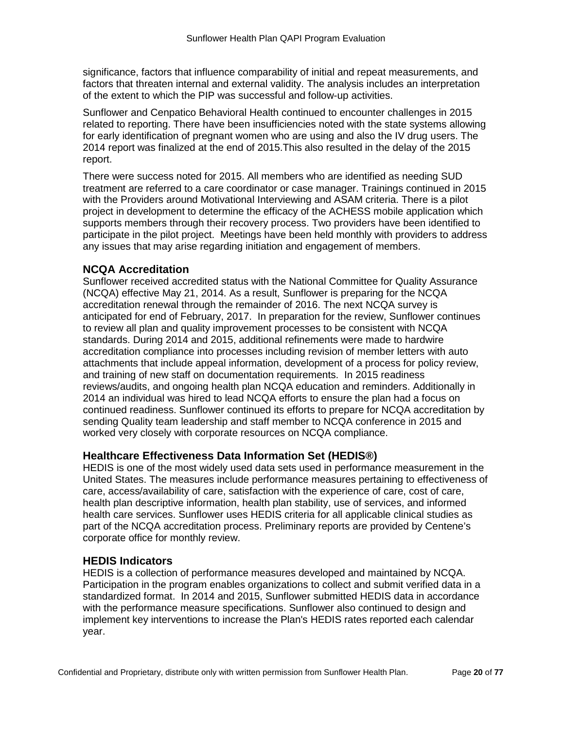significance, factors that influence comparability of initial and repeat measurements, and factors that threaten internal and external validity. The analysis includes an interpretation of the extent to which the PIP was successful and follow-up activities.

Sunflower and Cenpatico Behavioral Health continued to encounter challenges in 2015 related to reporting. There have been insufficiencies noted with the state systems allowing for early identification of pregnant women who are using and also the IV drug users. The 2014 report was finalized at the end of 2015.This also resulted in the delay of the 2015 report.

There were success noted for 2015. All members who are identified as needing SUD treatment are referred to a care coordinator or case manager. Trainings continued in 2015 with the Providers around Motivational Interviewing and ASAM criteria. There is a pilot project in development to determine the efficacy of the ACHESS mobile application which supports members through their recovery process. Two providers have been identified to participate in the pilot project. Meetings have been held monthly with providers to address any issues that may arise regarding initiation and engagement of members.

### NCQA Accreditation

Sunflower received accredited status with the National Committee for Quality Assurance (NCQA) effective May 21, 2014. As a result, Sunflower is preparing for the NCQA accreditation renewal through the remainder of 2016. The next NCQA survey is anticipated for end of February, 2017. In preparation for the review, Sunflower continues to review all plan and quality improvement processes to be consistent with NCQA standards. During 2014 and 2015, additional refinements were made to hardwire accreditation compliance into processes including revision of member letters with auto attachments that include appeal information, development of a process for policy review, and training of new staff on documentation requirements. In 2015 readiness reviews/audits, and ongoing health plan NCQA education and reminders. Additionally in 2014 an individual was hired to lead NCQA efforts to ensure the plan had a focus on continued readiness. Sunflower continued its efforts to prepare for NCQA accreditation by sending Quality team leadership and staff member to NCQA conference in 2015 and worked very closely with corporate resources on NCQA compliance.

### Healthcare Effectiveness Data Information Set (HEDIS®)

HEDIS is one of the most widely used data sets used in performance measurement in the United States. The measures include performance measures pertaining to effectiveness of care, access/availability of care, satisfaction with the experience of care, cost of care, health plan descriptive information, health plan stability, use of services, and informed health care services. Sunflower uses HEDIS criteria for all applicable clinical studies as part of the NCQA accreditation process. Preliminary reports are provided by Centene's corporate office for monthly review.

### HEDIS Indicators

HEDIS is a collection of performance measures developed and maintained by NCQA. Participation in the program enables organizations to collect and submit verified data in a standardized format. In 2014 and 2015, Sunflower submitted HEDIS data in accordance with the performance measure specifications. Sunflower also continued to design and implement key interventions to increase the Plan's HEDIS rates reported each calendar year.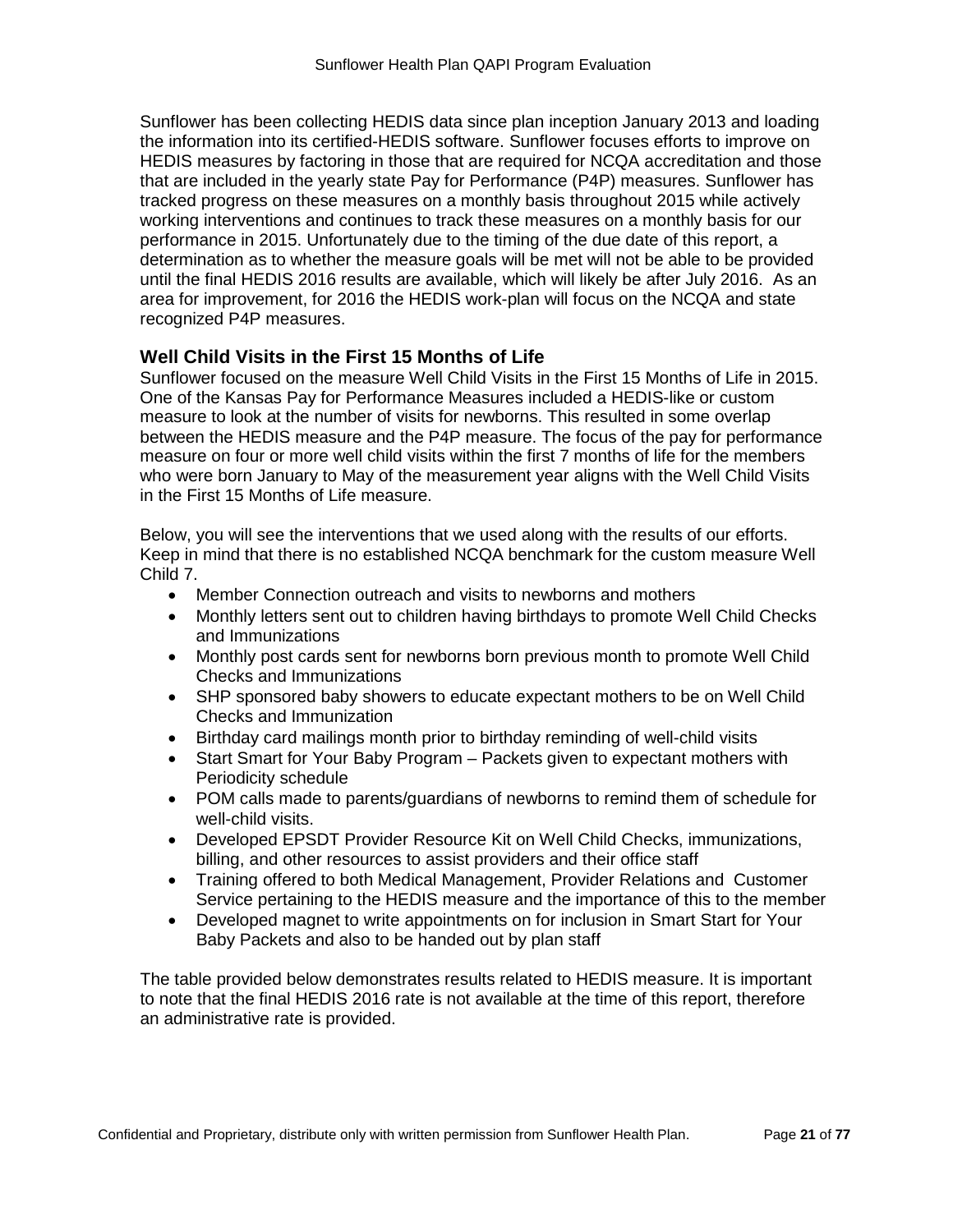Sunflower has been collecting HEDIS data since plan inception January 2013 and loading the information into its certified-HEDIS software. Sunflower focuses efforts to improve on HEDIS measures by factoring in those that are required for NCQA accreditation and those that are included in the yearly state Pay for Performance (P4P) measures. Sunflower has tracked progress on these measures on a monthly basis throughout 2015 while actively working interventions and continues to track these measures on a monthly basis for our performance in 2015. Unfortunately due to the timing of the due date of this report, a determination as to whether the measure goals will be met will not be able to be provided until the final HEDIS 2016 results are available, which will likely be after July 2016. As an area for improvement, for 2016 the HEDIS work-plan will focus on the NCQA and state recognized P4P measures.

### Well Child Visits in the First 15 Months of Life

Sunflower focused on the measure Well Child Visits in the First 15 Months of Life in 2015. One of the Kansas Pay for Performance Measures included a HEDIS-like or custom measure to look at the number of visits for newborns. This resulted in some overlap between the HEDIS measure and the P4P measure. The focus of the pay for performance measure on four or more well child visits within the first 7 months of life for the members who were born January to May of the measurement year aligns with the Well Child Visits in the First 15 Months of Life measure.

Below, you will see the interventions that we used along with the results of our efforts. Keep in mind that there is no established NCQA benchmark for the custom measure Well Child 7.

- Member Connection outreach and visits to newborns and mothers
- Monthly letters sent out to children having birthdays to promote Well Child Checks and Immunizations
- Monthly post cards sent for newborns born previous month to promote Well Child Checks and Immunizations
- SHP sponsored baby showers to educate expectant mothers to be on Well Child Checks and Immunization
- Birthday card mailings month prior to birthday reminding of well-child visits
- Start Smart for Your Baby Program – Packets given to expectant mothers with Periodicity schedule
- POM calls made to parents/guardians of newborns to remind them of schedule for well-child visits.
- Developed EPSDT Provider Resource Kit on Well Child Checks, immunizations, billing, and other resources to assist providers and their office staff
- Training offered to both Medical Management, Provider Relations and Customer Service pertaining to the HEDIS measure and the importance of this to the member
- Developed magnet to write appointments on for inclusion in Smart Start for Your Baby Packets and also to be handed out by plan staff

The table provided below demonstrates results related to HEDIS measure. It is important to note that the final HEDIS 2016 rate is not available at the time of this report, therefore an administrative rate is provided.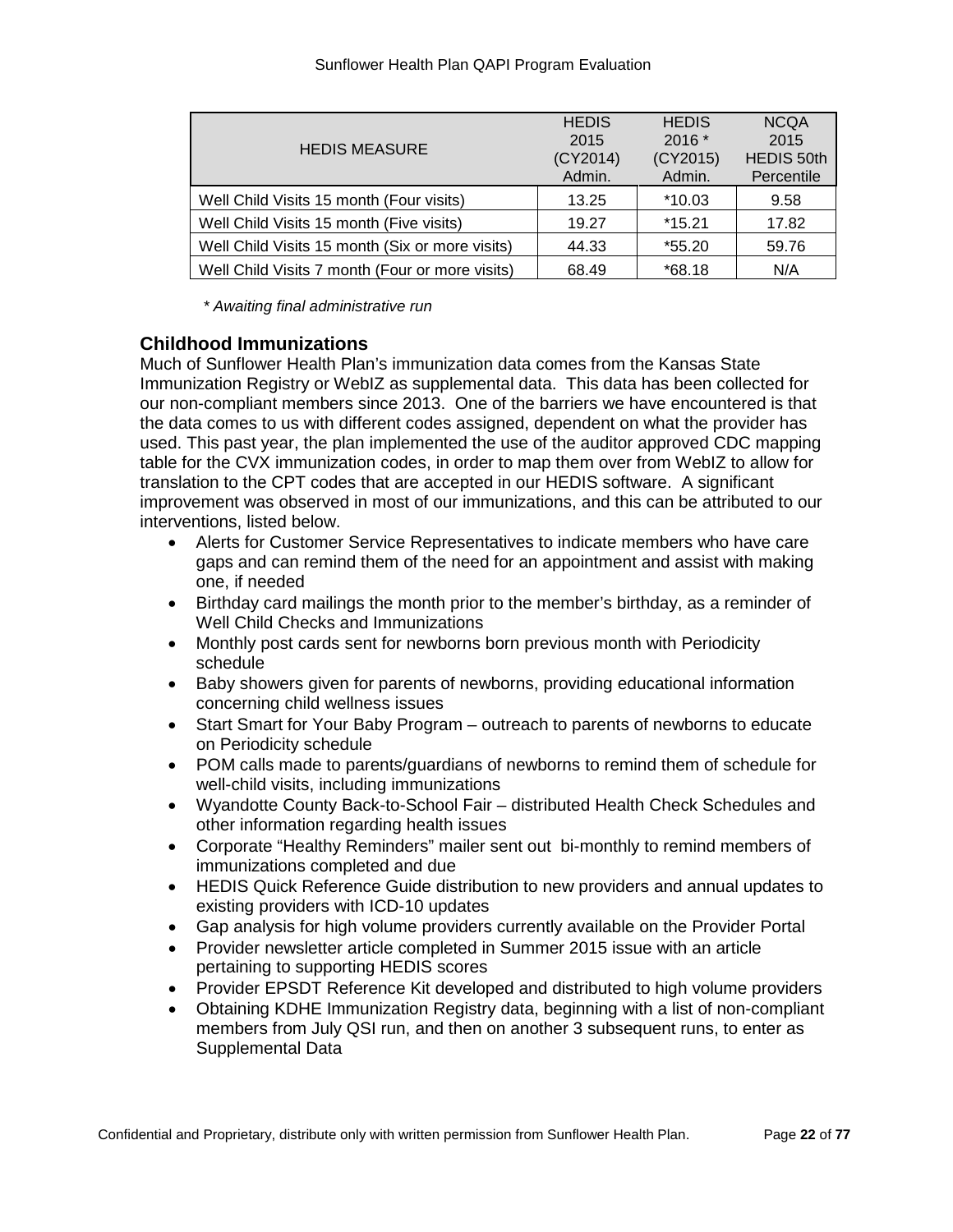| HEDIS MEASURE | HEDIS 2015 (CY2014) Admin. | HEDIS 2016 * (CY2015) Admin. | NCQA 2015 HEDIS 50th Percentile |
|---|---|---|---|
| Well Child Visits 15 month (Four visits) | 13.25 | *10.03 | 9.58 |
| Well Child Visits 15 month (Five visits) | 19.27 | *15.21 | 17.82 |
| Well Child Visits 15 month (Six or more visits) | 44.33 | *55.20 | 59.76 |
| Well Child Visits 7 month (Four or more visits) | 68.49 | *68.18 | N/A |

*\* Awaiting final administrative run*

### Childhood Immunizations

Much of Sunflower Health Plan's immunization data comes from the Kansas State Immunization Registry or WebIZ as supplemental data. This data has been collected for our non-compliant members since 2013. One of the barriers we have encountered is that the data comes to us with different codes assigned, dependent on what the provider has used. This past year, the plan implemented the use of the auditor approved CDC mapping table for the CVX immunization codes, in order to map them over from WebIZ to allow for translation to the CPT codes that are accepted in our HEDIS software. A significant improvement was observed in most of our immunizations, and this can be attributed to our interventions, listed below.

- Alerts for Customer Service Representatives to indicate members who have care gaps and can remind them of the need for an appointment and assist with making one, if needed
- Birthday card mailings the month prior to the member's birthday, as a reminder of Well Child Checks and Immunizations
- Monthly post cards sent for newborns born previous month with Periodicity schedule
- Baby showers given for parents of newborns, providing educational information concerning child wellness issues
- Start Smart for Your Baby Program – outreach to parents of newborns to educate on Periodicity schedule
- POM calls made to parents/guardians of newborns to remind them of schedule for well-child visits, including immunizations
- Wyandotte County Back-to-School Fair – distributed Health Check Schedules and other information regarding health issues
- Corporate "Healthy Reminders" mailer sent out bi-monthly to remind members of immunizations completed and due
- HEDIS Quick Reference Guide distribution to new providers and annual updates to existing providers with ICD-10 updates
- Gap analysis for high volume providers currently available on the Provider Portal
- Provider newsletter article completed in Summer 2015 issue with an article pertaining to supporting HEDIS scores
- Provider EPSDT Reference Kit developed and distributed to high volume providers
- Obtaining KDHE Immunization Registry data, beginning with a list of non-compliant members from July QSI run, and then on another 3 subsequent runs, to enter as Supplemental Data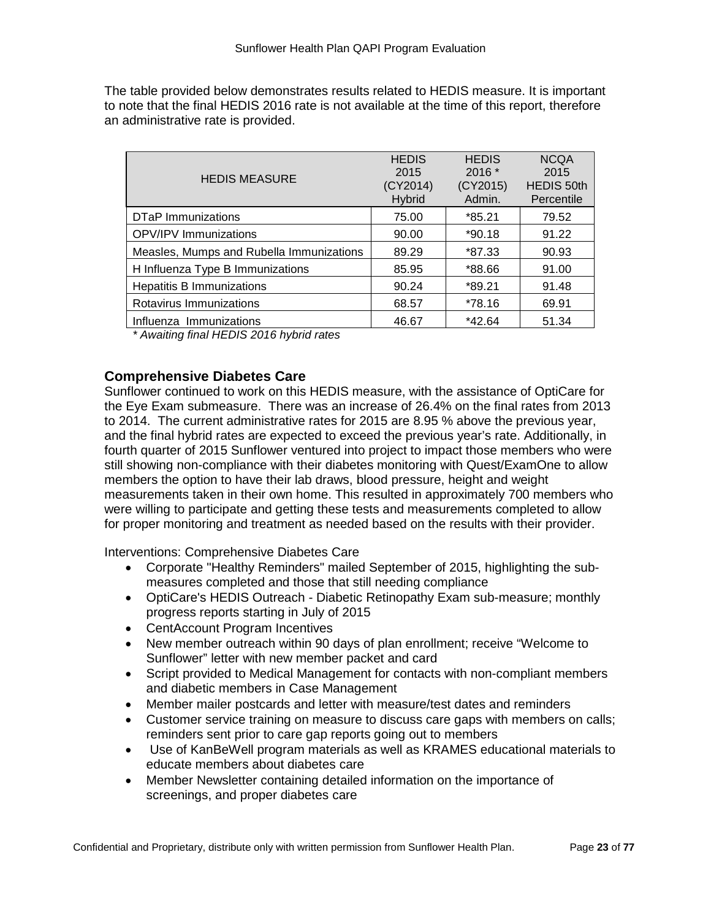The table provided below demonstrates results related to HEDIS measure. It is important to note that the final HEDIS 2016 rate is not available at the time of this report, therefore an administrative rate is provided.

| HEDIS MEASURE | HEDIS 2015 (CY2014) Hybrid | HEDIS 2016 * (CY2015) Admin. | NCQA 2015 HEDIS 50th Percentile |
|---|---|---|---|
| DTaP Immunizations | 75.00 | *85.21 | 79.52 |
| OPV/IPV Immunizations | 90.00 | *90.18 | 91.22 |
| Measles, Mumps and Rubella Immunizations | 89.29 | *87.33 | 90.93 |
| H Influenza Type B Immunizations | 85.95 | *88.66 | 91.00 |
| Hepatitis B Immunizations | 90.24 | *89.21 | 91.48 |
| Rotavirus Immunizations | 68.57 | *78.16 | 69.91 |
| Influenza Immunizations | 46.67 | *42.64 | 51.34 |

*\* Awaiting final HEDIS 2016 hybrid rates*

### Comprehensive Diabetes Care

Sunflower continued to work on this HEDIS measure, with the assistance of OptiCare for the Eye Exam submeasure. There was an increase of 26.4% on the final rates from 2013 to 2014. The current administrative rates for 2015 are 8.95 % above the previous year, and the final hybrid rates are expected to exceed the previous year's rate. Additionally, in fourth quarter of 2015 Sunflower ventured into project to impact those members who were still showing non-compliance with their diabetes monitoring with Quest/ExamOne to allow members the option to have their lab draws, blood pressure, height and weight measurements taken in their own home. This resulted in approximately 700 members who were willing to participate and getting these tests and measurements completed to allow for proper monitoring and treatment as needed based on the results with their provider.

Interventions: Comprehensive Diabetes Care

- Corporate "Healthy Reminders" mailed September of 2015, highlighting the sub-measures completed and those that still needing compliance
- OptiCare's HEDIS Outreach - Diabetic Retinopathy Exam sub-measure; monthly progress reports starting in July of 2015
- CentAccount Program Incentives
- New member outreach within 90 days of plan enrollment; receive "Welcome to Sunflower" letter with new member packet and card
- Script provided to Medical Management for contacts with non-compliant members and diabetic members in Case Management
- Member mailer postcards and letter with measure/test dates and reminders
- Customer service training on measure to discuss care gaps with members on calls; reminders sent prior to care gap reports going out to members
- Use of KanBeWell program materials as well as KRAMES educational materials to educate members about diabetes care
- Member Newsletter containing detailed information on the importance of screenings, and proper diabetes care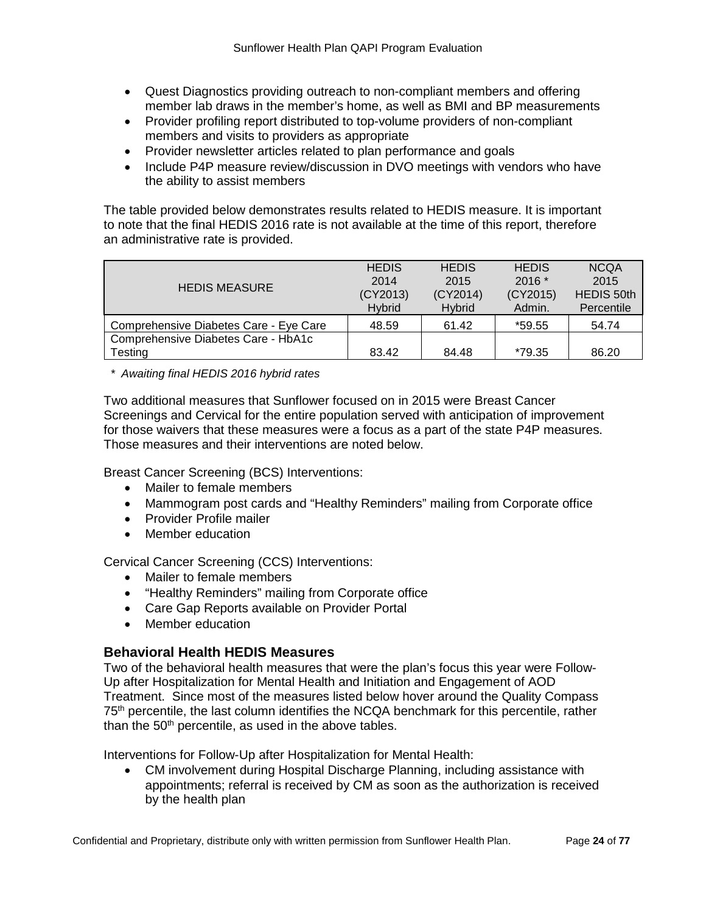- Quest Diagnostics providing outreach to non-compliant members and offering member lab draws in the member's home, as well as BMI and BP measurements
- Provider profiling report distributed to top-volume providers of non-compliant members and visits to providers as appropriate
- Provider newsletter articles related to plan performance and goals
- Include P4P measure review/discussion in DVO meetings with vendors who have the ability to assist members

The table provided below demonstrates results related to HEDIS measure. It is important to note that the final HEDIS 2016 rate is not available at the time of this report, therefore an administrative rate is provided.

| HEDIS MEASURE | HEDIS 2014 (CY2013) Hybrid | HEDIS 2015 (CY2014) Hybrid | HEDIS 2016 * (CY2015) Admin. | NCQA 2015 HEDIS 50th Percentile |
|---|---|---|---|---|
| Comprehensive Diabetes Care - Eye Care | 48.59 | 61.42 | *59.55 | 54.74 |
| Comprehensive Diabetes Care - HbA1c Testing | 83.42 | 84.48 | *79.35 | 86.20 |

*\* Awaiting final HEDIS 2016 hybrid rates*

Two additional measures that Sunflower focused on in 2015 were Breast Cancer Screenings and Cervical for the entire population served with anticipation of improvement for those waivers that these measures were a focus as a part of the state P4P measures. Those measures and their interventions are noted below.

Breast Cancer Screening (BCS) Interventions:

- Mailer to female members
- Mammogram post cards and "Healthy Reminders" mailing from Corporate office
- Provider Profile mailer
- Member education

Cervical Cancer Screening (CCS) Interventions:

- Mailer to female members
- "Healthy Reminders" mailing from Corporate office
- Care Gap Reports available on Provider Portal
- Member education

### Behavioral Health HEDIS Measures

Two of the behavioral health measures that were the plan's focus this year were Follow-Up after Hospitalization for Mental Health and Initiation and Engagement of AOD Treatment. Since most of the measures listed below hover around the Quality Compass 75th percentile, the last column identifies the NCQA benchmark for this percentile, rather than the 50th percentile, as used in the above tables.

Interventions for Follow-Up after Hospitalization for Mental Health:

- CM involvement during Hospital Discharge Planning, including assistance with appointments; referral is received by CM as soon as the authorization is received by the health plan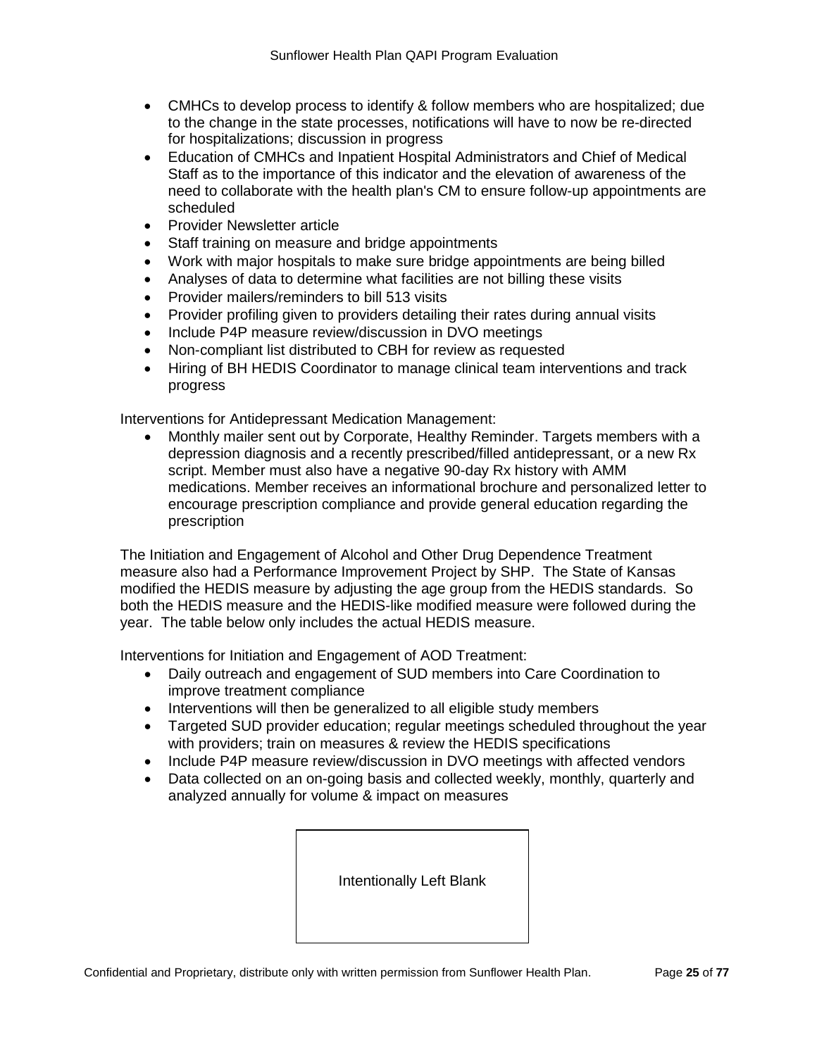- CMHCs to develop process to identify & follow members who are hospitalized; due to the change in the state processes, notifications will have to now be re-directed for hospitalizations; discussion in progress
- Education of CMHCs and Inpatient Hospital Administrators and Chief of Medical Staff as to the importance of this indicator and the elevation of awareness of the need to collaborate with the health plan's CM to ensure follow-up appointments are scheduled
- Provider Newsletter article
- Staff training on measure and bridge appointments
- Work with major hospitals to make sure bridge appointments are being billed
- Analyses of data to determine what facilities are not billing these visits
- Provider mailers/reminders to bill 513 visits
- Provider profiling given to providers detailing their rates during annual visits
- Include P4P measure review/discussion in DVO meetings
- Non-compliant list distributed to CBH for review as requested
- Hiring of BH HEDIS Coordinator to manage clinical team interventions and track progress

Interventions for Antidepressant Medication Management:

- Monthly mailer sent out by Corporate, Healthy Reminder. Targets members with a depression diagnosis and a recently prescribed/filled antidepressant, or a new Rx script. Member must also have a negative 90-day Rx history with AMM medications. Member receives an informational brochure and personalized letter to encourage prescription compliance and provide general education regarding the prescription

The Initiation and Engagement of Alcohol and Other Drug Dependence Treatment measure also had a Performance Improvement Project by SHP. The State of Kansas modified the HEDIS measure by adjusting the age group from the HEDIS standards. So both the HEDIS measure and the HEDIS-like modified measure were followed during the year. The table below only includes the actual HEDIS measure.

Interventions for Initiation and Engagement of AOD Treatment:

- Daily outreach and engagement of SUD members into Care Coordination to improve treatment compliance
- Interventions will then be generalized to all eligible study members
- Targeted SUD provider education; regular meetings scheduled throughout the year with providers; train on measures & review the HEDIS specifications
- Include P4P measure review/discussion in DVO meetings with affected vendors
- Data collected on an on-going basis and collected weekly, monthly, quarterly and analyzed annually for volume & impact on measures

Intentionally Left Blank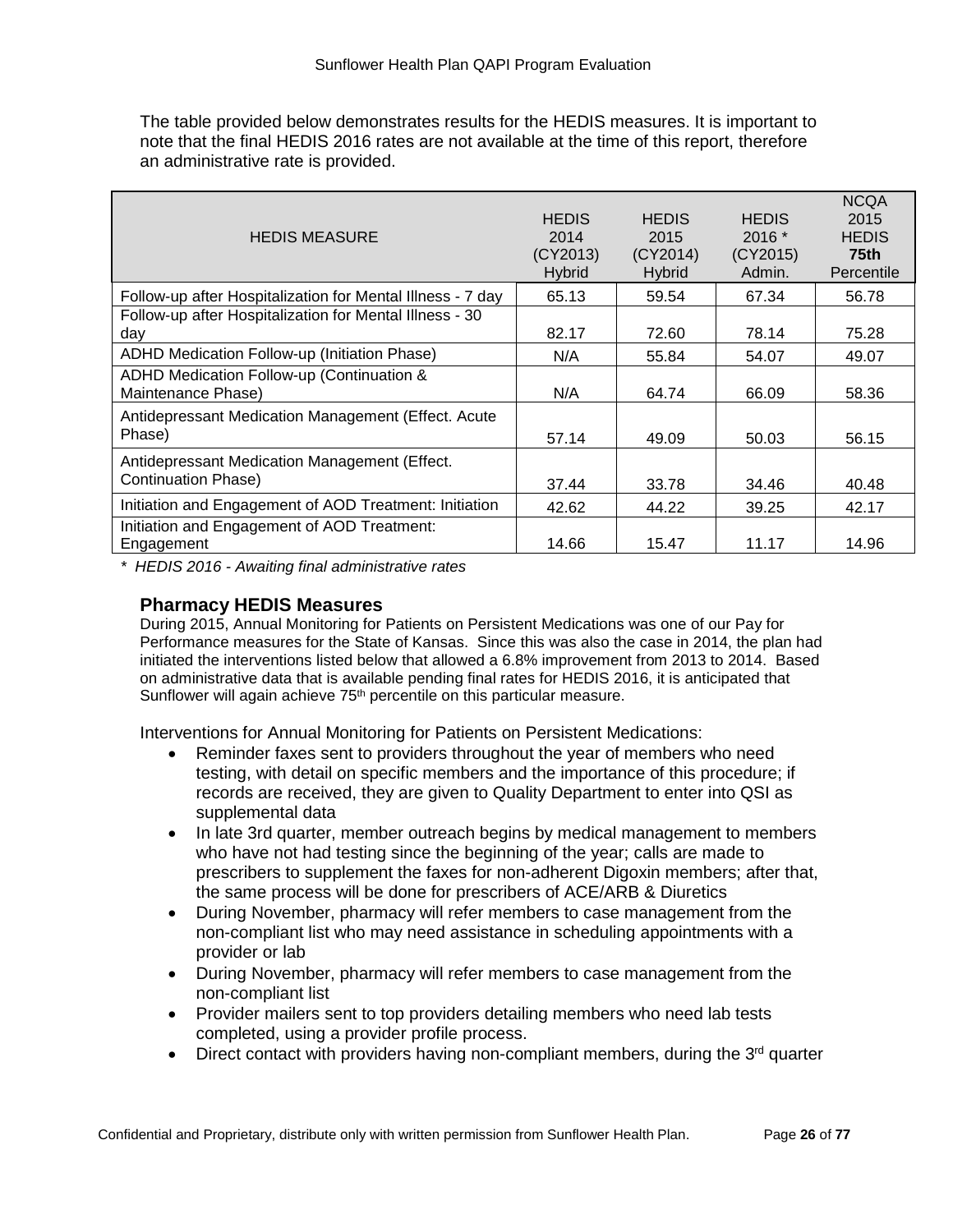The table provided below demonstrates results for the HEDIS measures. It is important to note that the final HEDIS 2016 rates are not available at the time of this report, therefore an administrative rate is provided.

| HEDIS MEASURE | HEDIS 2014 (CY2013) Hybrid | HEDIS 2015 (CY2014) Hybrid | HEDIS 2016 * (CY2015) Admin. | NCQA 2015 HEDIS **75th** Percentile |
|---|---|---|---|---|
| Follow-up after Hospitalization for Mental Illness - 7 day | 65.13 | 59.54 | 67.34 | 56.78 |
| Follow-up after Hospitalization for Mental Illness - 30 day | 82.17 | 72.60 | 78.14 | 75.28 |
| ADHD Medication Follow-up (Initiation Phase) | N/A | 55.84 | 54.07 | 49.07 |
| ADHD Medication Follow-up (Continuation & Maintenance Phase) | N/A | 64.74 | 66.09 | 58.36 |
| Antidepressant Medication Management (Effect. Acute Phase) | 57.14 | 49.09 | 50.03 | 56.15 |
| Antidepressant Medication Management (Effect. Continuation Phase) | 37.44 | 33.78 | 34.46 | 40.48 |
| Initiation and Engagement of AOD Treatment: Initiation | 42.62 | 44.22 | 39.25 | 42.17 |
| Initiation and Engagement of AOD Treatment: Engagement | 14.66 | 15.47 | 11.17 | 14.96 |

*\* HEDIS 2016 - Awaiting final administrative rates*

### Pharmacy HEDIS Measures

During 2015, Annual Monitoring for Patients on Persistent Medications was one of our Pay for Performance measures for the State of Kansas. Since this was also the case in 2014, the plan had initiated the interventions listed below that allowed a 6.8% improvement from 2013 to 2014. Based on administrative data that is available pending final rates for HEDIS 2016, it is anticipated that Sunflower will again achieve 75th percentile on this particular measure.

Interventions for Annual Monitoring for Patients on Persistent Medications:

- Reminder faxes sent to providers throughout the year of members who need testing, with detail on specific members and the importance of this procedure; if records are received, they are given to Quality Department to enter into QSI as supplemental data
- In late 3rd quarter, member outreach begins by medical management to members who have not had testing since the beginning of the year; calls are made to prescribers to supplement the faxes for non-adherent Digoxin members; after that, the same process will be done for prescribers of ACE/ARB & Diuretics
- During November, pharmacy will refer members to case management from the non-compliant list who may need assistance in scheduling appointments with a provider or lab
- During November, pharmacy will refer members to case management from the non-compliant list
- Provider mailers sent to top providers detailing members who need lab tests completed, using a provider profile process.
- Direct contact with providers having non-compliant members, during the 3rd quarter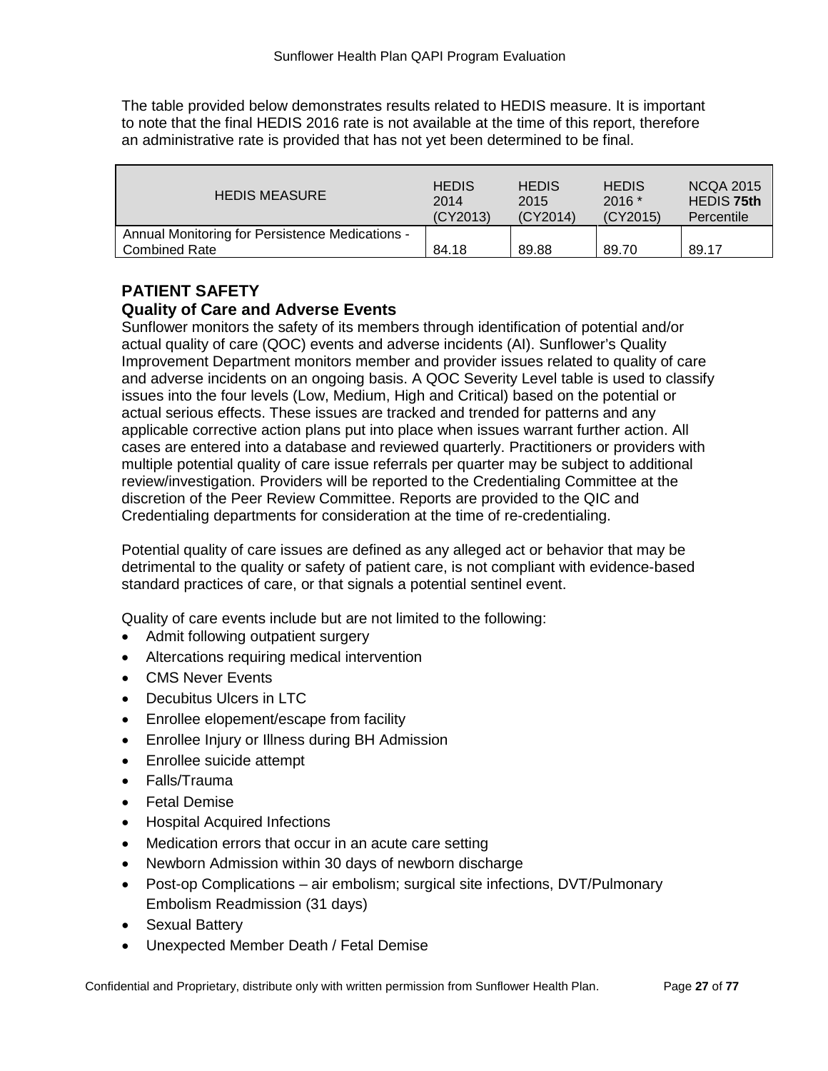The table provided below demonstrates results related to HEDIS measure. It is important to note that the final HEDIS 2016 rate is not available at the time of this report, therefore an administrative rate is provided that has not yet been determined to be final.

| HEDIS MEASURE | HEDIS 2014 (CY2013) | HEDIS 2015 (CY2014) | HEDIS 2016 * (CY2015) | NCQA 2015 HEDIS **75th** Percentile |
|---|---|---|---|---|
| Annual Monitoring for Persistence Medications - Combined Rate | 84.18 | 89.88 | 89.70 | 89.17 |

## PATIENT SAFETY

### Quality of Care and Adverse Events

Sunflower monitors the safety of its members through identification of potential and/or actual quality of care (QOC) events and adverse incidents (AI). Sunflower's Quality Improvement Department monitors member and provider issues related to quality of care and adverse incidents on an ongoing basis. A QOC Severity Level table is used to classify issues into the four levels (Low, Medium, High and Critical) based on the potential or actual serious effects. These issues are tracked and trended for patterns and any applicable corrective action plans put into place when issues warrant further action. All cases are entered into a database and reviewed quarterly. Practitioners or providers with multiple potential quality of care issue referrals per quarter may be subject to additional review/investigation. Providers will be reported to the Credentialing Committee at the discretion of the Peer Review Committee. Reports are provided to the QIC and Credentialing departments for consideration at the time of re-credentialing.

Potential quality of care issues are defined as any alleged act or behavior that may be detrimental to the quality or safety of patient care, is not compliant with evidence-based standard practices of care, or that signals a potential sentinel event.

Quality of care events include but are not limited to the following:

- Admit following outpatient surgery
- Altercations requiring medical intervention
- CMS Never Events
- Decubitus Ulcers in LTC
- Enrollee elopement/escape from facility
- Enrollee Injury or Illness during BH Admission
- Enrollee suicide attempt
- Falls/Trauma
- Fetal Demise
- Hospital Acquired Infections
- Medication errors that occur in an acute care setting
- Newborn Admission within 30 days of newborn discharge
- Post-op Complications – air embolism; surgical site infections, DVT/Pulmonary Embolism Readmission (31 days)
- Sexual Battery
- Unexpected Member Death / Fetal Demise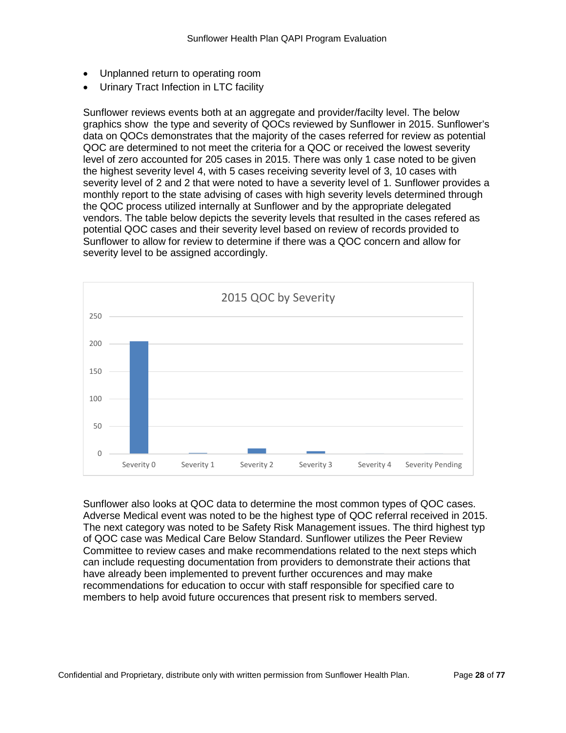- Unplanned return to operating room
- Urinary Tract Infection in LTC facility

Sunflower reviews events both at an aggregate and provider/facilty level. The below graphics show the type and severity of QOCs reviewed by Sunflower in 2015. Sunflower's data on QOCs demonstrates that the majority of the cases referred for review as potential QOC are determined to not meet the criteria for a QOC or received the lowest severity level of zero accounted for 205 cases in 2015. There was only 1 case noted to be given the highest severity level 4, with 5 cases receiving severity level of 3, 10 cases with severity level of 2 and 2 that were noted to have a severity level of 1. Sunflower provides a monthly report to the state advising of cases with high severity levels determined through the QOC process utilized internally at Sunflower and by the appropriate delegated vendors. The table below depicts the severity levels that resulted in the cases refered as potential QOC cases and their severity level based on review of records provided to Sunflower to allow for review to determine if there was a QOC concern and allow for severity level to be assigned accordingly.

2015 QOC by Severity

| Severity | Cases |
|---|---|
| Severity 0 | 205 |
| Severity 1 | 2 |
| Severity 2 | 10 |
| Severity 3 | 5 |
| Severity 4 | 1 |
| Severity Pending | |

Sunflower also looks at QOC data to determine the most common types of QOC cases. Adverse Medical event was noted to be the highest type of QOC referral received in 2015. The next category was noted to be Safety Risk Management issues. The third highest typ of QOC case was Medical Care Below Standard. Sunflower utilizes the Peer Review Committee to review cases and make recommendations related to the next steps which can include requesting documentation from providers to demonstrate their actions that have already been implemented to prevent further occurences and may make recommendations for education to occur with staff responsible for specified care to members to help avoid future occurences that present risk to members served.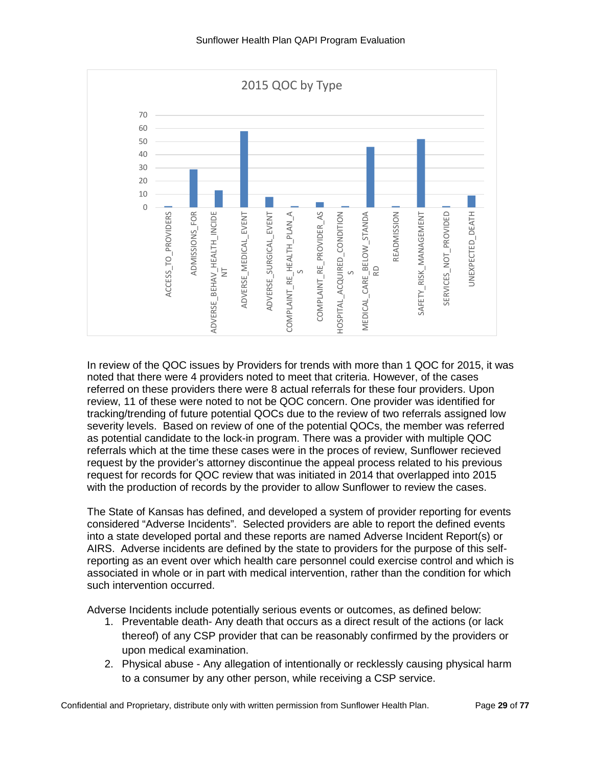2015 QOC by Type

| Type | Count |
|---|---|
| ACCESS_TO_PROVIDERS | 1 |
| ADMISSIONS_FOR | 29 |
| ADVERSE_BEHAV_HEALTH_INCIDENT | 13 |
| ADVERSE_MEDICAL_EVENT | 58 |
| ADVERSE_SURGICAL_EVENT | 8 |
| COMPLAINT_RE_HEALTH_PLAN_AS | 1 |
| COMPLAINT_RE_PROVIDER_AS | 4 |
| HOSPITAL_ACQUIRED_CONDITIONS | 1 |
| MEDICAL_CARE_BELOW_STANDARD | 46 |
| READMISSION | 1 |
| SAFETY_RISK_MANAGEMENT | 52 |
| SERVICES_NOT_PROVIDED | 1 |
| UNEXPECTED_DEATH | 9 |

In review of the QOC issues by Providers for trends with more than 1 QOC for 2015, it was noted that there were 4 providers noted to meet that criteria. However, of the cases referred on these providers there were 8 actual referrals for these four providers. Upon review, 11 of these were noted to not be QOC concern. One provider was identified for tracking/trending of future potential QOCs due to the review of two referrals assigned low severity levels. Based on review of one of the potential QOCs, the member was referred as potential candidate to the lock-in program. There was a provider with multiple QOC referrals which at the time these cases were in the proces of review, Sunflower recieved request by the provider's attorney discontinue the appeal process related to his previous request for records for QOC review that was initiated in 2014 that overlapped into 2015 with the production of records by the provider to allow Sunflower to review the cases.

The State of Kansas has defined, and developed a system of provider reporting for events considered "Adverse Incidents". Selected providers are able to report the defined events into a state developed portal and these reports are named Adverse Incident Report(s) or AIRS. Adverse incidents are defined by the state to providers for the purpose of this self-reporting as an event over which health care personnel could exercise control and which is associated in whole or in part with medical intervention, rather than the condition for which such intervention occurred.

Adverse Incidents include potentially serious events or outcomes, as defined below:

1. Preventable death- Any death that occurs as a direct result of the actions (or lack thereof) of any CSP provider that can be reasonably confirmed by the providers or upon medical examination.
2. Physical abuse - Any allegation of intentionally or recklessly causing physical harm to a consumer by any other person, while receiving a CSP service.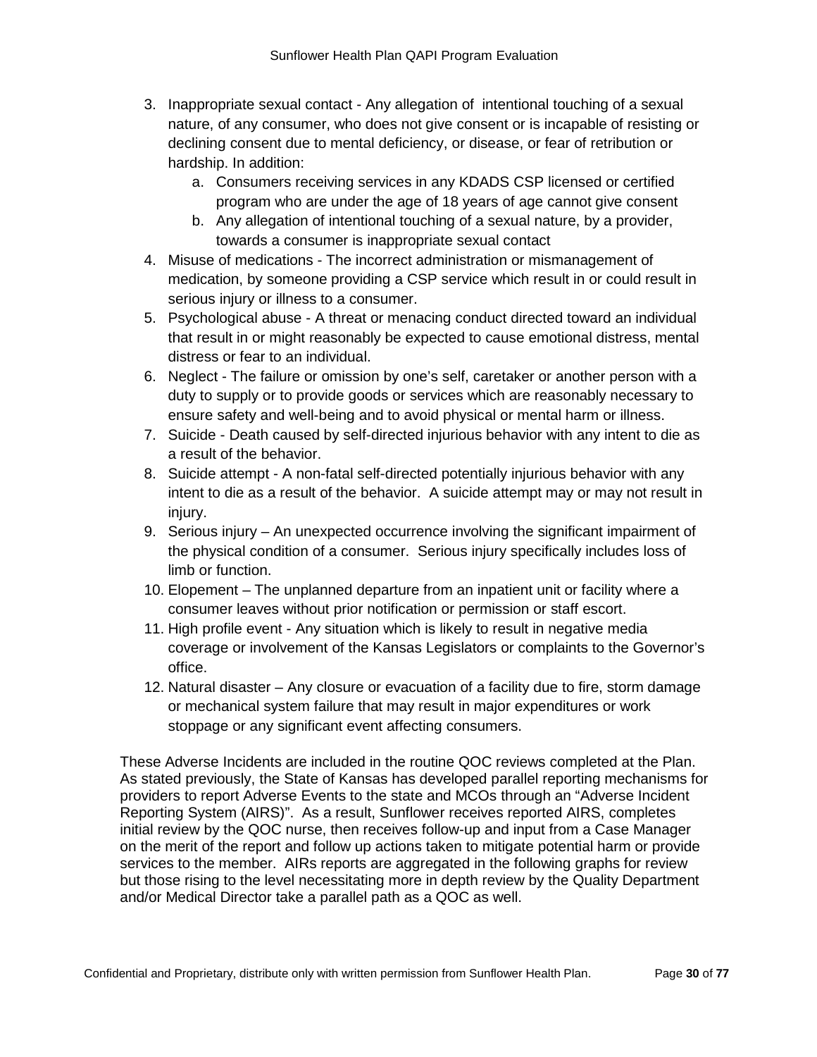3. Inappropriate sexual contact - Any allegation of intentional touching of a sexual nature, of any consumer, who does not give consent or is incapable of resisting or declining consent due to mental deficiency, or disease, or fear of retribution or hardship. In addition:
    a. Consumers receiving services in any KDADS CSP licensed or certified program who are under the age of 18 years of age cannot give consent
    b. Any allegation of intentional touching of a sexual nature, by a provider, towards a consumer is inappropriate sexual contact
4. Misuse of medications - The incorrect administration or mismanagement of medication, by someone providing a CSP service which result in or could result in serious injury or illness to a consumer.
5. Psychological abuse - A threat or menacing conduct directed toward an individual that result in or might reasonably be expected to cause emotional distress, mental distress or fear to an individual.
6. Neglect - The failure or omission by one's self, caretaker or another person with a duty to supply or to provide goods or services which are reasonably necessary to ensure safety and well-being and to avoid physical or mental harm or illness.
7. Suicide - Death caused by self-directed injurious behavior with any intent to die as a result of the behavior.
8. Suicide attempt - A non-fatal self-directed potentially injurious behavior with any intent to die as a result of the behavior. A suicide attempt may or may not result in injury.
9. Serious injury – An unexpected occurrence involving the significant impairment of the physical condition of a consumer. Serious injury specifically includes loss of limb or function.
10. Elopement – The unplanned departure from an inpatient unit or facility where a consumer leaves without prior notification or permission or staff escort.
11. High profile event - Any situation which is likely to result in negative media coverage or involvement of the Kansas Legislators or complaints to the Governor's office.
12. Natural disaster – Any closure or evacuation of a facility due to fire, storm damage or mechanical system failure that may result in major expenditures or work stoppage or any significant event affecting consumers.

These Adverse Incidents are included in the routine QOC reviews completed at the Plan. As stated previously, the State of Kansas has developed parallel reporting mechanisms for providers to report Adverse Events to the state and MCOs through an "Adverse Incident Reporting System (AIRS)". As a result, Sunflower receives reported AIRS, completes initial review by the QOC nurse, then receives follow-up and input from a Case Manager on the merit of the report and follow up actions taken to mitigate potential harm or provide services to the member. AIRs reports are aggregated in the following graphs for review but those rising to the level necessitating more in depth review by the Quality Department and/or Medical Director take a parallel path as a QOC as well.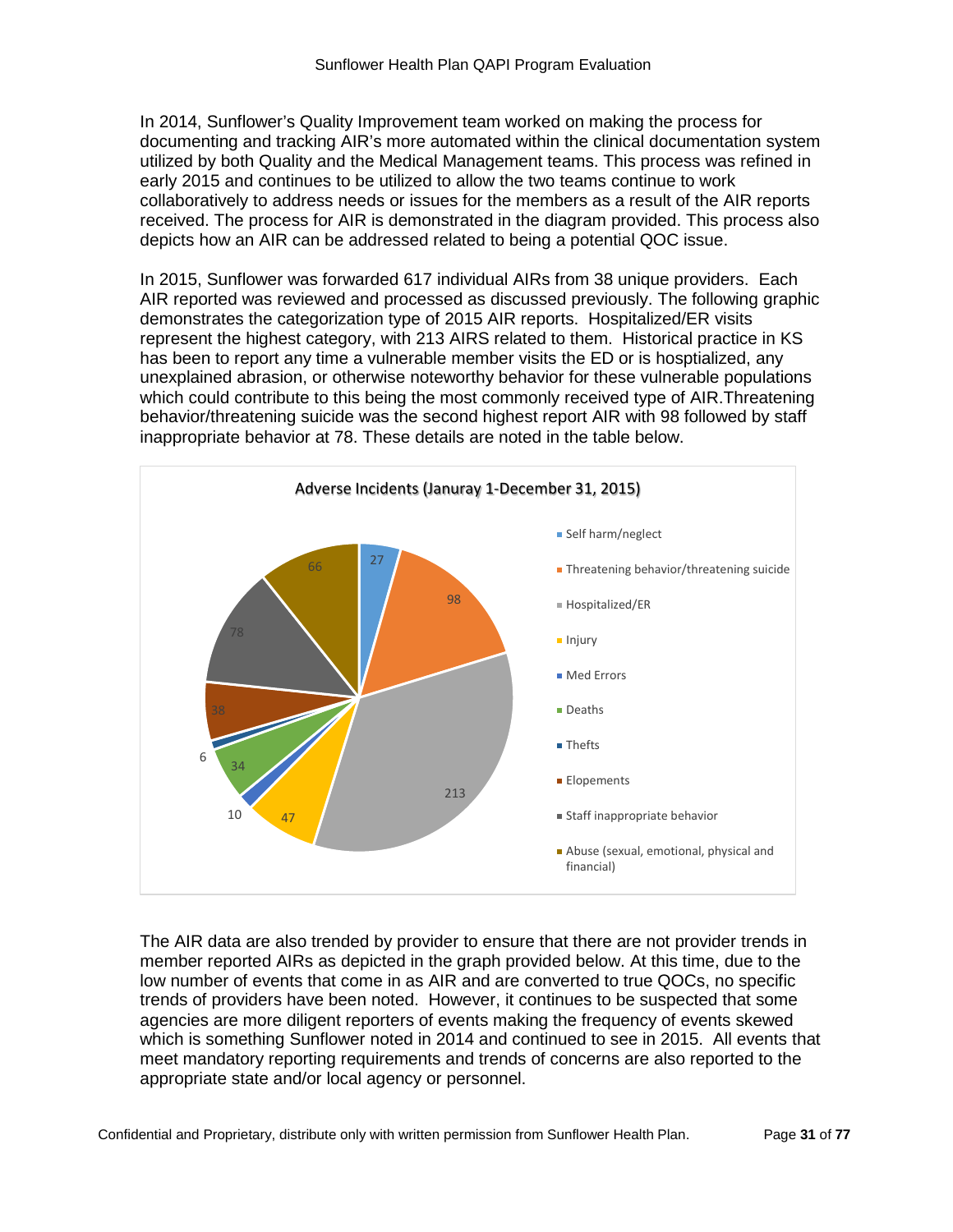In 2014, Sunflower's Quality Improvement team worked on making the process for documenting and tracking AIR's more automated within the clinical documentation system utilized by both Quality and the Medical Management teams. This process was refined in early 2015 and continues to be utilized to allow the two teams continue to work collaboratively to address needs or issues for the members as a result of the AIR reports received. The process for AIR is demonstrated in the diagram provided. This process also depicts how an AIR can be addressed related to being a potential QOC issue.

In 2015, Sunflower was forwarded 617 individual AIRs from 38 unique providers. Each AIR reported was reviewed and processed as discussed previously. The following graphic demonstrates the categorization type of 2015 AIR reports. Hospitalized/ER visits represent the highest category, with 213 AIRS related to them. Historical practice in KS has been to report any time a vulnerable member visits the ED or is hosptialized, any unexplained abrasion, or otherwise noteworthy behavior for these vulnerable populations which could contribute to this being the most commonly received type of AIR.Threatening behavior/threatening suicide was the second highest report AIR with 98 followed by staff inappropriate behavior at 78. These details are noted in the table below.

**Adverse Incidents (Januray 1-December 31, 2015)**

| Category | Count |
|---|---|
| Self harm/neglect | 27 |
| Threatening behavior/threatening suicide | 98 |
| Hospitalized/ER | 213 |
| Injury | 47 |
| Med Errors | 10 |
| Deaths | 34 |
| Thefts | 6 |
| Elopements | 38 |
| Staff inappropriate behavior | 78 |
| Abuse (sexual, emotional, physical and financial) | 66 |

The AIR data are also trended by provider to ensure that there are not provider trends in member reported AIRs as depicted in the graph provided below. At this time, due to the low number of events that come in as AIR and are converted to true QOCs, no specific trends of providers have been noted. However, it continues to be suspected that some agencies are more diligent reporters of events making the frequency of events skewed which is something Sunflower noted in 2014 and continued to see in 2015. All events that meet mandatory reporting requirements and trends of concerns are also reported to the appropriate state and/or local agency or personnel.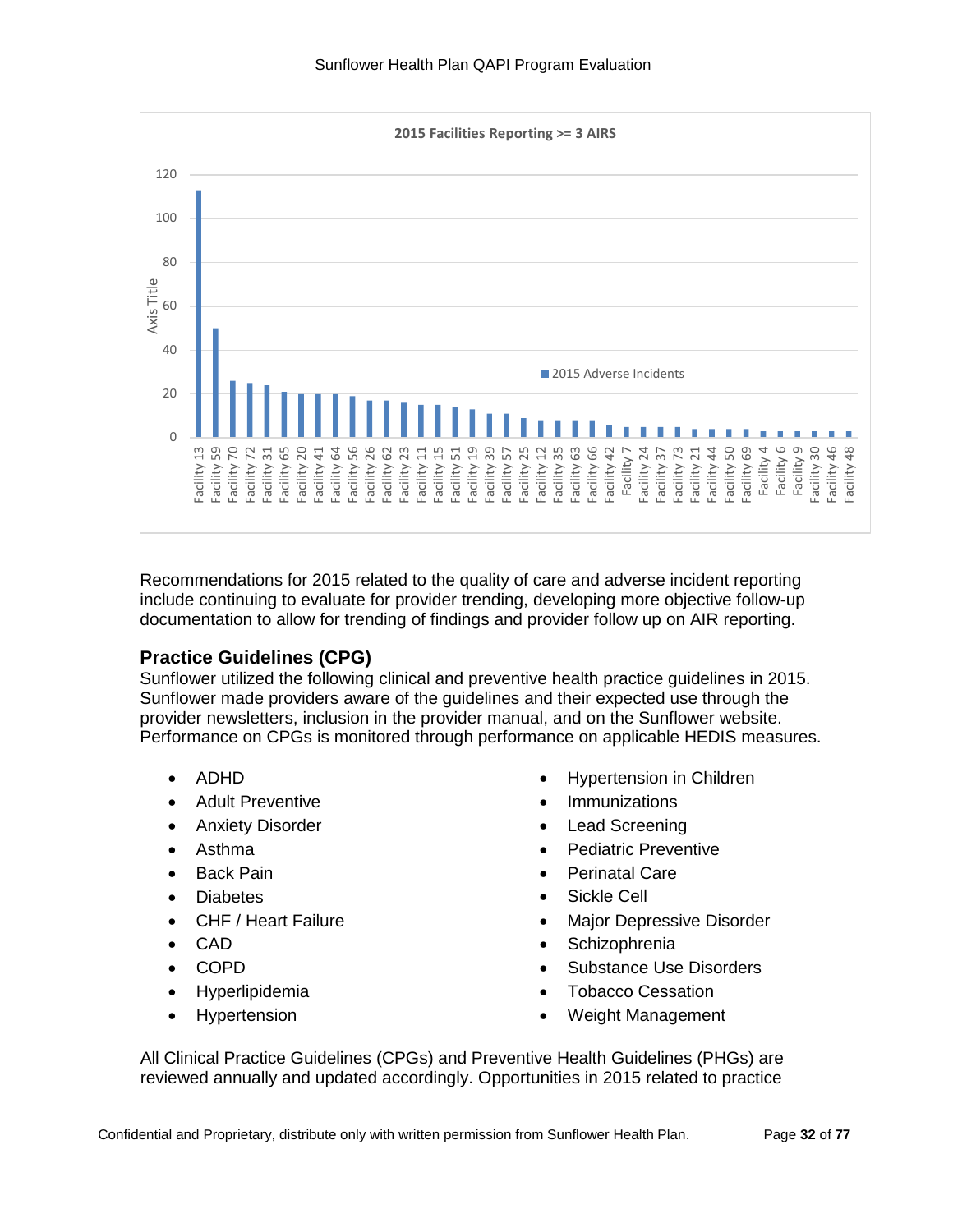**2015 Facilities Reporting >= 3 AIRS**

Recommendations for 2015 related to the quality of care and adverse incident reporting include continuing to evaluate for provider trending, developing more objective follow-up documentation to allow for trending of findings and provider follow up on AIR reporting.

### Practice Guidelines (CPG)

Sunflower utilized the following clinical and preventive health practice guidelines in 2015. Sunflower made providers aware of the guidelines and their expected use through the provider newsletters, inclusion in the provider manual, and on the Sunflower website. Performance on CPGs is monitored through performance on applicable HEDIS measures.

- ADHD
- Adult Preventive
- Anxiety Disorder
- Asthma
- Back Pain
- Diabetes
- CHF / Heart Failure
- CAD
- COPD
- Hyperlipidemia
- Hypertension
- Hypertension in Children
- Immunizations
- Lead Screening
- Pediatric Preventive
- Perinatal Care
- Sickle Cell
- Major Depressive Disorder
- Schizophrenia
- Substance Use Disorders
- Tobacco Cessation
- Weight Management

All Clinical Practice Guidelines (CPGs) and Preventive Health Guidelines (PHGs) are reviewed annually and updated accordingly. Opportunities in 2015 related to practice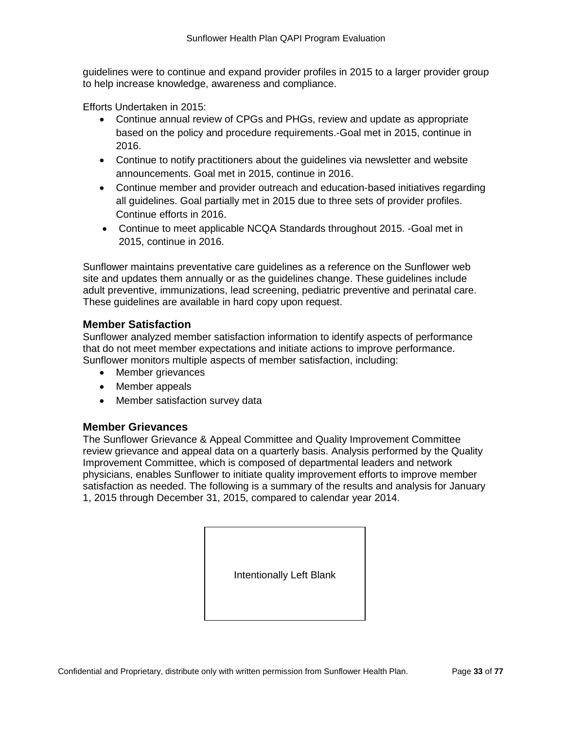guidelines were to continue and expand provider profiles in 2015 to a larger provider group to help increase knowledge, awareness and compliance.

Efforts Undertaken in 2015:

- Continue annual review of CPGs and PHGs, review and update as appropriate based on the policy and procedure requirements.-Goal met in 2015, continue in 2016.
- Continue to notify practitioners about the guidelines via newsletter and website announcements. Goal met in 2015, continue in 2016.
- Continue member and provider outreach and education-based initiatives regarding all guidelines. Goal partially met in 2015 due to three sets of provider profiles. Continue efforts in 2016.
- Continue to meet applicable NCQA Standards throughout 2015. -Goal met in 2015, continue in 2016.

Sunflower maintains preventative care guidelines as a reference on the Sunflower web site and updates them annually or as the guidelines change. These guidelines include adult preventive, immunizations, lead screening, pediatric preventive and perinatal care. These guidelines are available in hard copy upon request.

## Member Satisfaction

Sunflower analyzed member satisfaction information to identify aspects of performance that do not meet member expectations and initiate actions to improve performance. Sunflower monitors multiple aspects of member satisfaction, including:

- Member grievances
- Member appeals
- Member satisfaction survey data

## Member Grievances

The Sunflower Grievance & Appeal Committee and Quality Improvement Committee review grievance and appeal data on a quarterly basis. Analysis performed by the Quality Improvement Committee, which is composed of departmental leaders and network physicians, enables Sunflower to initiate quality improvement efforts to improve member satisfaction as needed. The following is a summary of the results and analysis for January 1, 2015 through December 31, 2015, compared to calendar year 2014.

Intentionally Left Blank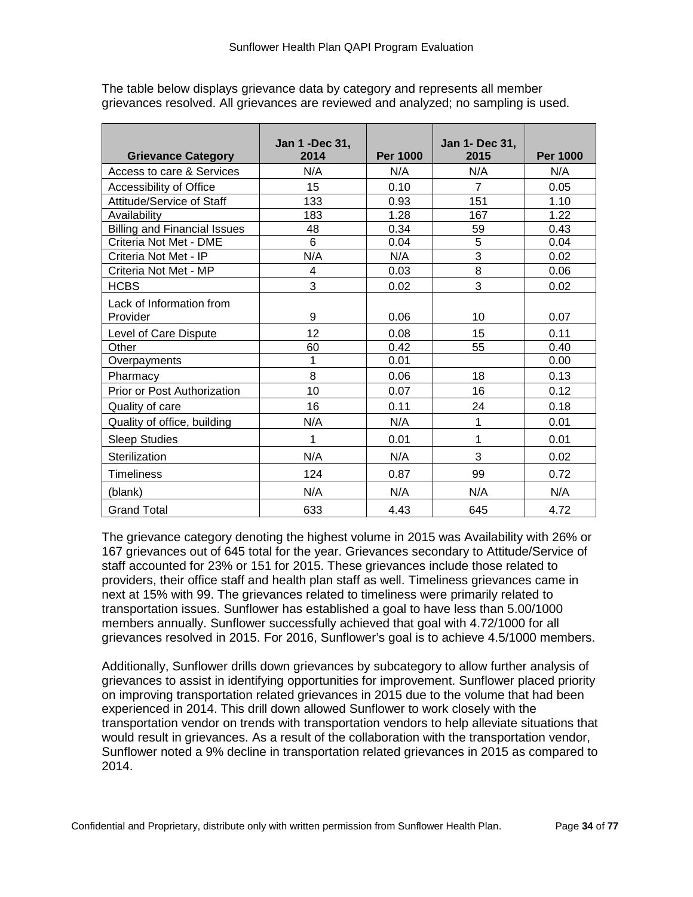The table below displays grievance data by category and represents all member grievances resolved. All grievances are reviewed and analyzed; no sampling is used.

| Grievance Category | Jan 1 -Dec 31, 2014 | Per 1000 | Jan 1- Dec 31, 2015 | Per 1000 |
|---|---|---|---|---|
| Access to care & Services | N/A | N/A | N/A | N/A |
| Accessibility of Office | 15 | 0.10 | 7 | 0.05 |
| Attitude/Service of Staff | 133 | 0.93 | 151 | 1.10 |
| Availability | 183 | 1.28 | 167 | 1.22 |
| Billing and Financial Issues | 48 | 0.34 | 59 | 0.43 |
| Criteria Not Met - DME | 6 | 0.04 | 5 | 0.04 |
| Criteria Not Met - IP | N/A | N/A | 3 | 0.02 |
| Criteria Not Met - MP | 4 | 0.03 | 8 | 0.06 |
| HCBS | 3 | 0.02 | 3 | 0.02 |
| Lack of Information from Provider | 9 | 0.06 | 10 | 0.07 |
| Level of Care Dispute | 12 | 0.08 | 15 | 0.11 |
| Other | 60 | 0.42 | 55 | 0.40 |
| Overpayments | 1 | 0.01 | | 0.00 |
| Pharmacy | 8 | 0.06 | 18 | 0.13 |
| Prior or Post Authorization | 10 | 0.07 | 16 | 0.12 |
| Quality of care | 16 | 0.11 | 24 | 0.18 |
| Quality of office, building | N/A | N/A | 1 | 0.01 |
| Sleep Studies | 1 | 0.01 | 1 | 0.01 |
| Sterilization | N/A | N/A | 3 | 0.02 |
| Timeliness | 124 | 0.87 | 99 | 0.72 |
| (blank) | N/A | N/A | N/A | N/A |
| Grand Total | 633 | 4.43 | 645 | 4.72 |

The grievance category denoting the highest volume in 2015 was Availability with 26% or 167 grievances out of 645 total for the year. Grievances secondary to Attitude/Service of staff accounted for 23% or 151 for 2015. These grievances include those related to providers, their office staff and health plan staff as well. Timeliness grievances came in next at 15% with 99. The grievances related to timeliness were primarily related to transportation issues. Sunflower has established a goal to have less than 5.00/1000 members annually. Sunflower successfully achieved that goal with 4.72/1000 for all grievances resolved in 2015. For 2016, Sunflower's goal is to achieve 4.5/1000 members.

Additionally, Sunflower drills down grievances by subcategory to allow further analysis of grievances to assist in identifying opportunities for improvement. Sunflower placed priority on improving transportation related grievances in 2015 due to the volume that had been experienced in 2014. This drill down allowed Sunflower to work closely with the transportation vendor on trends with transportation vendors to help alleviate situations that would result in grievances. As a result of the collaboration with the transportation vendor, Sunflower noted a 9% decline in transportation related grievances in 2015 as compared to 2014.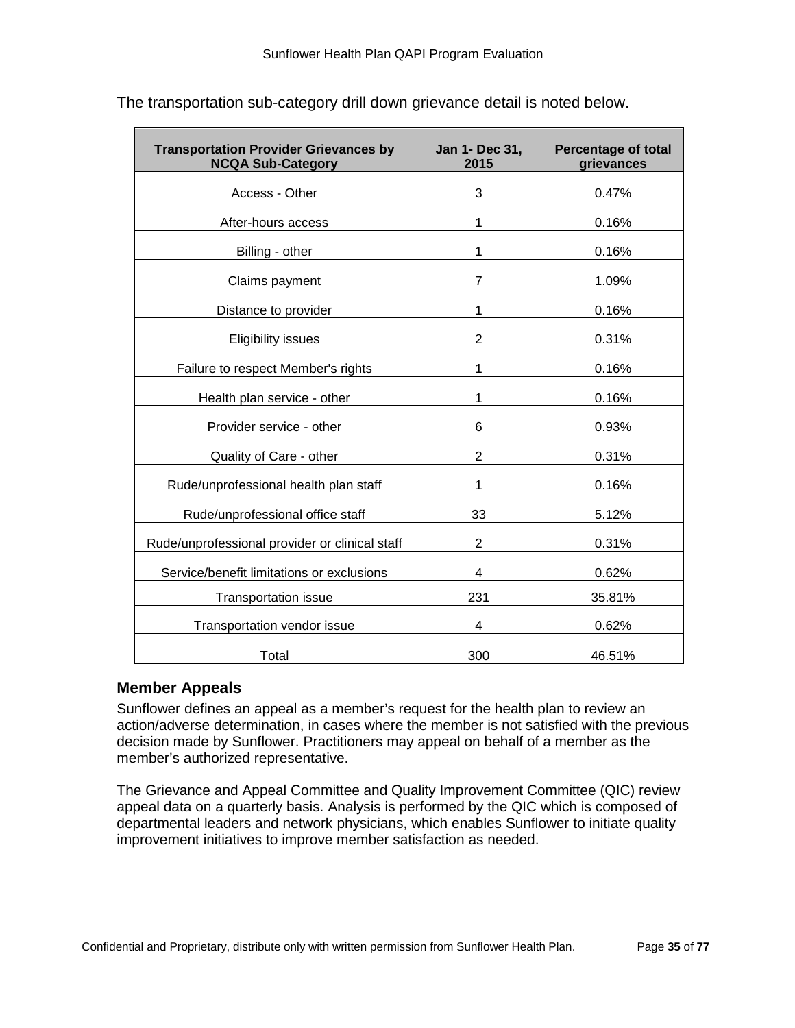The transportation sub-category drill down grievance detail is noted below.

| Transportation Provider Grievances by NCQA Sub-Category | Jan 1- Dec 31, 2015 | Percentage of total grievances |
|---|---|---|
| Access - Other | 3 | 0.47% |
| After-hours access | 1 | 0.16% |
| Billing - other | 1 | 0.16% |
| Claims payment | 7 | 1.09% |
| Distance to provider | 1 | 0.16% |
| Eligibility issues | 2 | 0.31% |
| Failure to respect Member's rights | 1 | 0.16% |
| Health plan service - other | 1 | 0.16% |
| Provider service - other | 6 | 0.93% |
| Quality of Care - other | 2 | 0.31% |
| Rude/unprofessional health plan staff | 1 | 0.16% |
| Rude/unprofessional office staff | 33 | 5.12% |
| Rude/unprofessional provider or clinical staff | 2 | 0.31% |
| Service/benefit limitations or exclusions | 4 | 0.62% |
| Transportation issue | 231 | 35.81% |
| Transportation vendor issue | 4 | 0.62% |
| Total | 300 | 46.51% |

### Member Appeals

Sunflower defines an appeal as a member's request for the health plan to review an action/adverse determination, in cases where the member is not satisfied with the previous decision made by Sunflower. Practitioners may appeal on behalf of a member as the member's authorized representative.

The Grievance and Appeal Committee and Quality Improvement Committee (QIC) review appeal data on a quarterly basis. Analysis is performed by the QIC which is composed of departmental leaders and network physicians, which enables Sunflower to initiate quality improvement initiatives to improve member satisfaction as needed.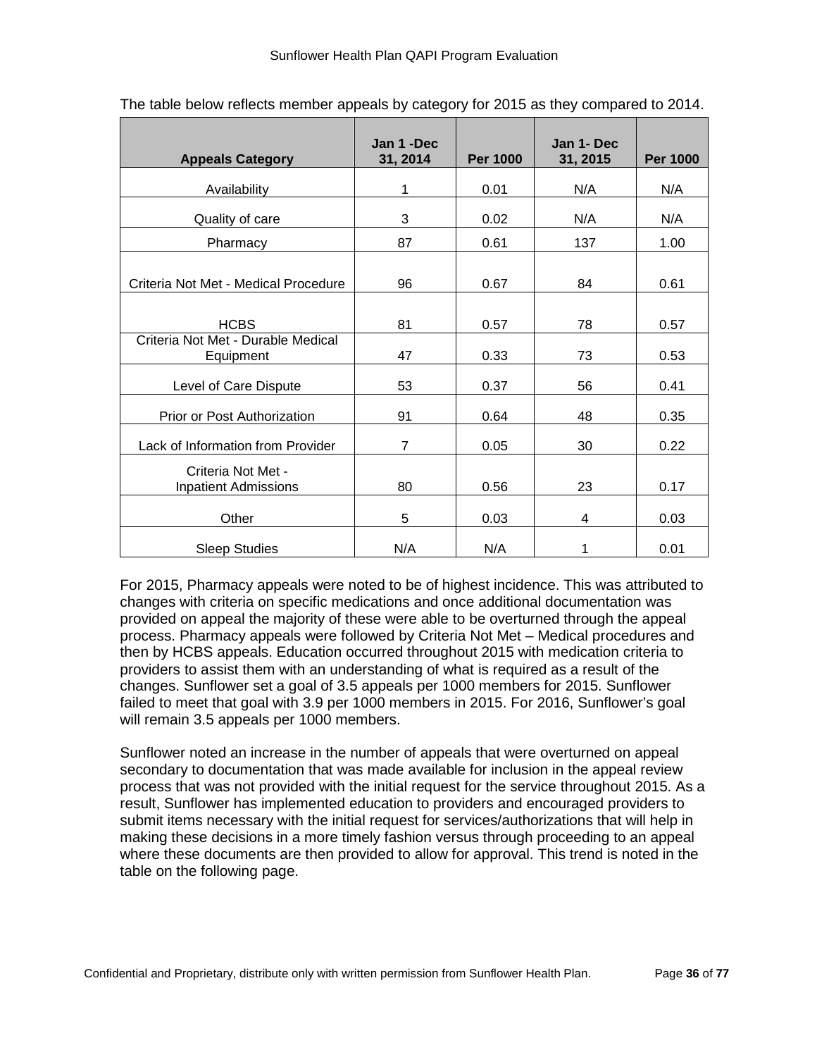The table below reflects member appeals by category for 2015 as they compared to 2014.

| Appeals Category | Jan 1 -Dec 31, 2014 | Per 1000 | Jan 1- Dec 31, 2015 | Per 1000 |
|---|---|---|---|---|
| Availability | 1 | 0.01 | N/A | N/A |
| Quality of care | 3 | 0.02 | N/A | N/A |
| Pharmacy | 87 | 0.61 | 137 | 1.00 |
| Criteria Not Met - Medical Procedure | 96 | 0.67 | 84 | 0.61 |
| HCBS | 81 | 0.57 | 78 | 0.57 |
| Criteria Not Met - Durable Medical Equipment | 47 | 0.33 | 73 | 0.53 |
| Level of Care Dispute | 53 | 0.37 | 56 | 0.41 |
| Prior or Post Authorization | 91 | 0.64 | 48 | 0.35 |
| Lack of Information from Provider | 7 | 0.05 | 30 | 0.22 |
| Criteria Not Met - Inpatient Admissions | 80 | 0.56 | 23 | 0.17 |
| Other | 5 | 0.03 | 4 | 0.03 |
| Sleep Studies | N/A | N/A | 1 | 0.01 |

For 2015, Pharmacy appeals were noted to be of highest incidence. This was attributed to changes with criteria on specific medications and once additional documentation was provided on appeal the majority of these were able to be overturned through the appeal process. Pharmacy appeals were followed by Criteria Not Met – Medical procedures and then by HCBS appeals. Education occurred throughout 2015 with medication criteria to providers to assist them with an understanding of what is required as a result of the changes. Sunflower set a goal of 3.5 appeals per 1000 members for 2015. Sunflower failed to meet that goal with 3.9 per 1000 members in 2015. For 2016, Sunflower's goal will remain 3.5 appeals per 1000 members.

Sunflower noted an increase in the number of appeals that were overturned on appeal secondary to documentation that was made available for inclusion in the appeal review process that was not provided with the initial request for the service throughout 2015. As a result, Sunflower has implemented education to providers and encouraged providers to submit items necessary with the initial request for services/authorizations that will help in making these decisions in a more timely fashion versus through proceeding to an appeal where these documents are then provided to allow for approval. This trend is noted in the table on the following page.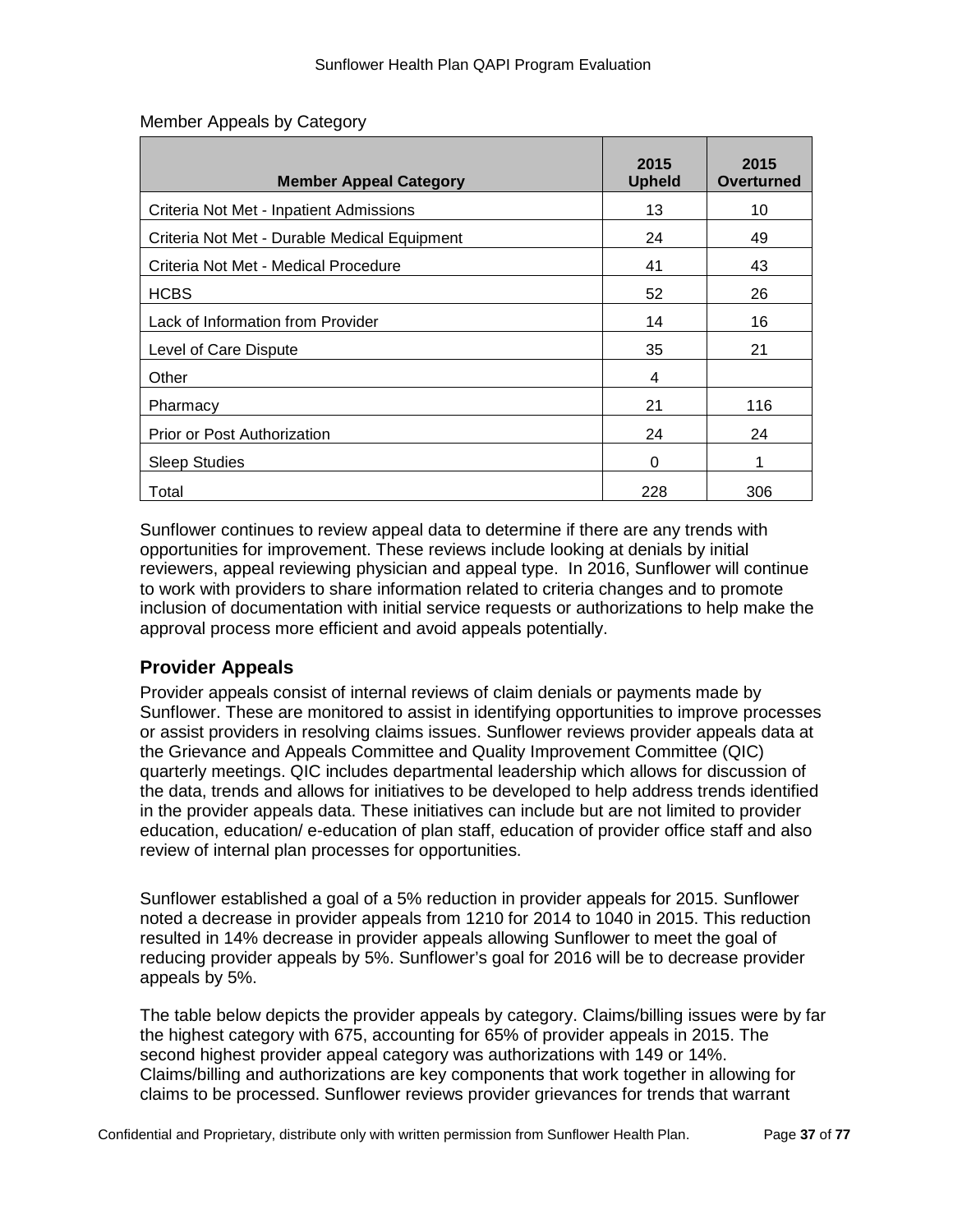Member Appeals by Category

| Member Appeal Category | 2015 Upheld | 2015 Overturned |
|---|---|---|
| Criteria Not Met - Inpatient Admissions | 13 | 10 |
| Criteria Not Met - Durable Medical Equipment | 24 | 49 |
| Criteria Not Met - Medical Procedure | 41 | 43 |
| HCBS | 52 | 26 |
| Lack of Information from Provider | 14 | 16 |
| Level of Care Dispute | 35 | 21 |
| Other | 4 | |
| Pharmacy | 21 | 116 |
| Prior or Post Authorization | 24 | 24 |
| Sleep Studies | 0 | 1 |
| Total | 228 | 306 |

Sunflower continues to review appeal data to determine if there are any trends with opportunities for improvement. These reviews include looking at denials by initial reviewers, appeal reviewing physician and appeal type. In 2016, Sunflower will continue to work with providers to share information related to criteria changes and to promote inclusion of documentation with initial service requests or authorizations to help make the approval process more efficient and avoid appeals potentially.

### Provider Appeals

Provider appeals consist of internal reviews of claim denials or payments made by Sunflower. These are monitored to assist in identifying opportunities to improve processes or assist providers in resolving claims issues. Sunflower reviews provider appeals data at the Grievance and Appeals Committee and Quality Improvement Committee (QIC) quarterly meetings. QIC includes departmental leadership which allows for discussion of the data, trends and allows for initiatives to be developed to help address trends identified in the provider appeals data. These initiatives can include but are not limited to provider education, education/ e-education of plan staff, education of provider office staff and also review of internal plan processes for opportunities.

Sunflower established a goal of a 5% reduction in provider appeals for 2015. Sunflower noted a decrease in provider appeals from 1210 for 2014 to 1040 in 2015. This reduction resulted in 14% decrease in provider appeals allowing Sunflower to meet the goal of reducing provider appeals by 5%. Sunflower's goal for 2016 will be to decrease provider appeals by 5%.

The table below depicts the provider appeals by category. Claims/billing issues were by far the highest category with 675, accounting for 65% of provider appeals in 2015. The second highest provider appeal category was authorizations with 149 or 14%. Claims/billing and authorizations are key components that work together in allowing for claims to be processed. Sunflower reviews provider grievances for trends that warrant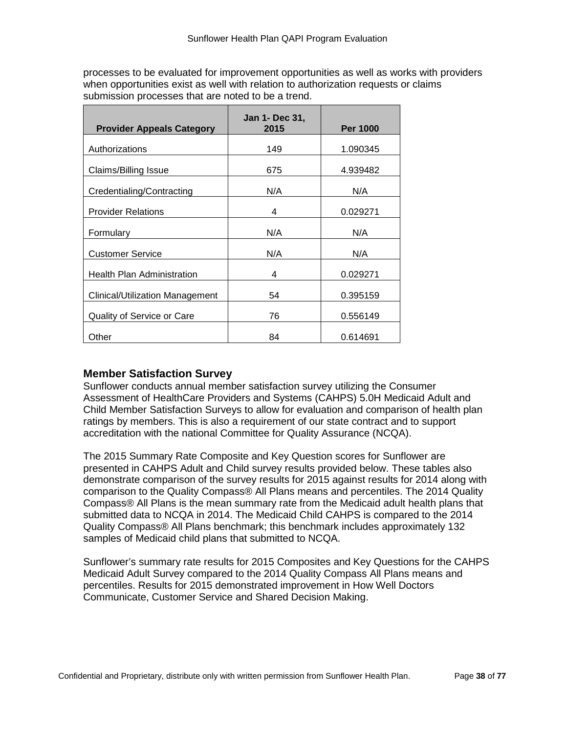processes to be evaluated for improvement opportunities as well as works with providers when opportunities exist as well with relation to authorization requests or claims submission processes that are noted to be a trend.

| Provider Appeals Category | Jan 1- Dec 31, 2015 | Per 1000 |
|---|---|---|
| Authorizations | 149 | 1.090345 |
| Claims/Billing Issue | 675 | 4.939482 |
| Credentialing/Contracting | N/A | N/A |
| Provider Relations | 4 | 0.029271 |
| Formulary | N/A | N/A |
| Customer Service | N/A | N/A |
| Health Plan Administration | 4 | 0.029271 |
| Clinical/Utilization Management | 54 | 0.395159 |
| Quality of Service or Care | 76 | 0.556149 |
| Other | 84 | 0.614691 |

### Member Satisfaction Survey

Sunflower conducts annual member satisfaction survey utilizing the Consumer Assessment of HealthCare Providers and Systems (CAHPS) 5.0H Medicaid Adult and Child Member Satisfaction Surveys to allow for evaluation and comparison of health plan ratings by members. This is also a requirement of our state contract and to support accreditation with the national Committee for Quality Assurance (NCQA).

The 2015 Summary Rate Composite and Key Question scores for Sunflower are presented in CAHPS Adult and Child survey results provided below. These tables also demonstrate comparison of the survey results for 2015 against results for 2014 along with comparison to the Quality Compass® All Plans means and percentiles. The 2014 Quality Compass® All Plans is the mean summary rate from the Medicaid adult health plans that submitted data to NCQA in 2014. The Medicaid Child CAHPS is compared to the 2014 Quality Compass® All Plans benchmark; this benchmark includes approximately 132 samples of Medicaid child plans that submitted to NCQA.

Sunflower's summary rate results for 2015 Composites and Key Questions for the CAHPS Medicaid Adult Survey compared to the 2014 Quality Compass All Plans means and percentiles. Results for 2015 demonstrated improvement in How Well Doctors Communicate, Customer Service and Shared Decision Making.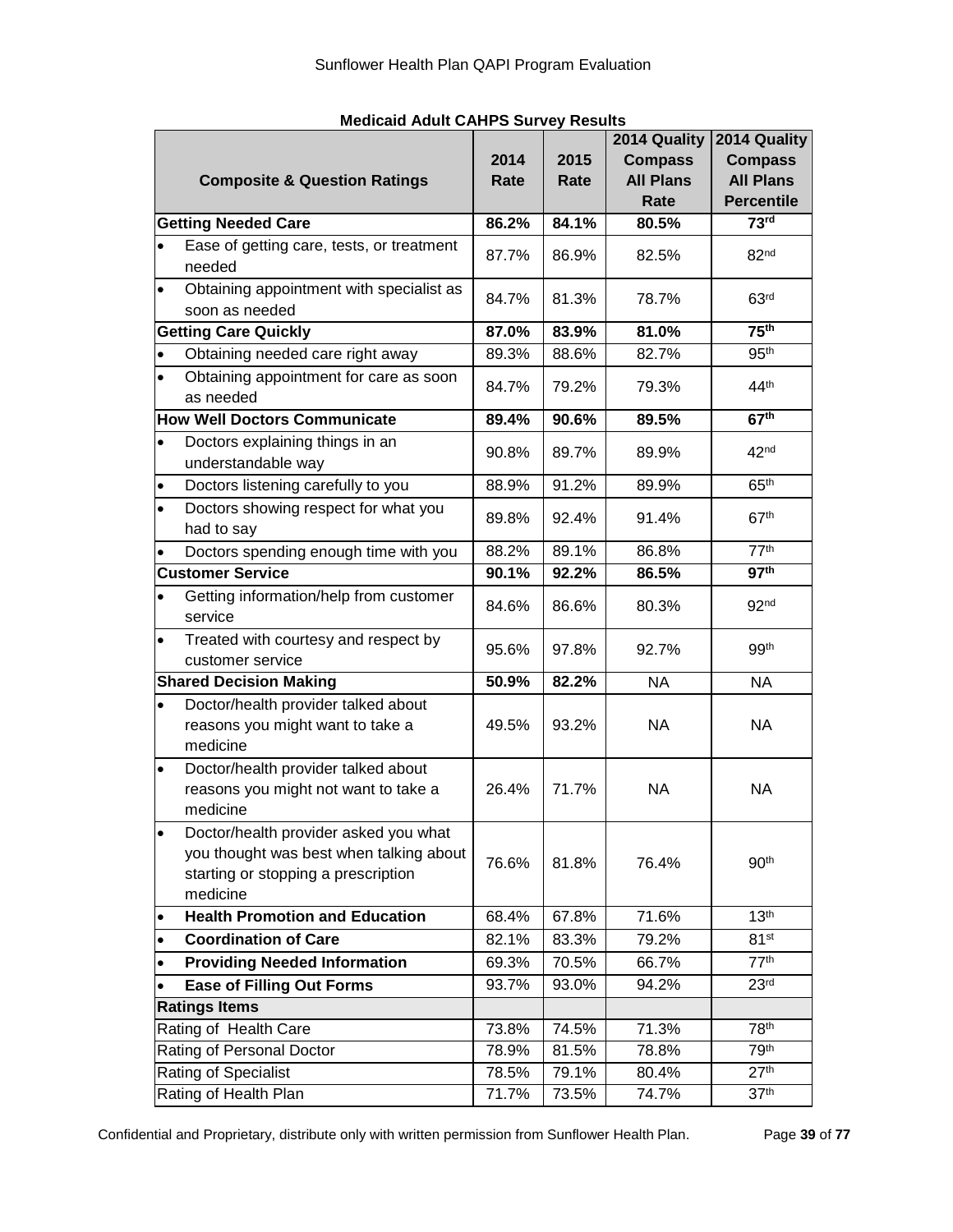**Medicaid Adult CAHPS Survey Results**

| Composite & Question Ratings | 2014 Rate | 2015 Rate | 2014 Quality Compass All Plans Rate | 2014 Quality Compass All Plans Percentile |
|---|---|---|---|---|
| **Getting Needed Care** | **86.2%** | **84.1%** | **80.5%** | **73rd** |
| • Ease of getting care, tests, or treatment needed | 87.7% | 86.9% | 82.5% | 82nd |
| • Obtaining appointment with specialist as soon as needed | 84.7% | 81.3% | 78.7% | 63rd |
| **Getting Care Quickly** | **87.0%** | **83.9%** | **81.0%** | **75th** |
| • Obtaining needed care right away | 89.3% | 88.6% | 82.7% | 95th |
| • Obtaining appointment for care as soon as needed | 84.7% | 79.2% | 79.3% | 44th |
| **How Well Doctors Communicate** | **89.4%** | **90.6%** | **89.5%** | **67th** |
| • Doctors explaining things in an understandable way | 90.8% | 89.7% | 89.9% | 42nd |
| • Doctors listening carefully to you | 88.9% | 91.2% | 89.9% | 65th |
| • Doctors showing respect for what you had to say | 89.8% | 92.4% | 91.4% | 67th |
| • Doctors spending enough time with you | 88.2% | 89.1% | 86.8% | 77th |
| **Customer Service** | **90.1%** | **92.2%** | **86.5%** | **97th** |
| • Getting information/help from customer service | 84.6% | 86.6% | 80.3% | 92nd |
| • Treated with courtesy and respect by customer service | 95.6% | 97.8% | 92.7% | 99th |
| **Shared Decision Making** | **50.9%** | **82.2%** | NA | NA |
| • Doctor/health provider talked about reasons you might want to take a medicine | 49.5% | 93.2% | NA | NA |
| • Doctor/health provider talked about reasons you might not want to take a medicine | 26.4% | 71.7% | NA | NA |
| • Doctor/health provider asked you what you thought was best when talking about starting or stopping a prescription medicine | 76.6% | 81.8% | 76.4% | 90th |
| • **Health Promotion and Education** | 68.4% | 67.8% | 71.6% | 13th |
| • **Coordination of Care** | 82.1% | 83.3% | 79.2% | 81st |
| • **Providing Needed Information** | 69.3% | 70.5% | 66.7% | 77th |
| • **Ease of Filling Out Forms** | 93.7% | 93.0% | 94.2% | 23rd |
| **Ratings Items** | | | | |
| Rating of Health Care | 73.8% | 74.5% | 71.3% | 78th |
| Rating of Personal Doctor | 78.9% | 81.5% | 78.8% | 79th |
| Rating of Specialist | 78.5% | 79.1% | 80.4% | 27th |
| Rating of Health Plan | 71.7% | 73.5% | 74.7% | 37th |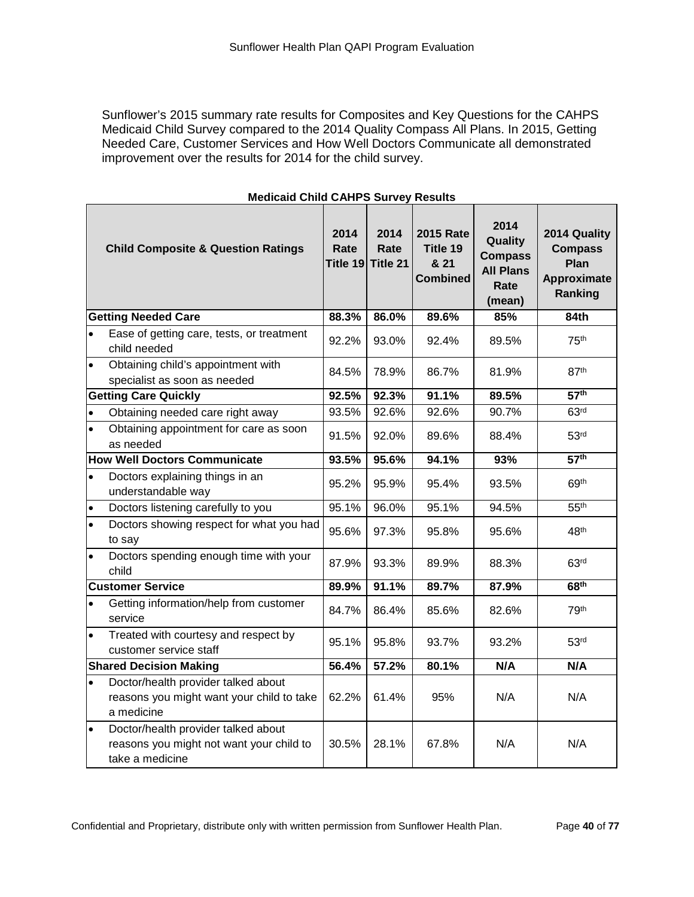Sunflower's 2015 summary rate results for Composites and Key Questions for the CAHPS Medicaid Child Survey compared to the 2014 Quality Compass All Plans. In 2015, Getting Needed Care, Customer Services and How Well Doctors Communicate all demonstrated improvement over the results for 2014 for the child survey.

**Medicaid Child CAHPS Survey Results**

| Child Composite & Question Ratings | 2014 Rate Title 19 | 2014 Rate Title 21 | 2015 Rate Title 19 & 21 Combined | 2014 Quality Compass All Plans Rate (mean) | 2014 Quality Compass Plan Approximate Ranking |
|---|---|---|---|---|---|
| **Getting Needed Care** | **88.3%** | **86.0%** | **89.6%** | **85%** | **84th** |
| • Ease of getting care, tests, or treatment child needed | 92.2% | 93.0% | 92.4% | 89.5% | 75th |
| • Obtaining child's appointment with specialist as soon as needed | 84.5% | 78.9% | 86.7% | 81.9% | 87th |
| **Getting Care Quickly** | **92.5%** | **92.3%** | **91.1%** | **89.5%** | **57th** |
| • Obtaining needed care right away | 93.5% | 92.6% | 92.6% | 90.7% | 63rd |
| • Obtaining appointment for care as soon as needed | 91.5% | 92.0% | 89.6% | 88.4% | 53rd |
| **How Well Doctors Communicate** | **93.5%** | **95.6%** | **94.1%** | **93%** | **57th** |
| • Doctors explaining things in an understandable way | 95.2% | 95.9% | 95.4% | 93.5% | 69th |
| • Doctors listening carefully to you | 95.1% | 96.0% | 95.1% | 94.5% | 55th |
| • Doctors showing respect for what you had to say | 95.6% | 97.3% | 95.8% | 95.6% | 48th |
| • Doctors spending enough time with your child | 87.9% | 93.3% | 89.9% | 88.3% | 63rd |
| **Customer Service** | **89.9%** | **91.1%** | **89.7%** | **87.9%** | **68th** |
| • Getting information/help from customer service | 84.7% | 86.4% | 85.6% | 82.6% | 79th |
| • Treated with courtesy and respect by customer service staff | 95.1% | 95.8% | 93.7% | 93.2% | 53rd |
| **Shared Decision Making** | **56.4%** | **57.2%** | **80.1%** | **N/A** | **N/A** |
| • Doctor/health provider talked about reasons you might want your child to take a medicine | 62.2% | 61.4% | 95% | N/A | N/A |
| • Doctor/health provider talked about reasons you might not want your child to take a medicine | 30.5% | 28.1% | 67.8% | N/A | N/A |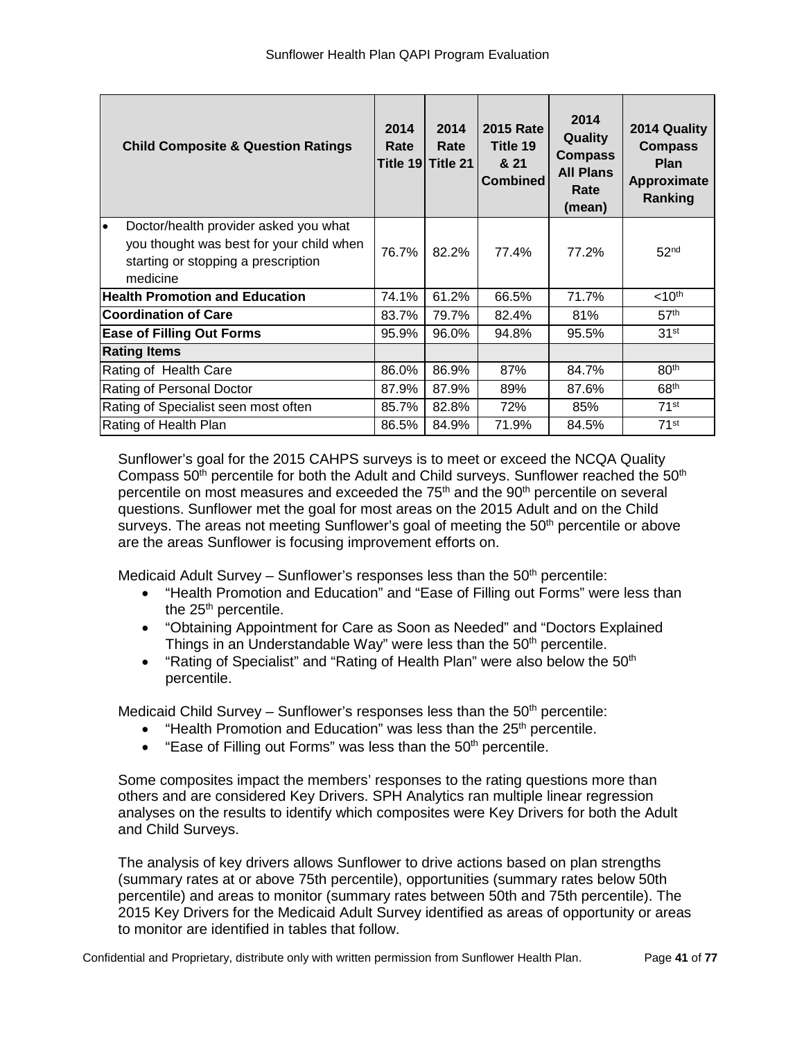| Child Composite & Question Ratings | 2014 Rate Title 19 | 2014 Rate Title 21 | 2015 Rate Title 19 & 21 Combined | 2014 Quality Compass All Plans Rate (mean) | 2014 Quality Compass Plan Approximate Ranking |
|---|---|---|---|---|---|
| • Doctor/health provider asked you what you thought was best for your child when starting or stopping a prescription medicine | 76.7% | 82.2% | 77.4% | 77.2% | 52nd |
| **Health Promotion and Education** | 74.1% | 61.2% | 66.5% | 71.7% | <10th |
| **Coordination of Care** | 83.7% | 79.7% | 82.4% | 81% | 57th |
| **Ease of Filling Out Forms** | 95.9% | 96.0% | 94.8% | 95.5% | 31st |
| **Rating Items** | | | | | |
| Rating of Health Care | 86.0% | 86.9% | 87% | 84.7% | 80th |
| Rating of Personal Doctor | 87.9% | 87.9% | 89% | 87.6% | 68th |
| Rating of Specialist seen most often | 85.7% | 82.8% | 72% | 85% | 71st |
| Rating of Health Plan | 86.5% | 84.9% | 71.9% | 84.5% | 71st |

Sunflower's goal for the 2015 CAHPS surveys is to meet or exceed the NCQA Quality Compass 50th percentile for both the Adult and Child surveys. Sunflower reached the 50th percentile on most measures and exceeded the 75th and the 90th percentile on several questions. Sunflower met the goal for most areas on the 2015 Adult and on the Child surveys. The areas not meeting Sunflower's goal of meeting the 50th percentile or above are the areas Sunflower is focusing improvement efforts on.

Medicaid Adult Survey – Sunflower's responses less than the 50th percentile:

- "Health Promotion and Education" and "Ease of Filling out Forms" were less than the 25th percentile.
- "Obtaining Appointment for Care as Soon as Needed" and "Doctors Explained Things in an Understandable Way" were less than the 50th percentile.
- "Rating of Specialist" and "Rating of Health Plan" were also below the 50th percentile.

Medicaid Child Survey – Sunflower's responses less than the 50th percentile:

- "Health Promotion and Education" was less than the 25th percentile.
- "Ease of Filling out Forms" was less than the 50th percentile.

Some composites impact the members' responses to the rating questions more than others and are considered Key Drivers. SPH Analytics ran multiple linear regression analyses on the results to identify which composites were Key Drivers for both the Adult and Child Surveys.

The analysis of key drivers allows Sunflower to drive actions based on plan strengths (summary rates at or above 75th percentile), opportunities (summary rates below 50th percentile) and areas to monitor (summary rates between 50th and 75th percentile). The 2015 Key Drivers for the Medicaid Adult Survey identified as areas of opportunity or areas to monitor are identified in tables that follow.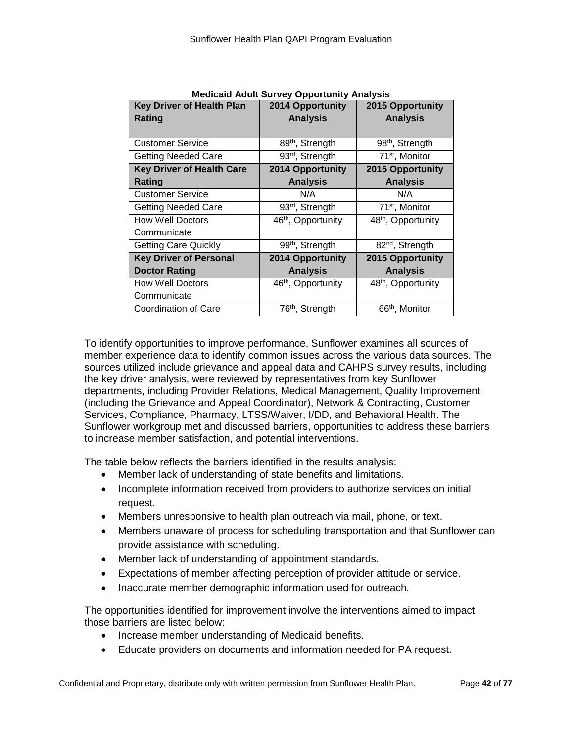**Medicaid Adult Survey Opportunity Analysis**

| Key Driver of Health Plan Rating | 2014 Opportunity Analysis | 2015 Opportunity Analysis |
|---|---|---|
| Customer Service | 89th, Strength | 98th, Strength |
| Getting Needed Care | 93rd, Strength | 71st, Monitor |
| **Key Driver of Health Care Rating** | **2014 Opportunity Analysis** | **2015 Opportunity Analysis** |
| Customer Service | N/A | N/A |
| Getting Needed Care | 93rd, Strength | 71st, Monitor |
| How Well Doctors Communicate | 46th, Opportunity | 48th, Opportunity |
| Getting Care Quickly | 99th, Strength | 82nd, Strength |
| **Key Driver of Personal Doctor Rating** | **2014 Opportunity Analysis** | **2015 Opportunity Analysis** |
| How Well Doctors Communicate | 46th, Opportunity | 48th, Opportunity |
| Coordination of Care | 76th, Strength | 66th, Monitor |

To identify opportunities to improve performance, Sunflower examines all sources of member experience data to identify common issues across the various data sources. The sources utilized include grievance and appeal data and CAHPS survey results, including the key driver analysis, were reviewed by representatives from key Sunflower departments, including Provider Relations, Medical Management, Quality Improvement (including the Grievance and Appeal Coordinator), Network & Contracting, Customer Services, Compliance, Pharmacy, LTSS/Waiver, I/DD, and Behavioral Health. The Sunflower workgroup met and discussed barriers, opportunities to address these barriers to increase member satisfaction, and potential interventions.

The table below reflects the barriers identified in the results analysis:

- Member lack of understanding of state benefits and limitations.
- Incomplete information received from providers to authorize services on initial request.
- Members unresponsive to health plan outreach via mail, phone, or text.
- Members unaware of process for scheduling transportation and that Sunflower can provide assistance with scheduling.
- Member lack of understanding of appointment standards.
- Expectations of member affecting perception of provider attitude or service.
- Inaccurate member demographic information used for outreach.

The opportunities identified for improvement involve the interventions aimed to impact those barriers are listed below:

- Increase member understanding of Medicaid benefits.
- Educate providers on documents and information needed for PA request.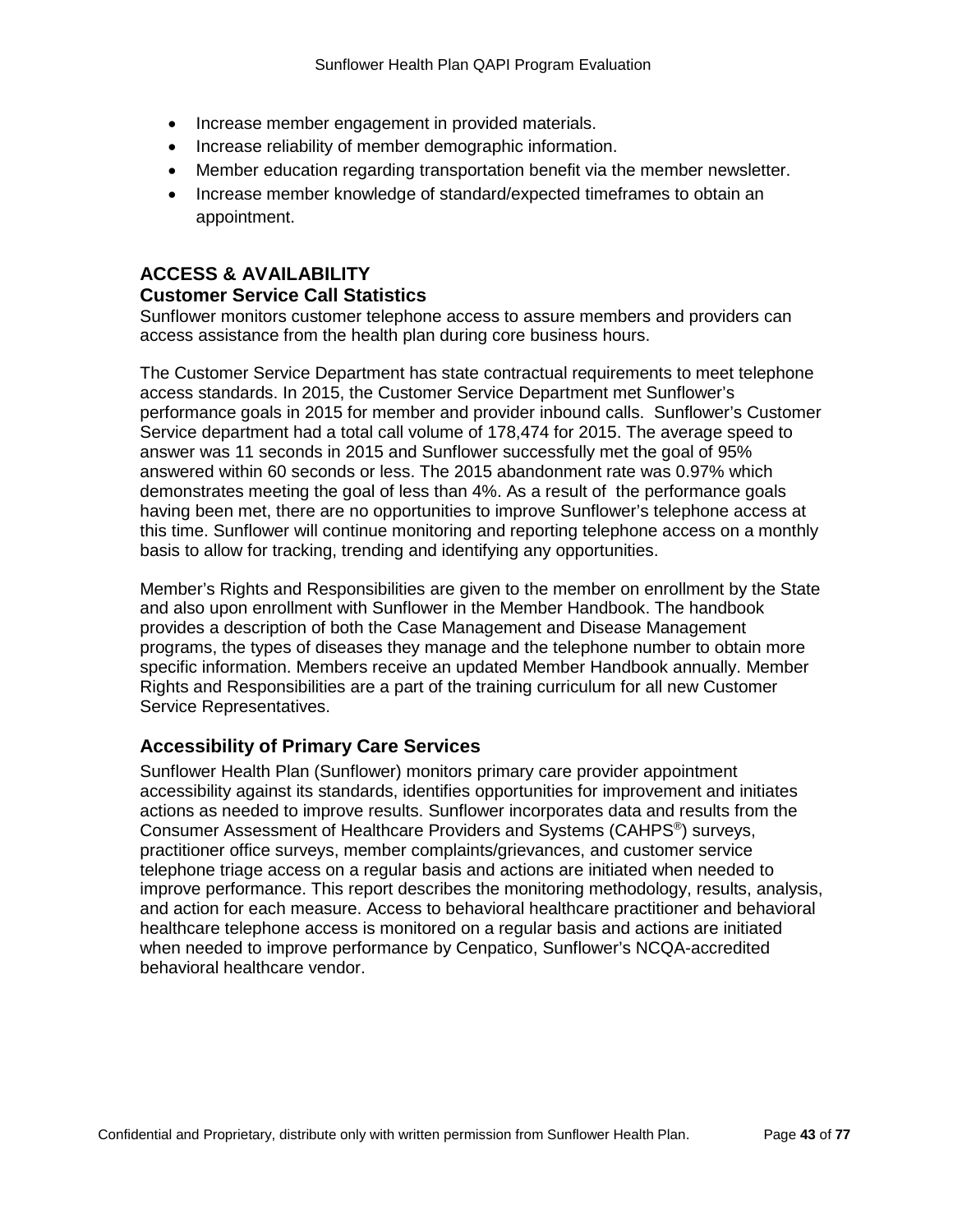- Increase member engagement in provided materials.
- Increase reliability of member demographic information.
- Member education regarding transportation benefit via the member newsletter.
- Increase member knowledge of standard/expected timeframes to obtain an appointment.

## ACCESS & AVAILABILITY

### Customer Service Call Statistics

Sunflower monitors customer telephone access to assure members and providers can access assistance from the health plan during core business hours.

The Customer Service Department has state contractual requirements to meet telephone access standards. In 2015, the Customer Service Department met Sunflower's performance goals in 2015 for member and provider inbound calls. Sunflower's Customer Service department had a total call volume of 178,474 for 2015. The average speed to answer was 11 seconds in 2015 and Sunflower successfully met the goal of 95% answered within 60 seconds or less. The 2015 abandonment rate was 0.97% which demonstrates meeting the goal of less than 4%. As a result of the performance goals having been met, there are no opportunities to improve Sunflower's telephone access at this time. Sunflower will continue monitoring and reporting telephone access on a monthly basis to allow for tracking, trending and identifying any opportunities.

Member's Rights and Responsibilities are given to the member on enrollment by the State and also upon enrollment with Sunflower in the Member Handbook. The handbook provides a description of both the Case Management and Disease Management programs, the types of diseases they manage and the telephone number to obtain more specific information. Members receive an updated Member Handbook annually. Member Rights and Responsibilities are a part of the training curriculum for all new Customer Service Representatives.

### Accessibility of Primary Care Services

Sunflower Health Plan (Sunflower) monitors primary care provider appointment accessibility against its standards, identifies opportunities for improvement and initiates actions as needed to improve results. Sunflower incorporates data and results from the Consumer Assessment of Healthcare Providers and Systems (CAHPS®) surveys, practitioner office surveys, member complaints/grievances, and customer service telephone triage access on a regular basis and actions are initiated when needed to improve performance. This report describes the monitoring methodology, results, analysis, and action for each measure. Access to behavioral healthcare practitioner and behavioral healthcare telephone access is monitored on a regular basis and actions are initiated when needed to improve performance by Cenpatico, Sunflower's NCQA-accredited behavioral healthcare vendor.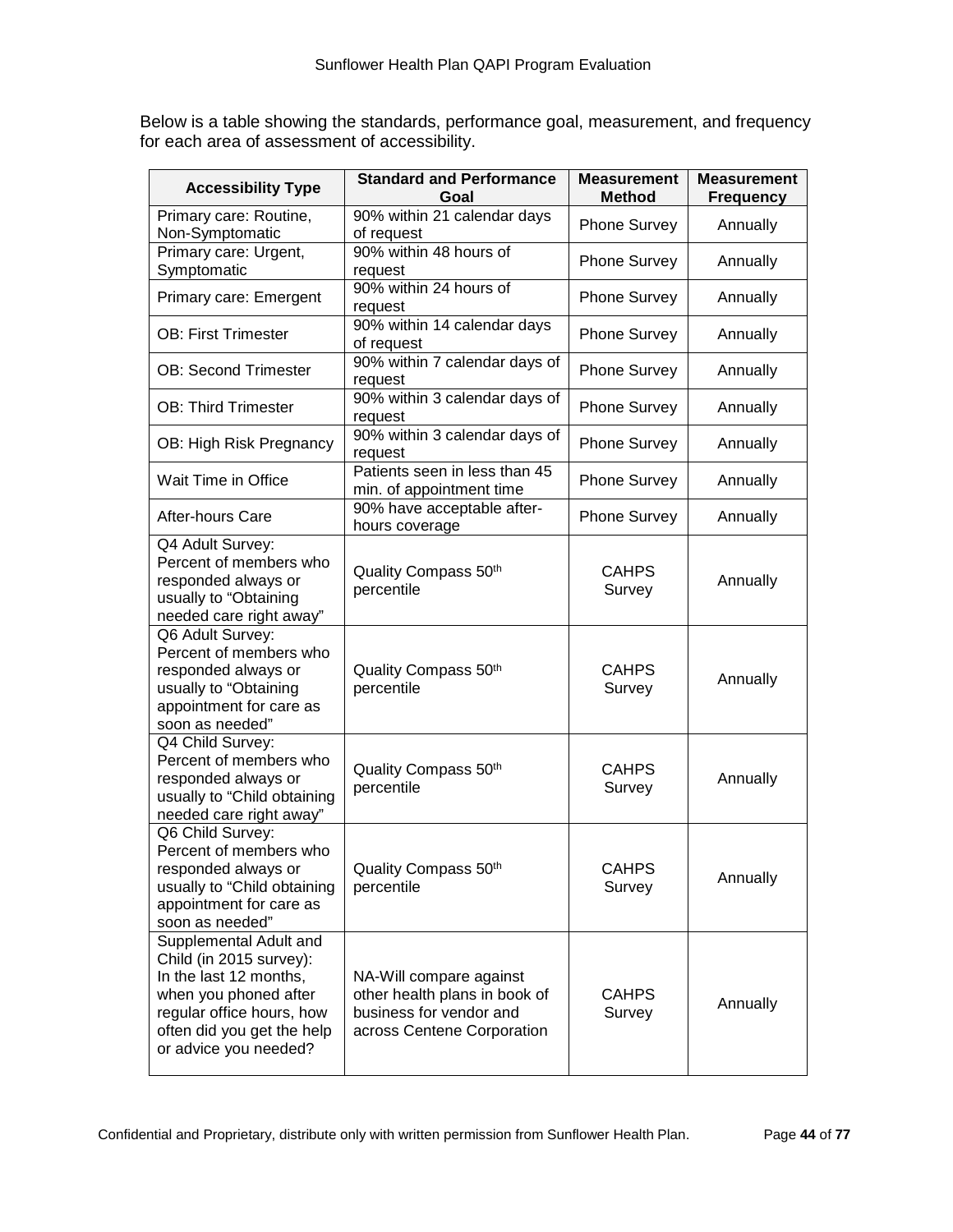Below is a table showing the standards, performance goal, measurement, and frequency for each area of assessment of accessibility.

| Accessibility Type | Standard and Performance Goal | Measurement Method | Measurement Frequency |
|---|---|---|---|
| Primary care: Routine, Non-Symptomatic | 90% within 21 calendar days of request | Phone Survey | Annually |
| Primary care: Urgent, Symptomatic | 90% within 48 hours of request | Phone Survey | Annually |
| Primary care: Emergent | 90% within 24 hours of request | Phone Survey | Annually |
| OB: First Trimester | 90% within 14 calendar days of request | Phone Survey | Annually |
| OB: Second Trimester | 90% within 7 calendar days of request | Phone Survey | Annually |
| OB: Third Trimester | 90% within 3 calendar days of request | Phone Survey | Annually |
| OB: High Risk Pregnancy | 90% within 3 calendar days of request | Phone Survey | Annually |
| Wait Time in Office | Patients seen in less than 45 min. of appointment time | Phone Survey | Annually |
| After-hours Care | 90% have acceptable after-hours coverage | Phone Survey | Annually |
| Q4 Adult Survey: Percent of members who responded always or usually to "Obtaining needed care right away" | Quality Compass 50th percentile | CAHPS Survey | Annually |
| Q6 Adult Survey: Percent of members who responded always or usually to "Obtaining appointment for care as soon as needed" | Quality Compass 50th percentile | CAHPS Survey | Annually |
| Q4 Child Survey: Percent of members who responded always or usually to "Child obtaining needed care right away" | Quality Compass 50th percentile | CAHPS Survey | Annually |
| Q6 Child Survey: Percent of members who responded always or usually to "Child obtaining appointment for care as soon as needed" | Quality Compass 50th percentile | CAHPS Survey | Annually |
| Supplemental Adult and Child (in 2015 survey): In the last 12 months, when you phoned after regular office hours, how often did you get the help or advice you needed? | NA-Will compare against other health plans in book of business for vendor and across Centene Corporation | CAHPS Survey | Annually |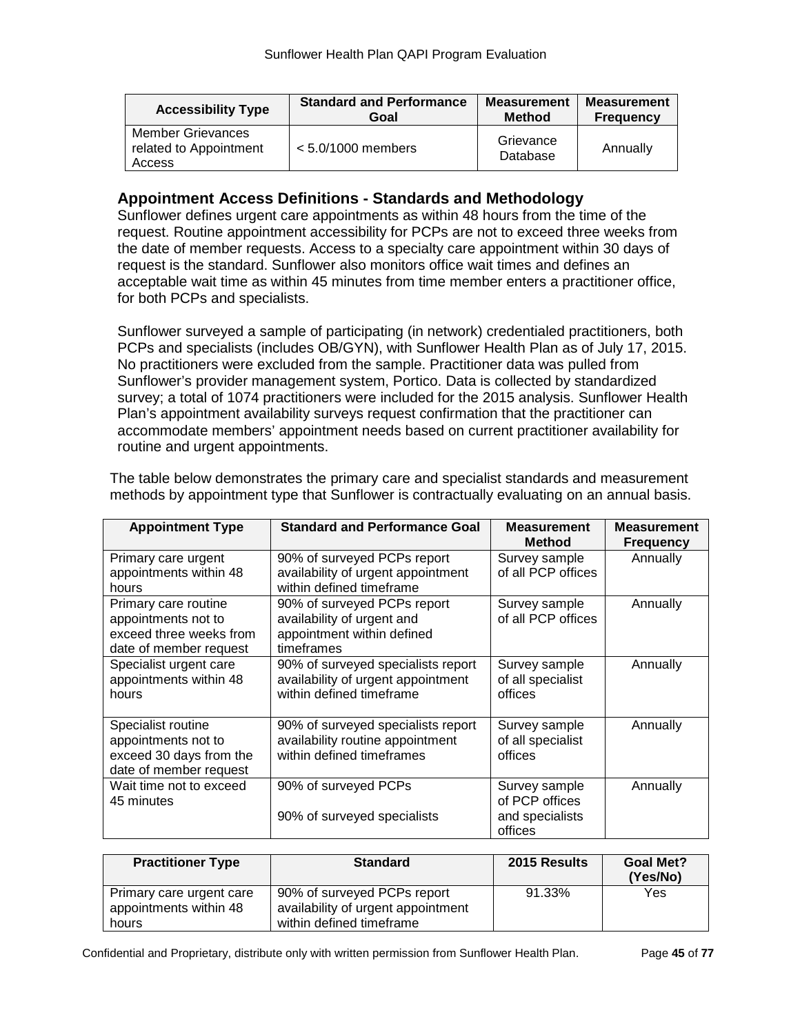| Accessibility Type | Standard and Performance Goal | Measurement Method | Measurement Frequency |
|---|---|---|---|
| Member Grievances related to Appointment Access | < 5.0/1000 members | Grievance Database | Annually |

### Appointment Access Definitions - Standards and Methodology

Sunflower defines urgent care appointments as within 48 hours from the time of the request. Routine appointment accessibility for PCPs are not to exceed three weeks from the date of member requests. Access to a specialty care appointment within 30 days of request is the standard. Sunflower also monitors office wait times and defines an acceptable wait time as within 45 minutes from time member enters a practitioner office, for both PCPs and specialists.

Sunflower surveyed a sample of participating (in network) credentialed practitioners, both PCPs and specialists (includes OB/GYN), with Sunflower Health Plan as of July 17, 2015. No practitioners were excluded from the sample. Practitioner data was pulled from Sunflower's provider management system, Portico. Data is collected by standardized survey; a total of 1074 practitioners were included for the 2015 analysis. Sunflower Health Plan's appointment availability surveys request confirmation that the practitioner can accommodate members' appointment needs based on current practitioner availability for routine and urgent appointments.

The table below demonstrates the primary care and specialist standards and measurement methods by appointment type that Sunflower is contractually evaluating on an annual basis.

| Appointment Type | Standard and Performance Goal | Measurement Method | Measurement Frequency |
|---|---|---|---|
| Primary care urgent appointments within 48 hours | 90% of surveyed PCPs report availability of urgent appointment within defined timeframe | Survey sample of all PCP offices | Annually |
| Primary care routine appointments not to exceed three weeks from date of member request | 90% of surveyed PCPs report availability of urgent and appointment within defined timeframes | Survey sample of all PCP offices | Annually |
| Specialist urgent care appointments within 48 hours | 90% of surveyed specialists report availability of urgent appointment within defined timeframe | Survey sample of all specialist offices | Annually |
| Specialist routine appointments not to exceed 30 days from the date of member request | 90% of surveyed specialists report availability routine appointment within defined timeframes | Survey sample of all specialist offices | Annually |
| Wait time not to exceed 45 minutes | 90% of surveyed PCPs<br><br>90% of surveyed specialists | Survey sample of PCP offices and specialists offices | Annually |

| Practitioner Type | Standard | 2015 Results | Goal Met? (Yes/No) |
|---|---|---|---|
| Primary care urgent care appointments within 48 hours | 90% of surveyed PCPs report availability of urgent appointment within defined timeframe | 91.33% | Yes |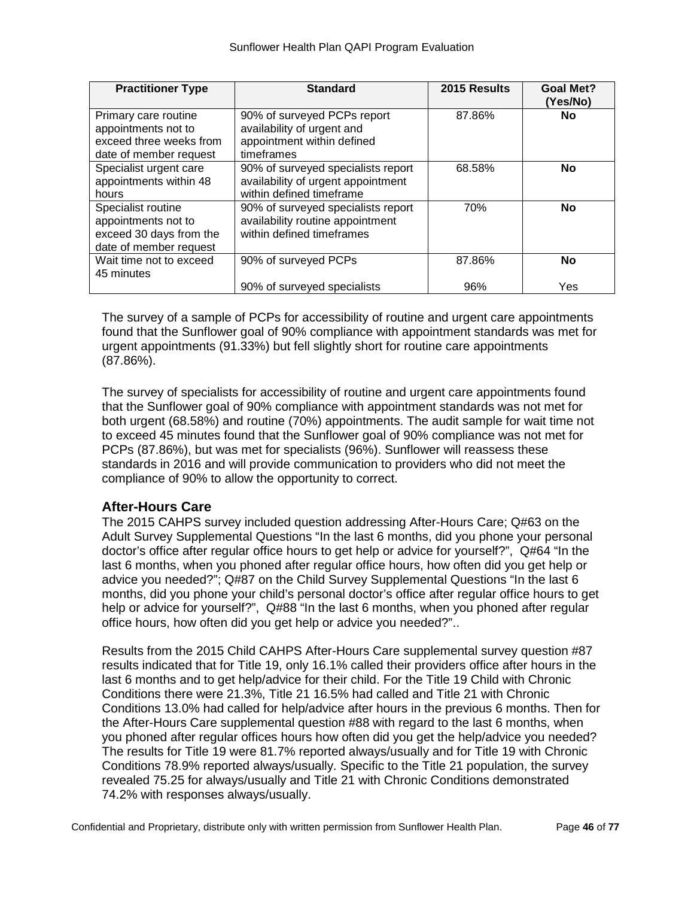| Practitioner Type | Standard | 2015 Results | Goal Met? (Yes/No) |
|---|---|---|---|
| Primary care routine appointments not to exceed three weeks from date of member request | 90% of surveyed PCPs report availability of urgent and appointment within defined timeframes | 87.86% | **No** |
| Specialist urgent care appointments within 48 hours | 90% of surveyed specialists report availability of urgent appointment within defined timeframe | 68.58% | **No** |
| Specialist routine appointments not to exceed 30 days from the date of member request | 90% of surveyed specialists report availability routine appointment within defined timeframes | 70% | **No** |
| Wait time not to exceed 45 minutes | 90% of surveyed PCPs | 87.86% | **No** |
| | 90% of surveyed specialists | 96% | Yes |

The survey of a sample of PCPs for accessibility of routine and urgent care appointments found that the Sunflower goal of 90% compliance with appointment standards was met for urgent appointments (91.33%) but fell slightly short for routine care appointments (87.86%).

The survey of specialists for accessibility of routine and urgent care appointments found that the Sunflower goal of 90% compliance with appointment standards was not met for both urgent (68.58%) and routine (70%) appointments. The audit sample for wait time not to exceed 45 minutes found that the Sunflower goal of 90% compliance was not met for PCPs (87.86%), but was met for specialists (96%). Sunflower will reassess these standards in 2016 and will provide communication to providers who did not meet the compliance of 90% to allow the opportunity to correct.

## After-Hours Care

The 2015 CAHPS survey included question addressing After-Hours Care; Q#63 on the Adult Survey Supplemental Questions "In the last 6 months, did you phone your personal doctor's office after regular office hours to get help or advice for yourself?", Q#64 "In the last 6 months, when you phoned after regular office hours, how often did you get help or advice you needed?"; Q#87 on the Child Survey Supplemental Questions "In the last 6 months, did you phone your child's personal doctor's office after regular office hours to get help or advice for yourself?", Q#88 "In the last 6 months, when you phoned after regular office hours, how often did you get help or advice you needed?"..

Results from the 2015 Child CAHPS After-Hours Care supplemental survey question #87 results indicated that for Title 19, only 16.1% called their providers office after hours in the last 6 months and to get help/advice for their child. For the Title 19 Child with Chronic Conditions there were 21.3%, Title 21 16.5% had called and Title 21 with Chronic Conditions 13.0% had called for help/advice after hours in the previous 6 months. Then for the After-Hours Care supplemental question #88 with regard to the last 6 months, when you phoned after regular offices hours how often did you get the help/advice you needed? The results for Title 19 were 81.7% reported always/usually and for Title 19 with Chronic Conditions 78.9% reported always/usually. Specific to the Title 21 population, the survey revealed 75.25 for always/usually and Title 21 with Chronic Conditions demonstrated 74.2% with responses always/usually.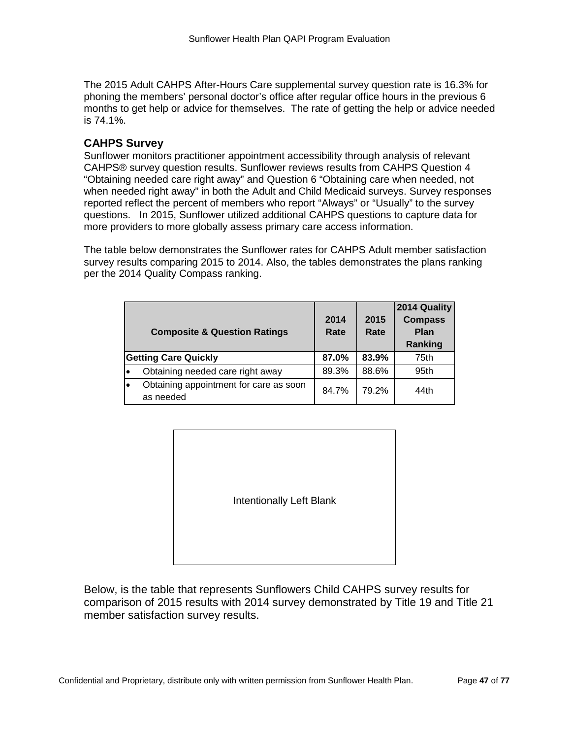The 2015 Adult CAHPS After-Hours Care supplemental survey question rate is 16.3% for phoning the members' personal doctor's office after regular office hours in the previous 6 months to get help or advice for themselves. The rate of getting the help or advice needed is 74.1%.

## CAHPS Survey

Sunflower monitors practitioner appointment accessibility through analysis of relevant CAHPS® survey question results. Sunflower reviews results from CAHPS Question 4 "Obtaining needed care right away" and Question 6 "Obtaining care when needed, not when needed right away" in both the Adult and Child Medicaid surveys. Survey responses reported reflect the percent of members who report "Always" or "Usually" to the survey questions. In 2015, Sunflower utilized additional CAHPS questions to capture data for more providers to more globally assess primary care access information.

The table below demonstrates the Sunflower rates for CAHPS Adult member satisfaction survey results comparing 2015 to 2014. Also, the tables demonstrates the plans ranking per the 2014 Quality Compass ranking.

| Composite & Question Ratings | 2014 Rate | 2015 Rate | 2014 Quality Compass Plan Ranking |
|---|---|---|---|
| **Getting Care Quickly** | **87.0%** | **83.9%** | 75th |
| • Obtaining needed care right away | 89.3% | 88.6% | 95th |
| • Obtaining appointment for care as soon as needed | 84.7% | 79.2% | 44th |

Intentionally Left Blank

Below, is the table that represents Sunflowers Child CAHPS survey results for comparison of 2015 results with 2014 survey demonstrated by Title 19 and Title 21 member satisfaction survey results.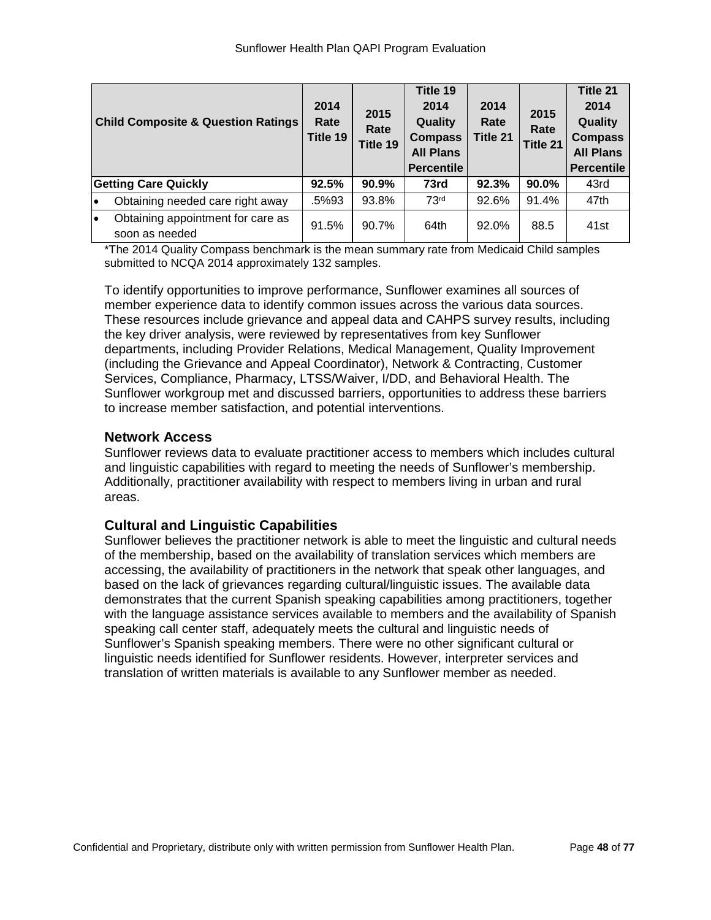| Child Composite & Question Ratings | 2014 Rate Title 19 | 2015 Rate Title 19 | Title 19 2014 Quality Compass All Plans Percentile | 2014 Rate Title 21 | 2015 Rate Title 21 | Title 21 2014 Quality Compass All Plans Percentile |
|---|---|---|---|---|---|---|
| **Getting Care Quickly** | **92.5%** | **90.9%** | **73rd** | **92.3%** | **90.0%** | 43rd |
| • Obtaining needed care right away | .5%93 | 93.8% | 73rd | 92.6% | 91.4% | 47th |
| • Obtaining appointment for care as soon as needed | 91.5% | 90.7% | 64th | 92.0% | 88.5 | 41st |

*The 2014 Quality Compass benchmark is the mean summary rate from Medicaid Child samples submitted to NCQA 2014 approximately 132 samples.

To identify opportunities to improve performance, Sunflower examines all sources of member experience data to identify common issues across the various data sources. These resources include grievance and appeal data and CAHPS survey results, including the key driver analysis, were reviewed by representatives from key Sunflower departments, including Provider Relations, Medical Management, Quality Improvement (including the Grievance and Appeal Coordinator), Network & Contracting, Customer Services, Compliance, Pharmacy, LTSS/Waiver, I/DD, and Behavioral Health. The Sunflower workgroup met and discussed barriers, opportunities to address these barriers to increase member satisfaction, and potential interventions.

### Network Access

Sunflower reviews data to evaluate practitioner access to members which includes cultural and linguistic capabilities with regard to meeting the needs of Sunflower's membership. Additionally, practitioner availability with respect to members living in urban and rural areas.

### Cultural and Linguistic Capabilities

Sunflower believes the practitioner network is able to meet the linguistic and cultural needs of the membership, based on the availability of translation services which members are accessing, the availability of practitioners in the network that speak other languages, and based on the lack of grievances regarding cultural/linguistic issues. The available data demonstrates that the current Spanish speaking capabilities among practitioners, together with the language assistance services available to members and the availability of Spanish speaking call center staff, adequately meets the cultural and linguistic needs of Sunflower's Spanish speaking members. There were no other significant cultural or linguistic needs identified for Sunflower residents. However, interpreter services and translation of written materials is available to any Sunflower member as needed.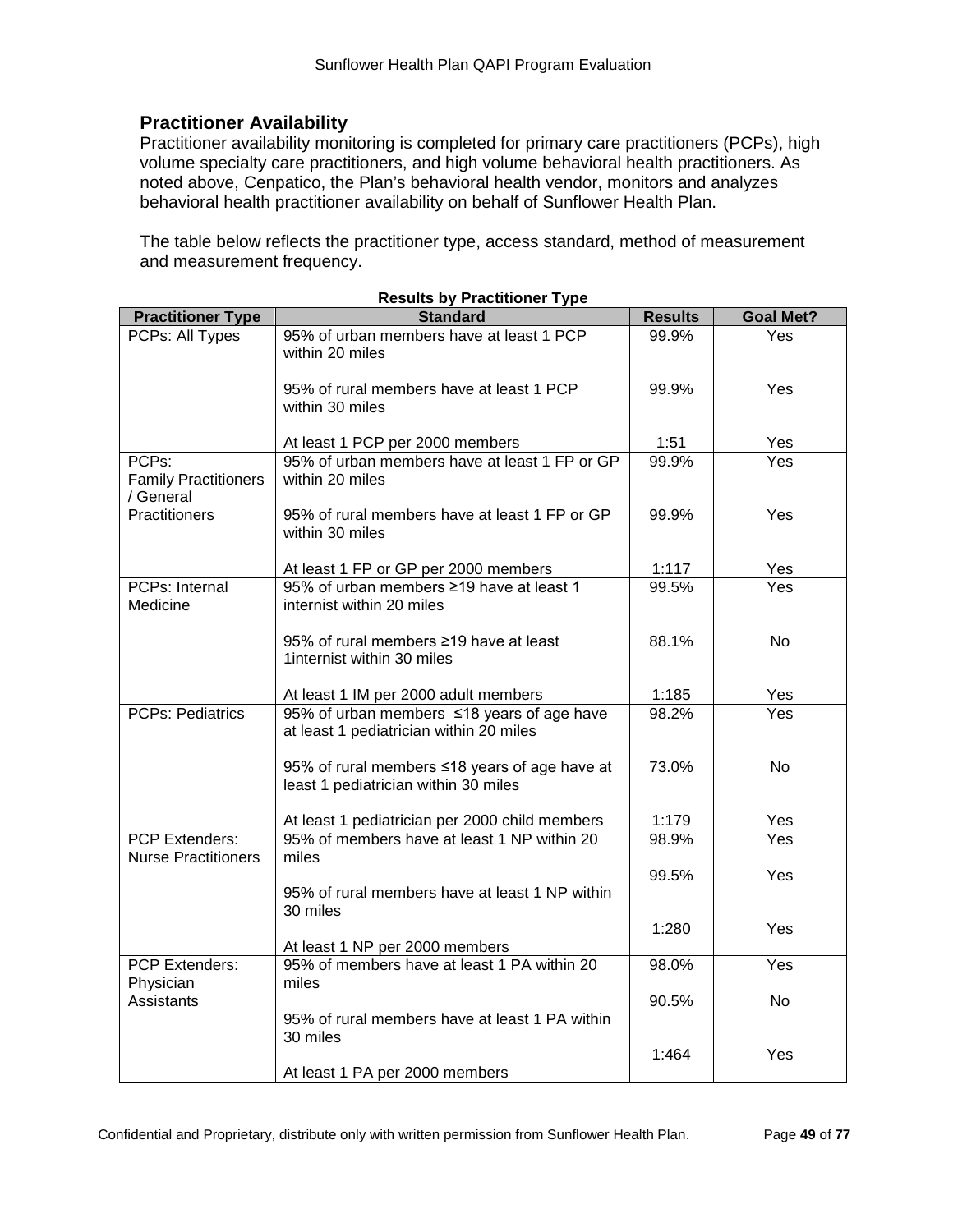## Practitioner Availability

Practitioner availability monitoring is completed for primary care practitioners (PCPs), high volume specialty care practitioners, and high volume behavioral health practitioners. As noted above, Cenpatico, the Plan's behavioral health vendor, monitors and analyzes behavioral health practitioner availability on behalf of Sunflower Health Plan.

The table below reflects the practitioner type, access standard, method of measurement and measurement frequency.

**Results by Practitioner Type**

| Practitioner Type | Standard | Results | Goal Met? |
|---|---|---|---|
| PCPs: All Types | 95% of urban members have at least 1 PCP within 20 miles | 99.9% | Yes |
| | 95% of rural members have at least 1 PCP within 30 miles | 99.9% | Yes |
| | At least 1 PCP per 2000 members | 1:51 | Yes |
| PCPs: Family Practitioners / General Practitioners | 95% of urban members have at least 1 FP or GP within 20 miles | 99.9% | Yes |
| | 95% of rural members have at least 1 FP or GP within 30 miles | 99.9% | Yes |
| | At least 1 FP or GP per 2000 members | 1:117 | Yes |
| PCPs: Internal Medicine | 95% of urban members ≥19 have at least 1 internist within 20 miles | 99.5% | Yes |
| | 95% of rural members ≥19 have at least 1internist within 30 miles | 88.1% | No |
| | At least 1 IM per 2000 adult members | 1:185 | Yes |
| PCPs: Pediatrics | 95% of urban members ≤18 years of age have at least 1 pediatrician within 20 miles | 98.2% | Yes |
| | 95% of rural members ≤18 years of age have at least 1 pediatrician within 30 miles | 73.0% | No |
| | At least 1 pediatrician per 2000 child members | 1:179 | Yes |
| PCP Extenders: Nurse Practitioners | 95% of members have at least 1 NP within 20 miles | 98.9% | Yes |
| | 95% of rural members have at least 1 NP within 30 miles | 99.5% | Yes |
| | At least 1 NP per 2000 members | 1:280 | Yes |
| PCP Extenders: Physician Assistants | 95% of members have at least 1 PA within 20 miles | 98.0% | Yes |
| | 95% of rural members have at least 1 PA within 30 miles | 90.5% | No |
| | At least 1 PA per 2000 members | 1:464 | Yes |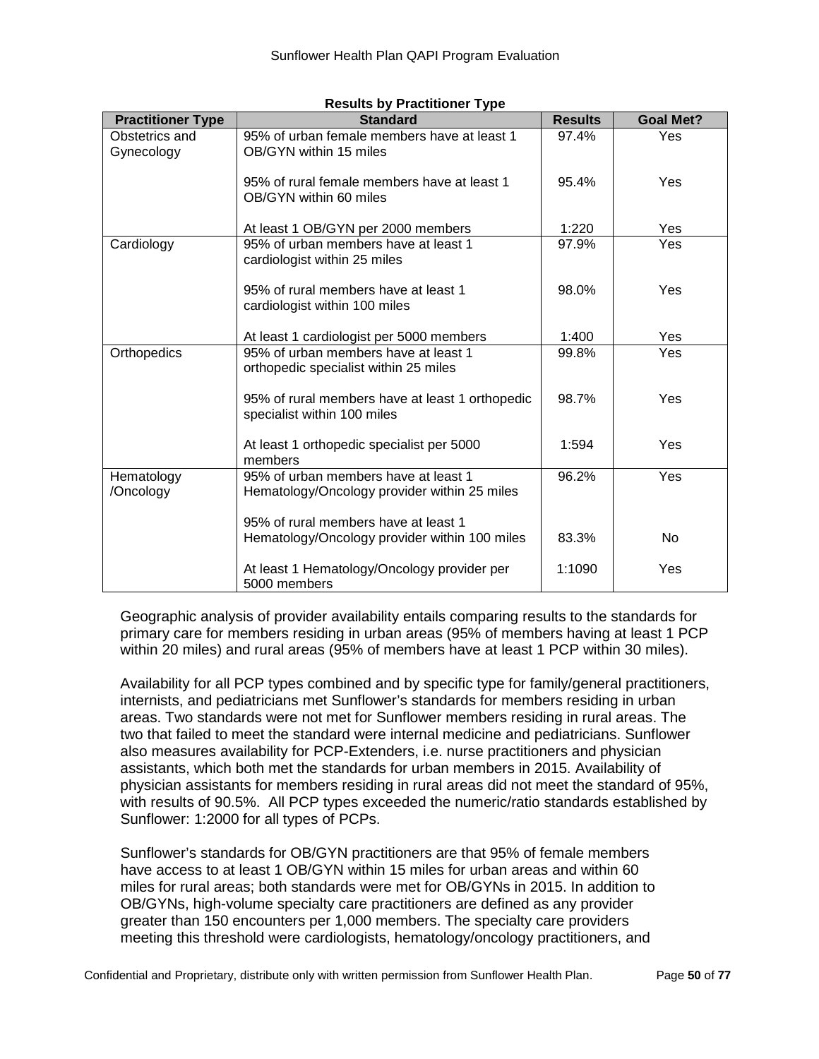**Results by Practitioner Type**

| Practitioner Type | Standard | Results | Goal Met? |
|---|---|---|---|
| Obstetrics and Gynecology | 95% of urban female members have at least 1 OB/GYN within 15 miles | 97.4% | Yes |
| | 95% of rural female members have at least 1 OB/GYN within 60 miles | 95.4% | Yes |
| | At least 1 OB/GYN per 2000 members | 1:220 | Yes |
| Cardiology | 95% of urban members have at least 1 cardiologist within 25 miles | 97.9% | Yes |
| | 95% of rural members have at least 1 cardiologist within 100 miles | 98.0% | Yes |
| | At least 1 cardiologist per 5000 members | 1:400 | Yes |
| Orthopedics | 95% of urban members have at least 1 orthopedic specialist within 25 miles | 99.8% | Yes |
| | 95% of rural members have at least 1 orthopedic specialist within 100 miles | 98.7% | Yes |
| | At least 1 orthopedic specialist per 5000 members | 1:594 | Yes |
| Hematology /Oncology | 95% of urban members have at least 1 Hematology/Oncology provider within 25 miles | 96.2% | Yes |
| | 95% of rural members have at least 1 Hematology/Oncology provider within 100 miles | 83.3% | No |
| | At least 1 Hematology/Oncology provider per 5000 members | 1:1090 | Yes |

Geographic analysis of provider availability entails comparing results to the standards for primary care for members residing in urban areas (95% of members having at least 1 PCP within 20 miles) and rural areas (95% of members have at least 1 PCP within 30 miles).

Availability for all PCP types combined and by specific type for family/general practitioners, internists, and pediatricians met Sunflower's standards for members residing in urban areas. Two standards were not met for Sunflower members residing in rural areas. The two that failed to meet the standard were internal medicine and pediatricians. Sunflower also measures availability for PCP-Extenders, i.e. nurse practitioners and physician assistants, which both met the standards for urban members in 2015. Availability of physician assistants for members residing in rural areas did not meet the standard of 95%, with results of 90.5%. All PCP types exceeded the numeric/ratio standards established by Sunflower: 1:2000 for all types of PCPs.

Sunflower's standards for OB/GYN practitioners are that 95% of female members have access to at least 1 OB/GYN within 15 miles for urban areas and within 60 miles for rural areas; both standards were met for OB/GYNs in 2015. In addition to OB/GYNs, high-volume specialty care practitioners are defined as any provider greater than 150 encounters per 1,000 members. The specialty care providers meeting this threshold were cardiologists, hematology/oncology practitioners, and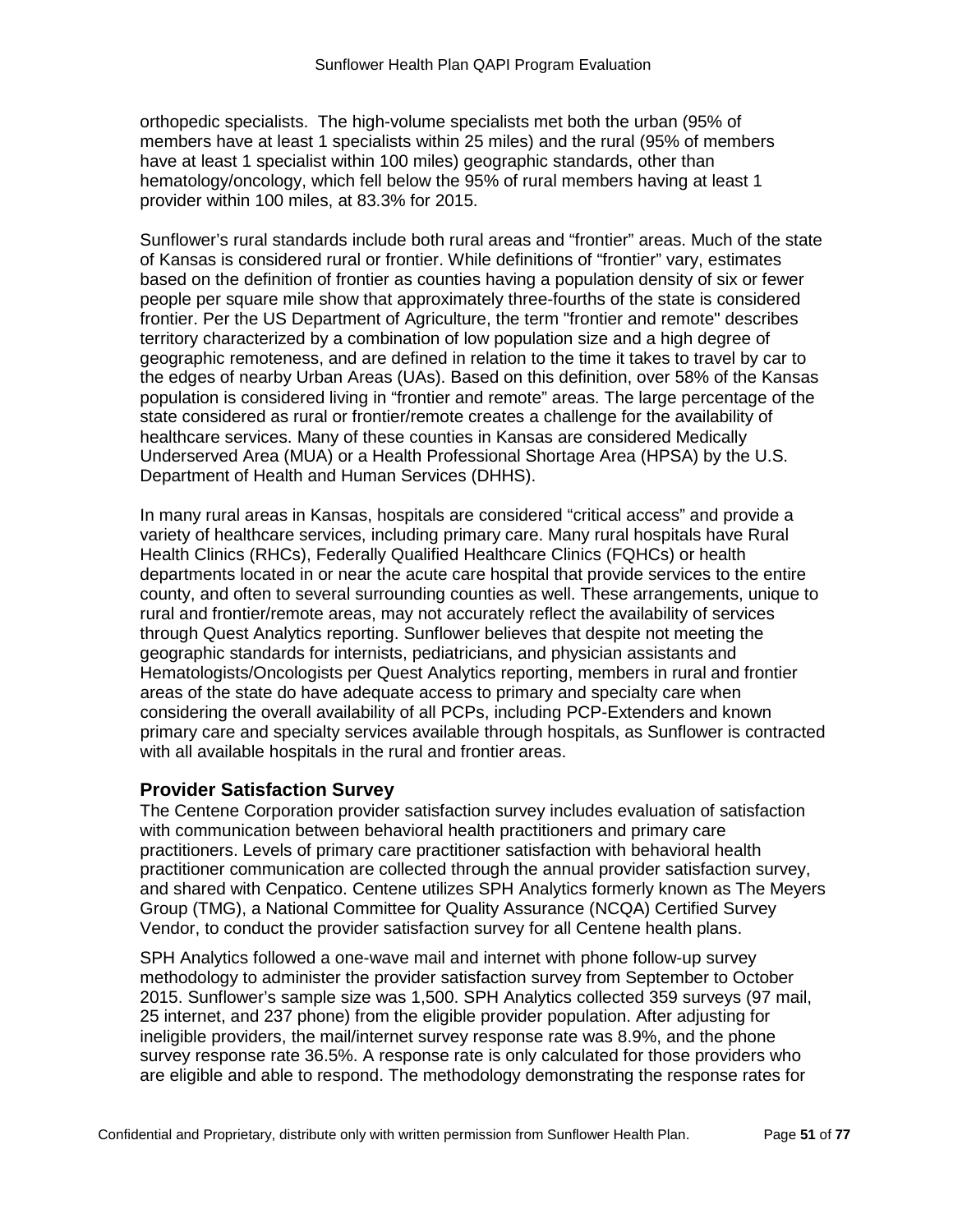orthopedic specialists. The high-volume specialists met both the urban (95% of members have at least 1 specialists within 25 miles) and the rural (95% of members have at least 1 specialist within 100 miles) geographic standards, other than hematology/oncology, which fell below the 95% of rural members having at least 1 provider within 100 miles, at 83.3% for 2015.

Sunflower's rural standards include both rural areas and "frontier" areas. Much of the state of Kansas is considered rural or frontier. While definitions of "frontier" vary, estimates based on the definition of frontier as counties having a population density of six or fewer people per square mile show that approximately three-fourths of the state is considered frontier. Per the US Department of Agriculture, the term "frontier and remote" describes territory characterized by a combination of low population size and a high degree of geographic remoteness, and are defined in relation to the time it takes to travel by car to the edges of nearby Urban Areas (UAs). Based on this definition, over 58% of the Kansas population is considered living in "frontier and remote" areas. The large percentage of the state considered as rural or frontier/remote creates a challenge for the availability of healthcare services. Many of these counties in Kansas are considered Medically Underserved Area (MUA) or a Health Professional Shortage Area (HPSA) by the U.S. Department of Health and Human Services (DHHS).

In many rural areas in Kansas, hospitals are considered "critical access" and provide a variety of healthcare services, including primary care. Many rural hospitals have Rural Health Clinics (RHCs), Federally Qualified Healthcare Clinics (FQHCs) or health departments located in or near the acute care hospital that provide services to the entire county, and often to several surrounding counties as well. These arrangements, unique to rural and frontier/remote areas, may not accurately reflect the availability of services through Quest Analytics reporting. Sunflower believes that despite not meeting the geographic standards for internists, pediatricians, and physician assistants and Hematologists/Oncologists per Quest Analytics reporting, members in rural and frontier areas of the state do have adequate access to primary and specialty care when considering the overall availability of all PCPs, including PCP-Extenders and known primary care and specialty services available through hospitals, as Sunflower is contracted with all available hospitals in the rural and frontier areas.

## Provider Satisfaction Survey

The Centene Corporation provider satisfaction survey includes evaluation of satisfaction with communication between behavioral health practitioners and primary care practitioners. Levels of primary care practitioner satisfaction with behavioral health practitioner communication are collected through the annual provider satisfaction survey, and shared with Cenpatico. Centene utilizes SPH Analytics formerly known as The Meyers Group (TMG), a National Committee for Quality Assurance (NCQA) Certified Survey Vendor, to conduct the provider satisfaction survey for all Centene health plans.

SPH Analytics followed a one-wave mail and internet with phone follow-up survey methodology to administer the provider satisfaction survey from September to October 2015. Sunflower's sample size was 1,500. SPH Analytics collected 359 surveys (97 mail, 25 internet, and 237 phone) from the eligible provider population. After adjusting for ineligible providers, the mail/internet survey response rate was 8.9%, and the phone survey response rate 36.5%. A response rate is only calculated for those providers who are eligible and able to respond. The methodology demonstrating the response rates for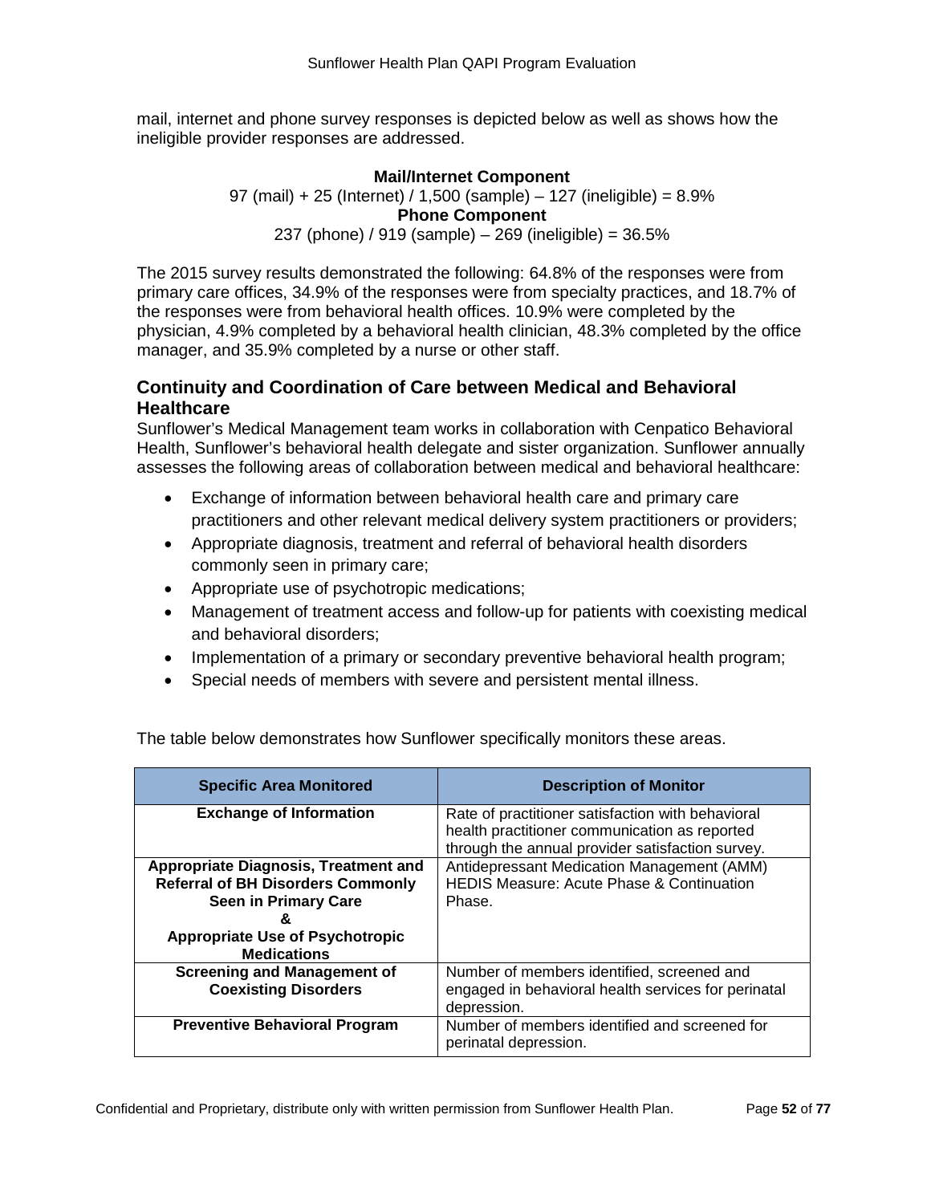mail, internet and phone survey responses is depicted below as well as shows how the ineligible provider responses are addressed.

**Mail/Internet Component**

97 (mail) + 25 (Internet) / 1,500 (sample) – 127 (ineligible) = 8.9%

**Phone Component**

237 (phone) / 919 (sample) – 269 (ineligible) = 36.5%

The 2015 survey results demonstrated the following: 64.8% of the responses were from primary care offices, 34.9% of the responses were from specialty practices, and 18.7% of the responses were from behavioral health offices. 10.9% were completed by the physician, 4.9% completed by a behavioral health clinician, 48.3% completed by the office manager, and 35.9% completed by a nurse or other staff.

## Continuity and Coordination of Care between Medical and Behavioral Healthcare

Sunflower's Medical Management team works in collaboration with Cenpatico Behavioral Health, Sunflower's behavioral health delegate and sister organization. Sunflower annually assesses the following areas of collaboration between medical and behavioral healthcare:

- Exchange of information between behavioral health care and primary care practitioners and other relevant medical delivery system practitioners or providers;
- Appropriate diagnosis, treatment and referral of behavioral health disorders commonly seen in primary care;
- Appropriate use of psychotropic medications;
- Management of treatment access and follow-up for patients with coexisting medical and behavioral disorders;
- Implementation of a primary or secondary preventive behavioral health program;
- Special needs of members with severe and persistent mental illness.

The table below demonstrates how Sunflower specifically monitors these areas.

| Specific Area Monitored | Description of Monitor |
|---|---|
| **Exchange of Information** | Rate of practitioner satisfaction with behavioral health practitioner communication as reported through the annual provider satisfaction survey. |
| **Appropriate Diagnosis, Treatment and Referral of BH Disorders Commonly Seen in Primary Care & Appropriate Use of Psychotropic Medications** | Antidepressant Medication Management (AMM) HEDIS Measure: Acute Phase & Continuation Phase. |
| **Screening and Management of Coexisting Disorders** | Number of members identified, screened and engaged in behavioral health services for perinatal depression. |
| **Preventive Behavioral Program** | Number of members identified and screened for perinatal depression. |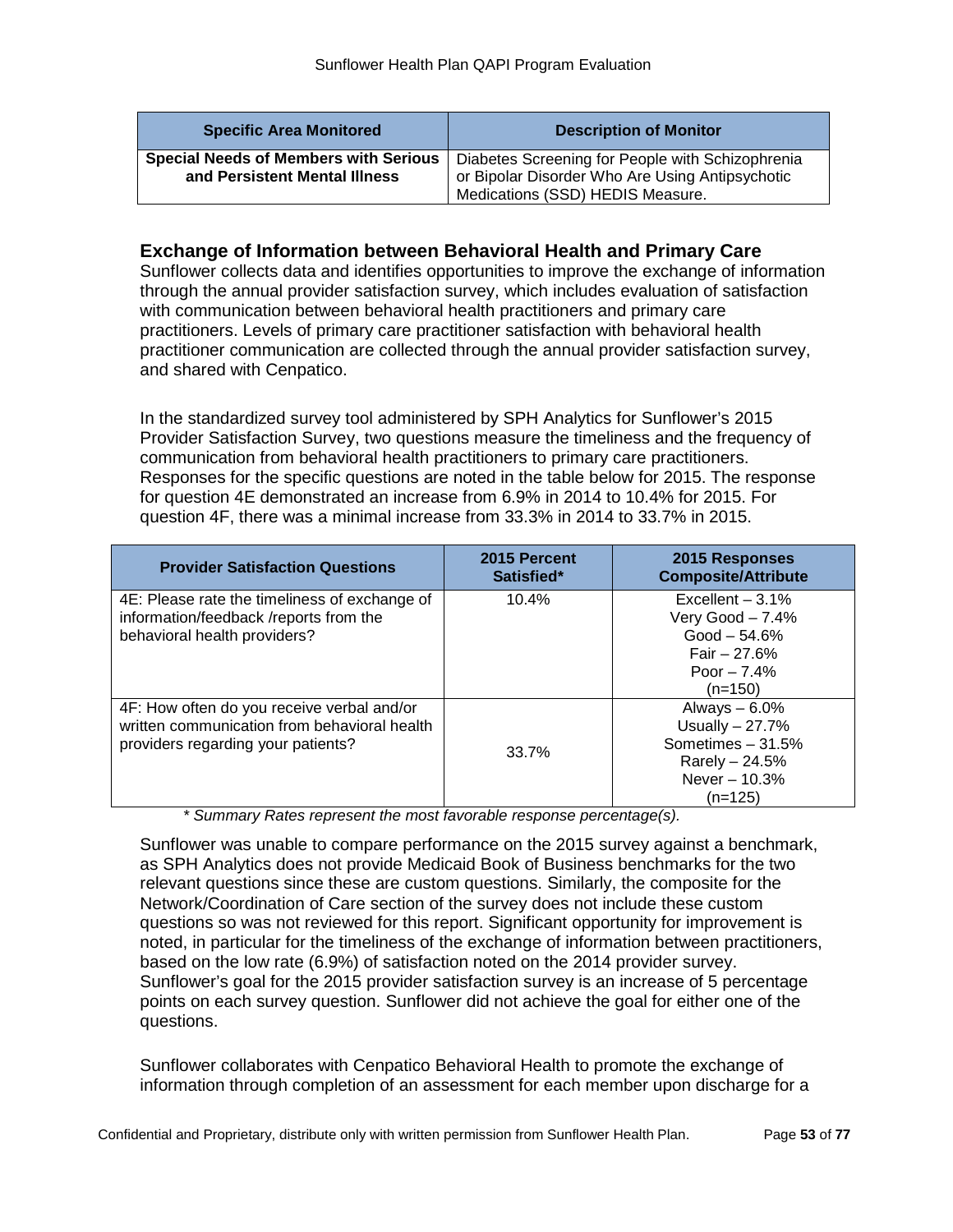| Specific Area Monitored | Description of Monitor |
| --- | --- |
| **Special Needs of Members with Serious and Persistent Mental Illness** | Diabetes Screening for People with Schizophrenia or Bipolar Disorder Who Are Using Antipsychotic Medications (SSD) HEDIS Measure. |

## Exchange of Information between Behavioral Health and Primary Care

Sunflower collects data and identifies opportunities to improve the exchange of information through the annual provider satisfaction survey, which includes evaluation of satisfaction with communication between behavioral health practitioners and primary care practitioners. Levels of primary care practitioner satisfaction with behavioral health practitioner communication are collected through the annual provider satisfaction survey, and shared with Cenpatico.

In the standardized survey tool administered by SPH Analytics for Sunflower's 2015 Provider Satisfaction Survey, two questions measure the timeliness and the frequency of communication from behavioral health practitioners to primary care practitioners. Responses for the specific questions are noted in the table below for 2015. The response for question 4E demonstrated an increase from 6.9% in 2014 to 10.4% for 2015. For question 4F, there was a minimal increase from 33.3% in 2014 to 33.7% in 2015.

| Provider Satisfaction Questions | 2015 Percent Satisfied* | 2015 Responses Composite/Attribute |
| --- | --- | --- |
| 4E: Please rate the timeliness of exchange of information/feedback /reports from the behavioral health providers? | 10.4% | Excellent – 3.1%<br>Very Good – 7.4%<br>Good – 54.6%<br>Fair – 27.6%<br>Poor – 7.4%<br>(n=150) |
| 4F: How often do you receive verbal and/or written communication from behavioral health providers regarding your patients? | 33.7% | Always – 6.0%<br>Usually – 27.7%<br>Sometimes – 31.5%<br>Rarely – 24.5%<br>Never – 10.3%<br>(n=125) |

*\* Summary Rates represent the most favorable response percentage(s).*

Sunflower was unable to compare performance on the 2015 survey against a benchmark, as SPH Analytics does not provide Medicaid Book of Business benchmarks for the two relevant questions since these are custom questions. Similarly, the composite for the Network/Coordination of Care section of the survey does not include these custom questions so was not reviewed for this report. Significant opportunity for improvement is noted, in particular for the timeliness of the exchange of information between practitioners, based on the low rate (6.9%) of satisfaction noted on the 2014 provider survey. Sunflower's goal for the 2015 provider satisfaction survey is an increase of 5 percentage points on each survey question. Sunflower did not achieve the goal for either one of the questions.

Sunflower collaborates with Cenpatico Behavioral Health to promote the exchange of information through completion of an assessment for each member upon discharge for a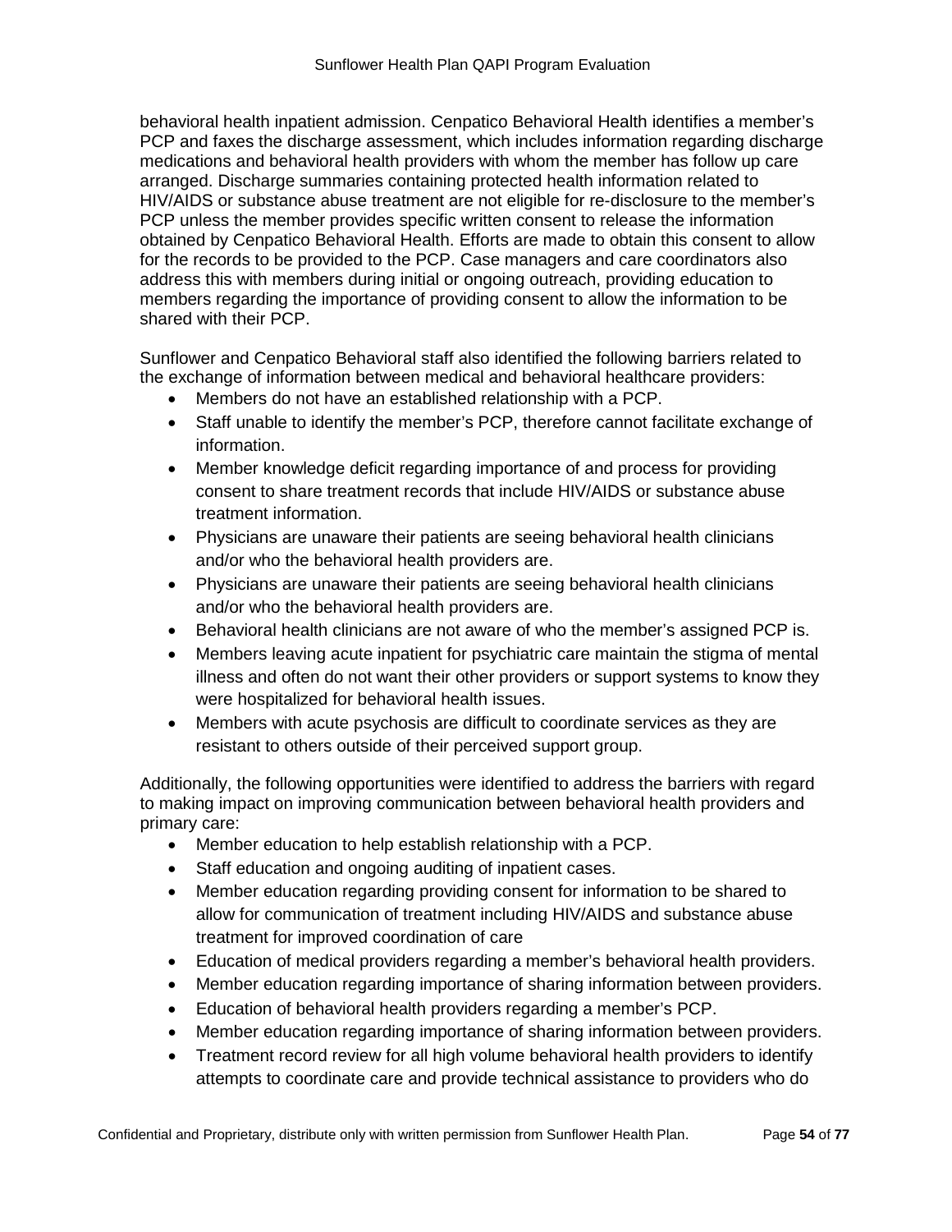behavioral health inpatient admission. Cenpatico Behavioral Health identifies a member's PCP and faxes the discharge assessment, which includes information regarding discharge medications and behavioral health providers with whom the member has follow up care arranged. Discharge summaries containing protected health information related to HIV/AIDS or substance abuse treatment are not eligible for re-disclosure to the member's PCP unless the member provides specific written consent to release the information obtained by Cenpatico Behavioral Health. Efforts are made to obtain this consent to allow for the records to be provided to the PCP. Case managers and care coordinators also address this with members during initial or ongoing outreach, providing education to members regarding the importance of providing consent to allow the information to be shared with their PCP.

Sunflower and Cenpatico Behavioral staff also identified the following barriers related to the exchange of information between medical and behavioral healthcare providers:

- Members do not have an established relationship with a PCP.
- Staff unable to identify the member's PCP, therefore cannot facilitate exchange of information.
- Member knowledge deficit regarding importance of and process for providing consent to share treatment records that include HIV/AIDS or substance abuse treatment information.
- Physicians are unaware their patients are seeing behavioral health clinicians and/or who the behavioral health providers are.
- Physicians are unaware their patients are seeing behavioral health clinicians and/or who the behavioral health providers are.
- Behavioral health clinicians are not aware of who the member's assigned PCP is.
- Members leaving acute inpatient for psychiatric care maintain the stigma of mental illness and often do not want their other providers or support systems to know they were hospitalized for behavioral health issues.
- Members with acute psychosis are difficult to coordinate services as they are resistant to others outside of their perceived support group.

Additionally, the following opportunities were identified to address the barriers with regard to making impact on improving communication between behavioral health providers and primary care:

- Member education to help establish relationship with a PCP.
- Staff education and ongoing auditing of inpatient cases.
- Member education regarding providing consent for information to be shared to allow for communication of treatment including HIV/AIDS and substance abuse treatment for improved coordination of care
- Education of medical providers regarding a member's behavioral health providers.
- Member education regarding importance of sharing information between providers.
- Education of behavioral health providers regarding a member's PCP.
- Member education regarding importance of sharing information between providers.
- Treatment record review for all high volume behavioral health providers to identify attempts to coordinate care and provide technical assistance to providers who do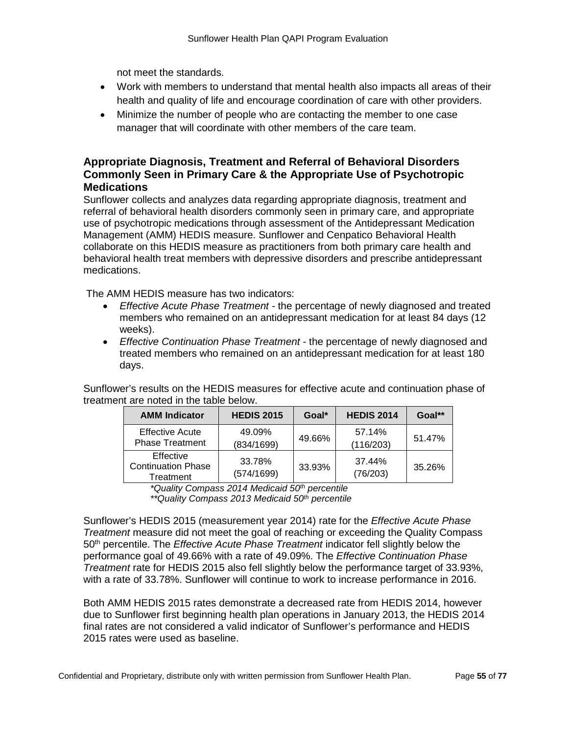not meet the standards.

- Work with members to understand that mental health also impacts all areas of their health and quality of life and encourage coordination of care with other providers.
- Minimize the number of people who are contacting the member to one case manager that will coordinate with other members of the care team.

### Appropriate Diagnosis, Treatment and Referral of Behavioral Disorders Commonly Seen in Primary Care & the Appropriate Use of Psychotropic Medications

Sunflower collects and analyzes data regarding appropriate diagnosis, treatment and referral of behavioral health disorders commonly seen in primary care, and appropriate use of psychotropic medications through assessment of the Antidepressant Medication Management (AMM) HEDIS measure. Sunflower and Cenpatico Behavioral Health collaborate on this HEDIS measure as practitioners from both primary care health and behavioral health treat members with depressive disorders and prescribe antidepressant medications.

The AMM HEDIS measure has two indicators:

- *Effective Acute Phase Treatment* - the percentage of newly diagnosed and treated members who remained on an antidepressant medication for at least 84 days (12 weeks).
- *Effective Continuation Phase Treatment* - the percentage of newly diagnosed and treated members who remained on an antidepressant medication for at least 180 days.

Sunflower's results on the HEDIS measures for effective acute and continuation phase of treatment are noted in the table below.

| AMM Indicator | HEDIS 2015 | Goal* | HEDIS 2014 | Goal** |
|---|---|---|---|---|
| Effective Acute Phase Treatment | 49.09% (834/1699) | 49.66% | 57.14% (116/203) | 51.47% |
| Effective Continuation Phase Treatment | 33.78% (574/1699) | 33.93% | 37.44% (76/203) | 35.26% |

*\*Quality Compass 2014 Medicaid 50th percentile*
*\*\*Quality Compass 2013 Medicaid 50th percentile*

Sunflower's HEDIS 2015 (measurement year 2014) rate for the *Effective Acute Phase Treatment* measure did not meet the goal of reaching or exceeding the Quality Compass 50th percentile. The *Effective Acute Phase Treatment* indicator fell slightly below the performance goal of 49.66% with a rate of 49.09%. The *Effective Continuation Phase Treatment* rate for HEDIS 2015 also fell slightly below the performance target of 33.93%, with a rate of 33.78%. Sunflower will continue to work to increase performance in 2016.

Both AMM HEDIS 2015 rates demonstrate a decreased rate from HEDIS 2014, however due to Sunflower first beginning health plan operations in January 2013, the HEDIS 2014 final rates are not considered a valid indicator of Sunflower's performance and HEDIS 2015 rates were used as baseline.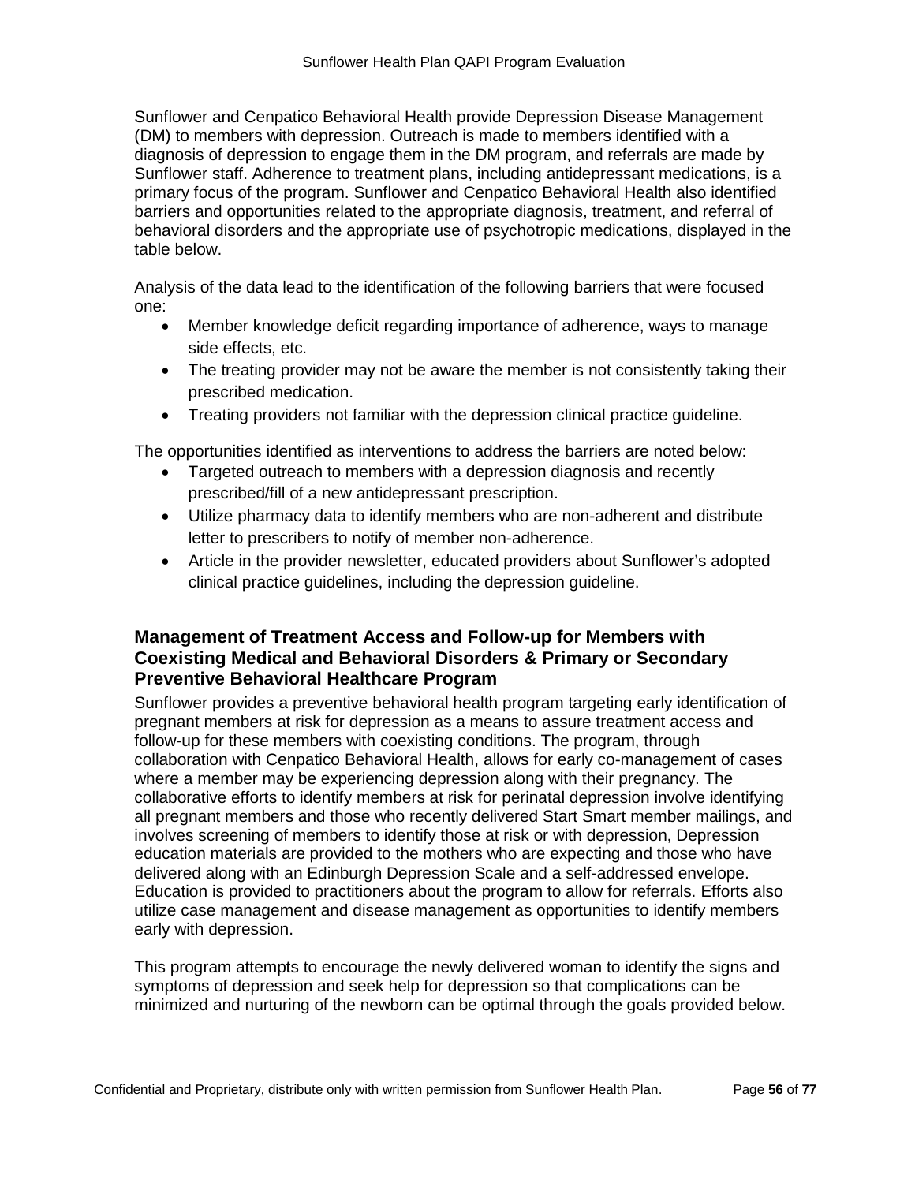Sunflower and Cenpatico Behavioral Health provide Depression Disease Management (DM) to members with depression. Outreach is made to members identified with a diagnosis of depression to engage them in the DM program, and referrals are made by Sunflower staff. Adherence to treatment plans, including antidepressant medications, is a primary focus of the program. Sunflower and Cenpatico Behavioral Health also identified barriers and opportunities related to the appropriate diagnosis, treatment, and referral of behavioral disorders and the appropriate use of psychotropic medications, displayed in the table below.

Analysis of the data lead to the identification of the following barriers that were focused one:

- Member knowledge deficit regarding importance of adherence, ways to manage side effects, etc.
- The treating provider may not be aware the member is not consistently taking their prescribed medication.
- Treating providers not familiar with the depression clinical practice guideline.

The opportunities identified as interventions to address the barriers are noted below:

- Targeted outreach to members with a depression diagnosis and recently prescribed/fill of a new antidepressant prescription.
- Utilize pharmacy data to identify members who are non-adherent and distribute letter to prescribers to notify of member non-adherence.
- Article in the provider newsletter, educated providers about Sunflower's adopted clinical practice guidelines, including the depression guideline.

### Management of Treatment Access and Follow-up for Members with Coexisting Medical and Behavioral Disorders & Primary or Secondary Preventive Behavioral Healthcare Program

Sunflower provides a preventive behavioral health program targeting early identification of pregnant members at risk for depression as a means to assure treatment access and follow-up for these members with coexisting conditions. The program, through collaboration with Cenpatico Behavioral Health, allows for early co-management of cases where a member may be experiencing depression along with their pregnancy. The collaborative efforts to identify members at risk for perinatal depression involve identifying all pregnant members and those who recently delivered Start Smart member mailings, and involves screening of members to identify those at risk or with depression, Depression education materials are provided to the mothers who are expecting and those who have delivered along with an Edinburgh Depression Scale and a self-addressed envelope. Education is provided to practitioners about the program to allow for referrals. Efforts also utilize case management and disease management as opportunities to identify members early with depression.

This program attempts to encourage the newly delivered woman to identify the signs and symptoms of depression and seek help for depression so that complications can be minimized and nurturing of the newborn can be optimal through the goals provided below.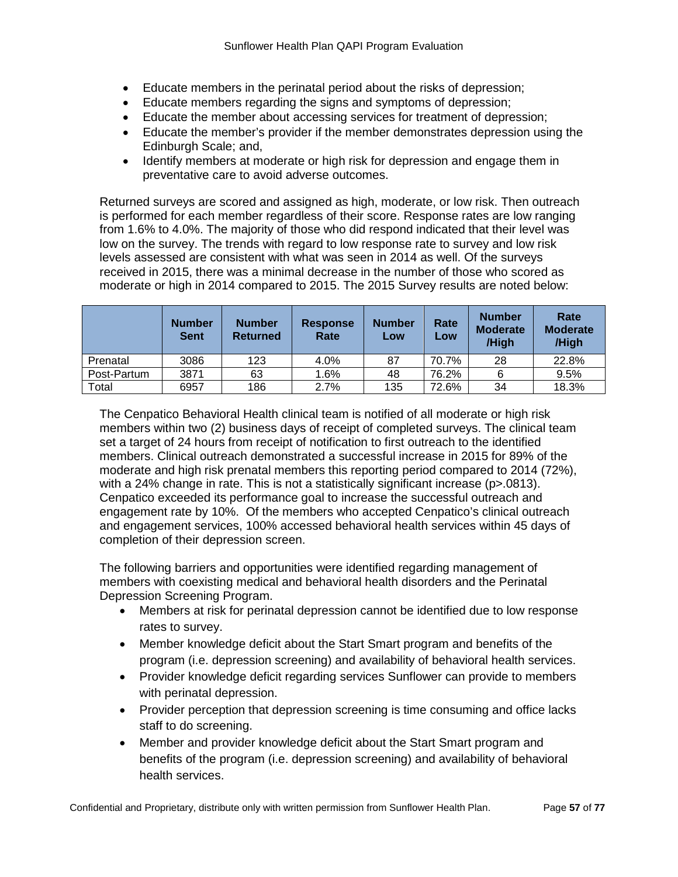- Educate members in the perinatal period about the risks of depression;
- Educate members regarding the signs and symptoms of depression;
- Educate the member about accessing services for treatment of depression;
- Educate the member's provider if the member demonstrates depression using the Edinburgh Scale; and,
- Identify members at moderate or high risk for depression and engage them in preventative care to avoid adverse outcomes.

Returned surveys are scored and assigned as high, moderate, or low risk. Then outreach is performed for each member regardless of their score. Response rates are low ranging from 1.6% to 4.0%. The majority of those who did respond indicated that their level was low on the survey. The trends with regard to low response rate to survey and low risk levels assessed are consistent with what was seen in 2014 as well. Of the surveys received in 2015, there was a minimal decrease in the number of those who scored as moderate or high in 2014 compared to 2015. The 2015 Survey results are noted below:

| | **Number Sent** | **Number Returned** | **Response Rate** | **Number Low** | **Rate Low** | **Number Moderate /High** | **Rate Moderate /High** |
|---|---|---|---|---|---|---|---|
| Prenatal | 3086 | 123 | 4.0% | 87 | 70.7% | 28 | 22.8% |
| Post-Partum | 3871 | 63 | 1.6% | 48 | 76.2% | 6 | 9.5% |
| Total | 6957 | 186 | 2.7% | 135 | 72.6% | 34 | 18.3% |

The Cenpatico Behavioral Health clinical team is notified of all moderate or high risk members within two (2) business days of receipt of completed surveys. The clinical team set a target of 24 hours from receipt of notification to first outreach to the identified members. Clinical outreach demonstrated a successful increase in 2015 for 89% of the moderate and high risk prenatal members this reporting period compared to 2014 (72%), with a 24% change in rate. This is not a statistically significant increase ($p>.0813$). Cenpatico exceeded its performance goal to increase the successful outreach and engagement rate by 10%. Of the members who accepted Cenpatico's clinical outreach and engagement services, 100% accessed behavioral health services within 45 days of completion of their depression screen.

The following barriers and opportunities were identified regarding management of members with coexisting medical and behavioral health disorders and the Perinatal Depression Screening Program.

- Members at risk for perinatal depression cannot be identified due to low response rates to survey.
- Member knowledge deficit about the Start Smart program and benefits of the program (i.e. depression screening) and availability of behavioral health services.
- Provider knowledge deficit regarding services Sunflower can provide to members with perinatal depression.
- Provider perception that depression screening is time consuming and office lacks staff to do screening.
- Member and provider knowledge deficit about the Start Smart program and benefits of the program (i.e. depression screening) and availability of behavioral health services.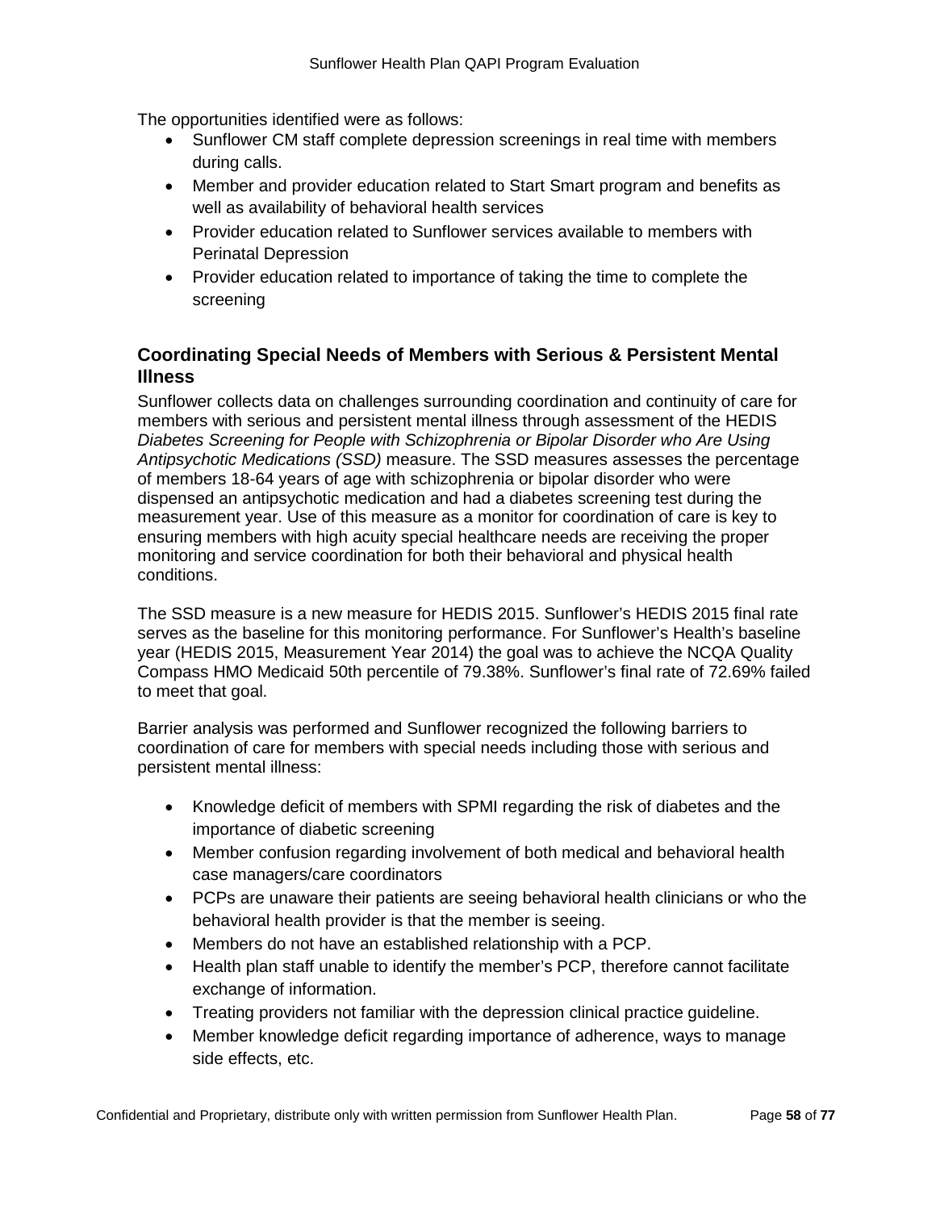The opportunities identified were as follows:

- Sunflower CM staff complete depression screenings in real time with members during calls.
- Member and provider education related to Start Smart program and benefits as well as availability of behavioral health services
- Provider education related to Sunflower services available to members with Perinatal Depression
- Provider education related to importance of taking the time to complete the screening

### Coordinating Special Needs of Members with Serious & Persistent Mental Illness

Sunflower collects data on challenges surrounding coordination and continuity of care for members with serious and persistent mental illness through assessment of the HEDIS *Diabetes Screening for People with Schizophrenia or Bipolar Disorder who Are Using Antipsychotic Medications (SSD)* measure. The SSD measures assesses the percentage of members 18-64 years of age with schizophrenia or bipolar disorder who were dispensed an antipsychotic medication and had a diabetes screening test during the measurement year. Use of this measure as a monitor for coordination of care is key to ensuring members with high acuity special healthcare needs are receiving the proper monitoring and service coordination for both their behavioral and physical health conditions.

The SSD measure is a new measure for HEDIS 2015. Sunflower's HEDIS 2015 final rate serves as the baseline for this monitoring performance. For Sunflower's Health's baseline year (HEDIS 2015, Measurement Year 2014) the goal was to achieve the NCQA Quality Compass HMO Medicaid 50th percentile of 79.38%. Sunflower's final rate of 72.69% failed to meet that goal.

Barrier analysis was performed and Sunflower recognized the following barriers to coordination of care for members with special needs including those with serious and persistent mental illness:

- Knowledge deficit of members with SPMI regarding the risk of diabetes and the importance of diabetic screening
- Member confusion regarding involvement of both medical and behavioral health case managers/care coordinators
- PCPs are unaware their patients are seeing behavioral health clinicians or who the behavioral health provider is that the member is seeing.
- Members do not have an established relationship with a PCP.
- Health plan staff unable to identify the member's PCP, therefore cannot facilitate exchange of information.
- Treating providers not familiar with the depression clinical practice guideline.
- Member knowledge deficit regarding importance of adherence, ways to manage side effects, etc.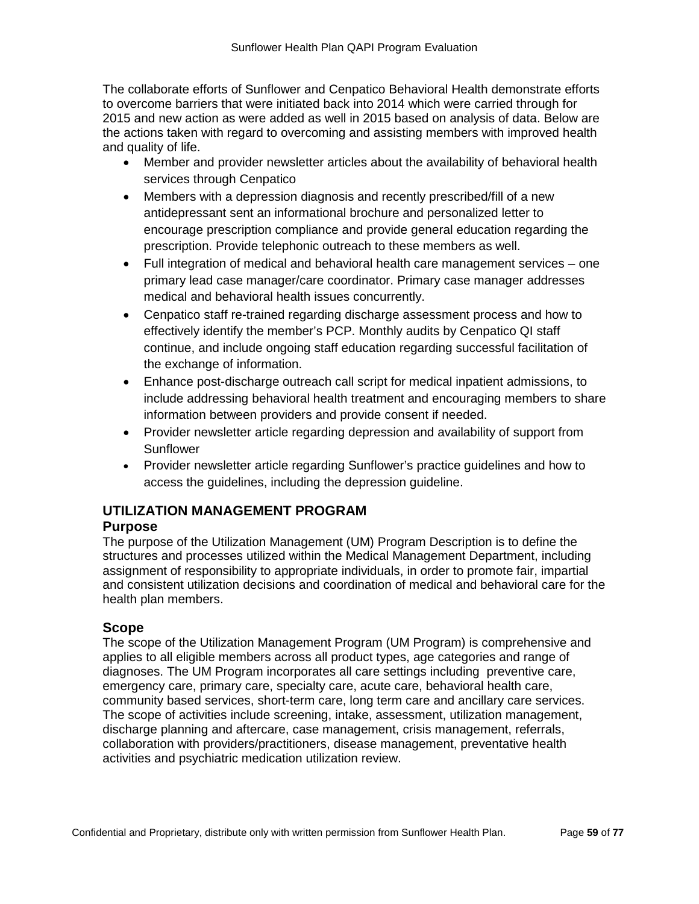The collaborate efforts of Sunflower and Cenpatico Behavioral Health demonstrate efforts to overcome barriers that were initiated back into 2014 which were carried through for 2015 and new action as were added as well in 2015 based on analysis of data. Below are the actions taken with regard to overcoming and assisting members with improved health and quality of life.

- Member and provider newsletter articles about the availability of behavioral health services through Cenpatico
- Members with a depression diagnosis and recently prescribed/fill of a new antidepressant sent an informational brochure and personalized letter to encourage prescription compliance and provide general education regarding the prescription. Provide telephonic outreach to these members as well.
- Full integration of medical and behavioral health care management services – one primary lead case manager/care coordinator. Primary case manager addresses medical and behavioral health issues concurrently.
- Cenpatico staff re-trained regarding discharge assessment process and how to effectively identify the member's PCP. Monthly audits by Cenpatico QI staff continue, and include ongoing staff education regarding successful facilitation of the exchange of information.
- Enhance post-discharge outreach call script for medical inpatient admissions, to include addressing behavioral health treatment and encouraging members to share information between providers and provide consent if needed.
- Provider newsletter article regarding depression and availability of support from Sunflower
- Provider newsletter article regarding Sunflower's practice guidelines and how to access the guidelines, including the depression guideline.

## UTILIZATION MANAGEMENT PROGRAM

### Purpose

The purpose of the Utilization Management (UM) Program Description is to define the structures and processes utilized within the Medical Management Department, including assignment of responsibility to appropriate individuals, in order to promote fair, impartial and consistent utilization decisions and coordination of medical and behavioral care for the health plan members.

### Scope

The scope of the Utilization Management Program (UM Program) is comprehensive and applies to all eligible members across all product types, age categories and range of diagnoses. The UM Program incorporates all care settings including preventive care, emergency care, primary care, specialty care, acute care, behavioral health care, community based services, short-term care, long term care and ancillary care services. The scope of activities include screening, intake, assessment, utilization management, discharge planning and aftercare, case management, crisis management, referrals, collaboration with providers/practitioners, disease management, preventative health activities and psychiatric medication utilization review.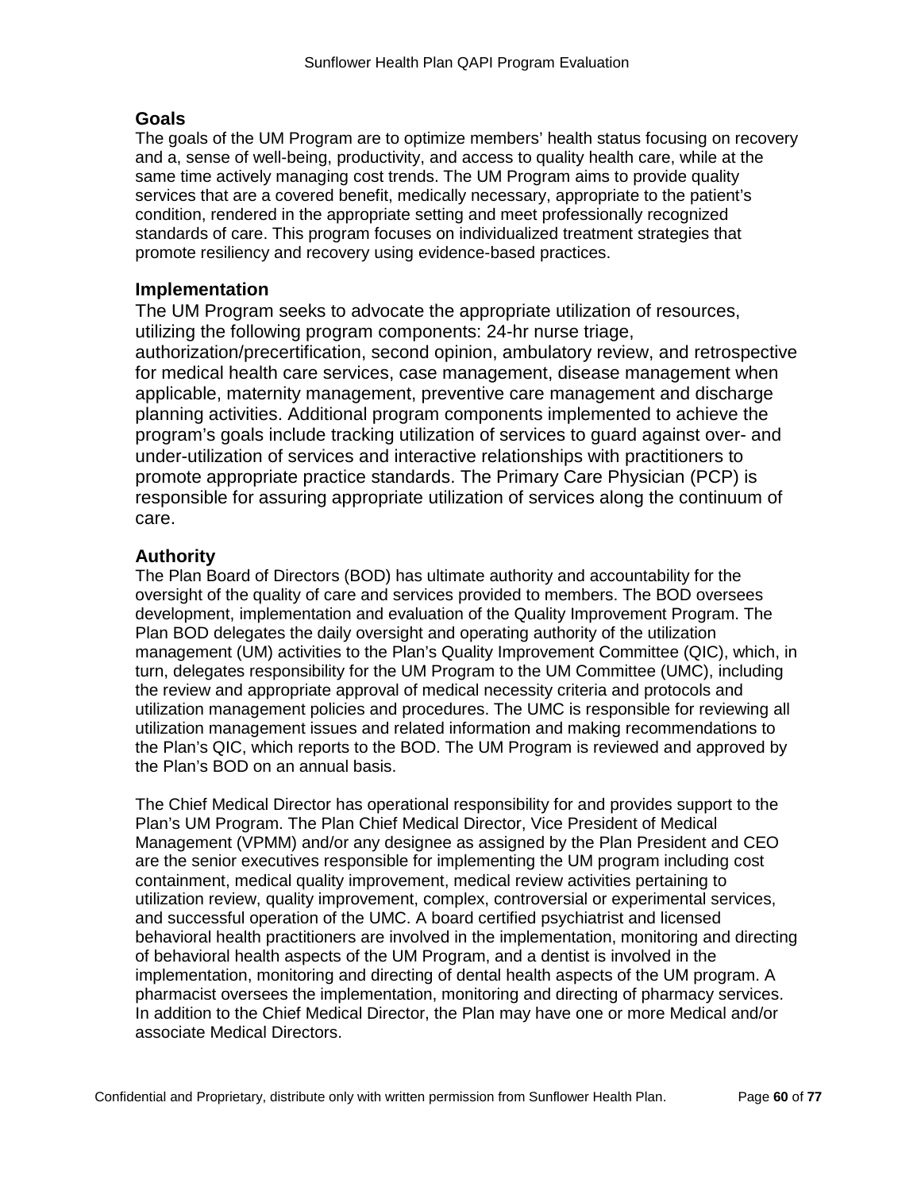## Goals

The goals of the UM Program are to optimize members' health status focusing on recovery and a, sense of well-being, productivity, and access to quality health care, while at the same time actively managing cost trends. The UM Program aims to provide quality services that are a covered benefit, medically necessary, appropriate to the patient's condition, rendered in the appropriate setting and meet professionally recognized standards of care. This program focuses on individualized treatment strategies that promote resiliency and recovery using evidence-based practices.

## Implementation

The UM Program seeks to advocate the appropriate utilization of resources, utilizing the following program components: 24-hr nurse triage, authorization/precertification, second opinion, ambulatory review, and retrospective for medical health care services, case management, disease management when applicable, maternity management, preventive care management and discharge planning activities. Additional program components implemented to achieve the program's goals include tracking utilization of services to guard against over- and under-utilization of services and interactive relationships with practitioners to promote appropriate practice standards. The Primary Care Physician (PCP) is responsible for assuring appropriate utilization of services along the continuum of care.

## Authority

The Plan Board of Directors (BOD) has ultimate authority and accountability for the oversight of the quality of care and services provided to members. The BOD oversees development, implementation and evaluation of the Quality Improvement Program. The Plan BOD delegates the daily oversight and operating authority of the utilization management (UM) activities to the Plan's Quality Improvement Committee (QIC), which, in turn, delegates responsibility for the UM Program to the UM Committee (UMC), including the review and appropriate approval of medical necessity criteria and protocols and utilization management policies and procedures. The UMC is responsible for reviewing all utilization management issues and related information and making recommendations to the Plan's QIC, which reports to the BOD. The UM Program is reviewed and approved by the Plan's BOD on an annual basis.

The Chief Medical Director has operational responsibility for and provides support to the Plan's UM Program. The Plan Chief Medical Director, Vice President of Medical Management (VPMM) and/or any designee as assigned by the Plan President and CEO are the senior executives responsible for implementing the UM program including cost containment, medical quality improvement, medical review activities pertaining to utilization review, quality improvement, complex, controversial or experimental services, and successful operation of the UMC. A board certified psychiatrist and licensed behavioral health practitioners are involved in the implementation, monitoring and directing of behavioral health aspects of the UM Program, and a dentist is involved in the implementation, monitoring and directing of dental health aspects of the UM program. A pharmacist oversees the implementation, monitoring and directing of pharmacy services. In addition to the Chief Medical Director, the Plan may have one or more Medical and/or associate Medical Directors.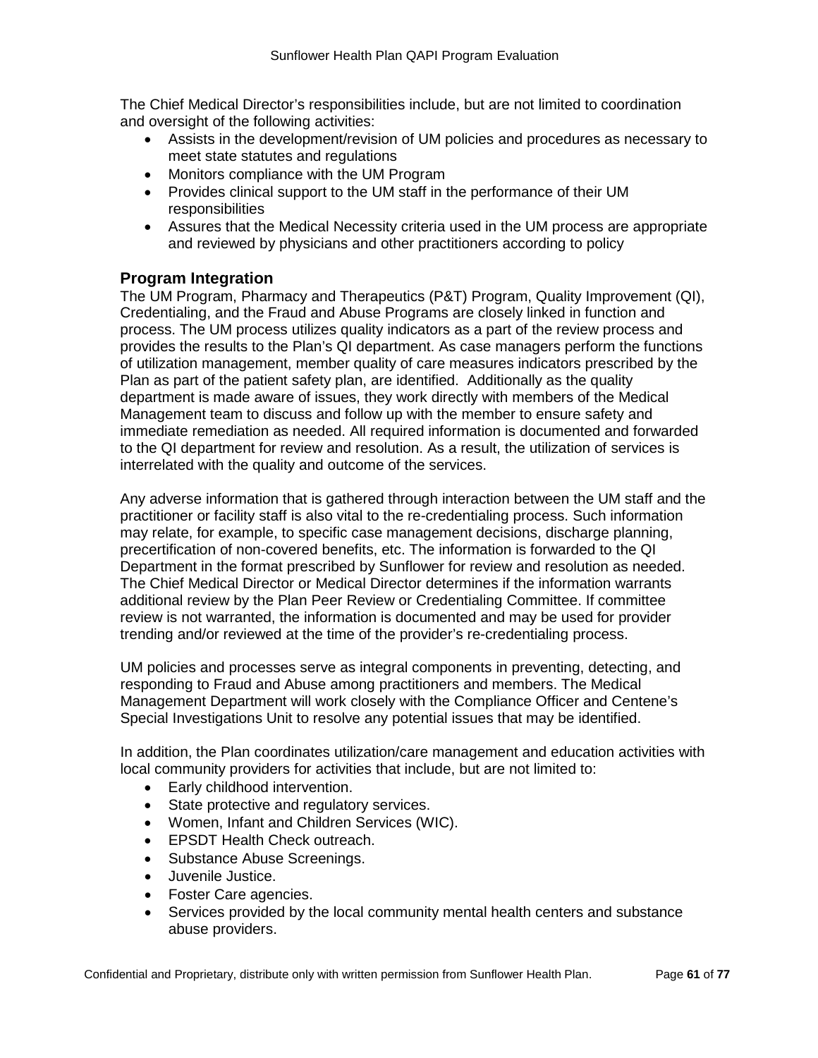The Chief Medical Director's responsibilities include, but are not limited to coordination and oversight of the following activities:

- Assists in the development/revision of UM policies and procedures as necessary to meet state statutes and regulations
- Monitors compliance with the UM Program
- Provides clinical support to the UM staff in the performance of their UM responsibilities
- Assures that the Medical Necessity criteria used in the UM process are appropriate and reviewed by physicians and other practitioners according to policy

### Program Integration

The UM Program, Pharmacy and Therapeutics (P&T) Program, Quality Improvement (QI), Credentialing, and the Fraud and Abuse Programs are closely linked in function and process. The UM process utilizes quality indicators as a part of the review process and provides the results to the Plan's QI department. As case managers perform the functions of utilization management, member quality of care measures indicators prescribed by the Plan as part of the patient safety plan, are identified. Additionally as the quality department is made aware of issues, they work directly with members of the Medical Management team to discuss and follow up with the member to ensure safety and immediate remediation as needed. All required information is documented and forwarded to the QI department for review and resolution. As a result, the utilization of services is interrelated with the quality and outcome of the services.

Any adverse information that is gathered through interaction between the UM staff and the practitioner or facility staff is also vital to the re-credentialing process. Such information may relate, for example, to specific case management decisions, discharge planning, precertification of non-covered benefits, etc. The information is forwarded to the QI Department in the format prescribed by Sunflower for review and resolution as needed. The Chief Medical Director or Medical Director determines if the information warrants additional review by the Plan Peer Review or Credentialing Committee. If committee review is not warranted, the information is documented and may be used for provider trending and/or reviewed at the time of the provider's re-credentialing process.

UM policies and processes serve as integral components in preventing, detecting, and responding to Fraud and Abuse among practitioners and members. The Medical Management Department will work closely with the Compliance Officer and Centene's Special Investigations Unit to resolve any potential issues that may be identified.

In addition, the Plan coordinates utilization/care management and education activities with local community providers for activities that include, but are not limited to:

- Early childhood intervention.
- State protective and regulatory services.
- Women, Infant and Children Services (WIC).
- EPSDT Health Check outreach.
- Substance Abuse Screenings.
- Juvenile Justice.
- Foster Care agencies.
- Services provided by the local community mental health centers and substance abuse providers.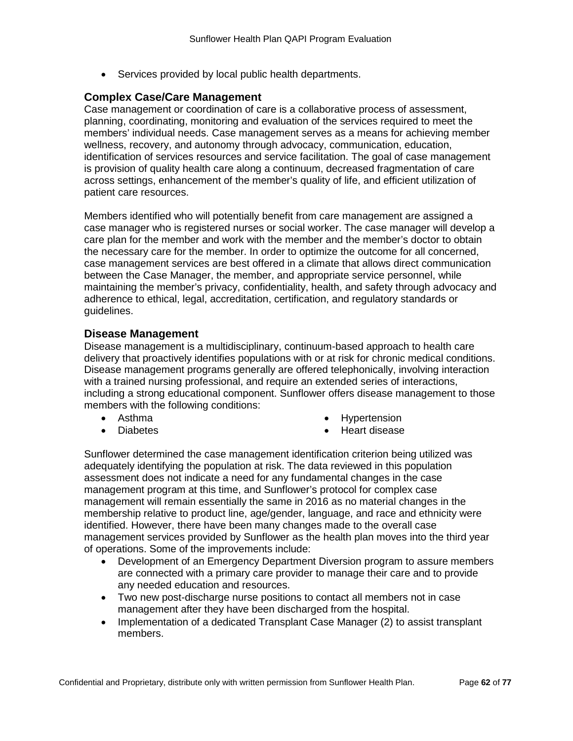- Services provided by local public health departments.

### Complex Case/Care Management

Case management or coordination of care is a collaborative process of assessment, planning, coordinating, monitoring and evaluation of the services required to meet the members' individual needs. Case management serves as a means for achieving member wellness, recovery, and autonomy through advocacy, communication, education, identification of services resources and service facilitation. The goal of case management is provision of quality health care along a continuum, decreased fragmentation of care across settings, enhancement of the member's quality of life, and efficient utilization of patient care resources.

Members identified who will potentially benefit from care management are assigned a case manager who is registered nurses or social worker. The case manager will develop a care plan for the member and work with the member and the member's doctor to obtain the necessary care for the member. In order to optimize the outcome for all concerned, case management services are best offered in a climate that allows direct communication between the Case Manager, the member, and appropriate service personnel, while maintaining the member's privacy, confidentiality, health, and safety through advocacy and adherence to ethical, legal, accreditation, certification, and regulatory standards or guidelines.

### Disease Management

Disease management is a multidisciplinary, continuum-based approach to health care delivery that proactively identifies populations with or at risk for chronic medical conditions. Disease management programs generally are offered telephonically, involving interaction with a trained nursing professional, and require an extended series of interactions, including a strong educational component. Sunflower offers disease management to those members with the following conditions:

- Asthma
- Diabetes
- Hypertension
- Heart disease

Sunflower determined the case management identification criterion being utilized was adequately identifying the population at risk. The data reviewed in this population assessment does not indicate a need for any fundamental changes in the case management program at this time, and Sunflower's protocol for complex case management will remain essentially the same in 2016 as no material changes in the membership relative to product line, age/gender, language, and race and ethnicity were identified. However, there have been many changes made to the overall case management services provided by Sunflower as the health plan moves into the third year of operations. Some of the improvements include:

- Development of an Emergency Department Diversion program to assure members are connected with a primary care provider to manage their care and to provide any needed education and resources.
- Two new post-discharge nurse positions to contact all members not in case management after they have been discharged from the hospital.
- Implementation of a dedicated Transplant Case Manager (2) to assist transplant members.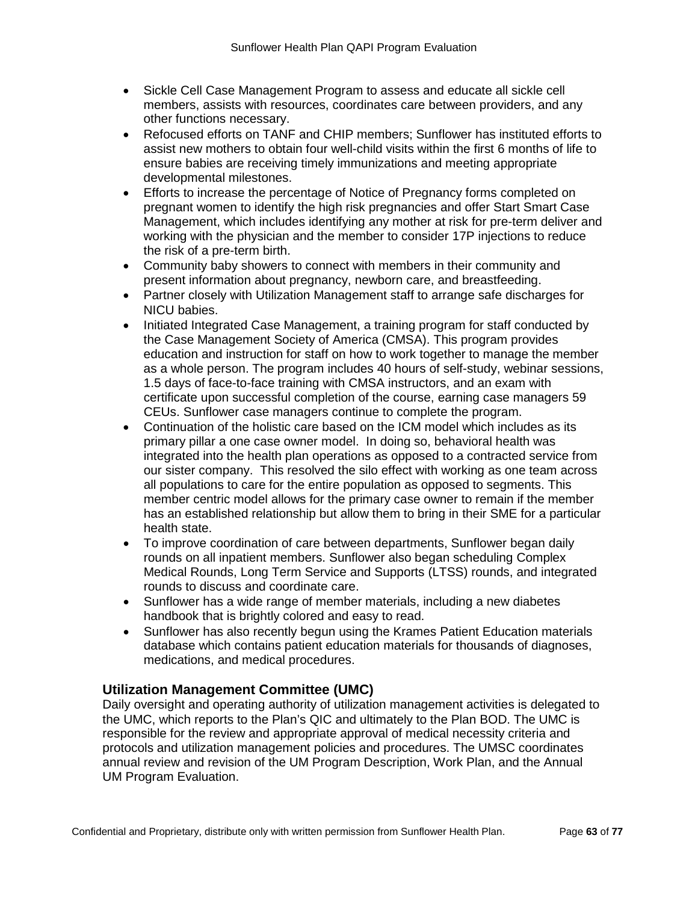- Sickle Cell Case Management Program to assess and educate all sickle cell members, assists with resources, coordinates care between providers, and any other functions necessary.
- Refocused efforts on TANF and CHIP members; Sunflower has instituted efforts to assist new mothers to obtain four well-child visits within the first 6 months of life to ensure babies are receiving timely immunizations and meeting appropriate developmental milestones.
- Efforts to increase the percentage of Notice of Pregnancy forms completed on pregnant women to identify the high risk pregnancies and offer Start Smart Case Management, which includes identifying any mother at risk for pre-term deliver and working with the physician and the member to consider 17P injections to reduce the risk of a pre-term birth.
- Community baby showers to connect with members in their community and present information about pregnancy, newborn care, and breastfeeding.
- Partner closely with Utilization Management staff to arrange safe discharges for NICU babies.
- Initiated Integrated Case Management, a training program for staff conducted by the Case Management Society of America (CMSA). This program provides education and instruction for staff on how to work together to manage the member as a whole person. The program includes 40 hours of self-study, webinar sessions, 1.5 days of face-to-face training with CMSA instructors, and an exam with certificate upon successful completion of the course, earning case managers 59 CEUs. Sunflower case managers continue to complete the program.
- Continuation of the holistic care based on the ICM model which includes as its primary pillar a one case owner model. In doing so, behavioral health was integrated into the health plan operations as opposed to a contracted service from our sister company. This resolved the silo effect with working as one team across all populations to care for the entire population as opposed to segments. This member centric model allows for the primary case owner to remain if the member has an established relationship but allow them to bring in their SME for a particular health state.
- To improve coordination of care between departments, Sunflower began daily rounds on all inpatient members. Sunflower also began scheduling Complex Medical Rounds, Long Term Service and Supports (LTSS) rounds, and integrated rounds to discuss and coordinate care.
- Sunflower has a wide range of member materials, including a new diabetes handbook that is brightly colored and easy to read.
- Sunflower has also recently begun using the Krames Patient Education materials database which contains patient education materials for thousands of diagnoses, medications, and medical procedures.

### Utilization Management Committee (UMC)

Daily oversight and operating authority of utilization management activities is delegated to the UMC, which reports to the Plan's QIC and ultimately to the Plan BOD. The UMC is responsible for the review and appropriate approval of medical necessity criteria and protocols and utilization management policies and procedures. The UMSC coordinates annual review and revision of the UM Program Description, Work Plan, and the Annual UM Program Evaluation.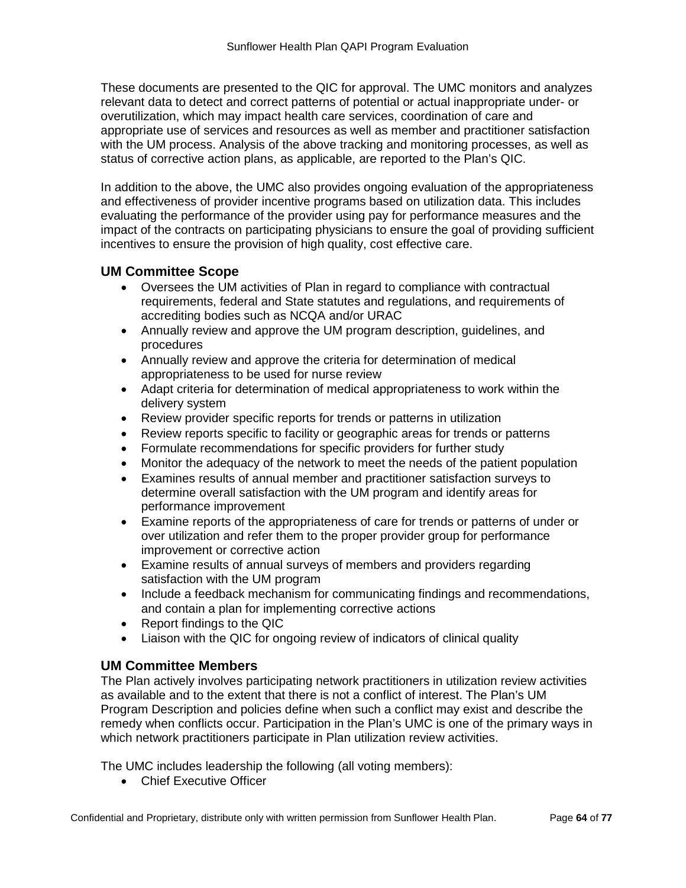These documents are presented to the QIC for approval. The UMC monitors and analyzes relevant data to detect and correct patterns of potential or actual inappropriate under- or overutilization, which may impact health care services, coordination of care and appropriate use of services and resources as well as member and practitioner satisfaction with the UM process. Analysis of the above tracking and monitoring processes, as well as status of corrective action plans, as applicable, are reported to the Plan's QIC.

In addition to the above, the UMC also provides ongoing evaluation of the appropriateness and effectiveness of provider incentive programs based on utilization data. This includes evaluating the performance of the provider using pay for performance measures and the impact of the contracts on participating physicians to ensure the goal of providing sufficient incentives to ensure the provision of high quality, cost effective care.

### UM Committee Scope

- Oversees the UM activities of Plan in regard to compliance with contractual requirements, federal and State statutes and regulations, and requirements of accrediting bodies such as NCQA and/or URAC
- Annually review and approve the UM program description, guidelines, and procedures
- Annually review and approve the criteria for determination of medical appropriateness to be used for nurse review
- Adapt criteria for determination of medical appropriateness to work within the delivery system
- Review provider specific reports for trends or patterns in utilization
- Review reports specific to facility or geographic areas for trends or patterns
- Formulate recommendations for specific providers for further study
- Monitor the adequacy of the network to meet the needs of the patient population
- Examines results of annual member and practitioner satisfaction surveys to determine overall satisfaction with the UM program and identify areas for performance improvement
- Examine reports of the appropriateness of care for trends or patterns of under or over utilization and refer them to the proper provider group for performance improvement or corrective action
- Examine results of annual surveys of members and providers regarding satisfaction with the UM program
- Include a feedback mechanism for communicating findings and recommendations, and contain a plan for implementing corrective actions
- Report findings to the QIC
- Liaison with the QIC for ongoing review of indicators of clinical quality

### UM Committee Members

The Plan actively involves participating network practitioners in utilization review activities as available and to the extent that there is not a conflict of interest. The Plan's UM Program Description and policies define when such a conflict may exist and describe the remedy when conflicts occur. Participation in the Plan's UMC is one of the primary ways in which network practitioners participate in Plan utilization review activities.

The UMC includes leadership the following (all voting members):

- Chief Executive Officer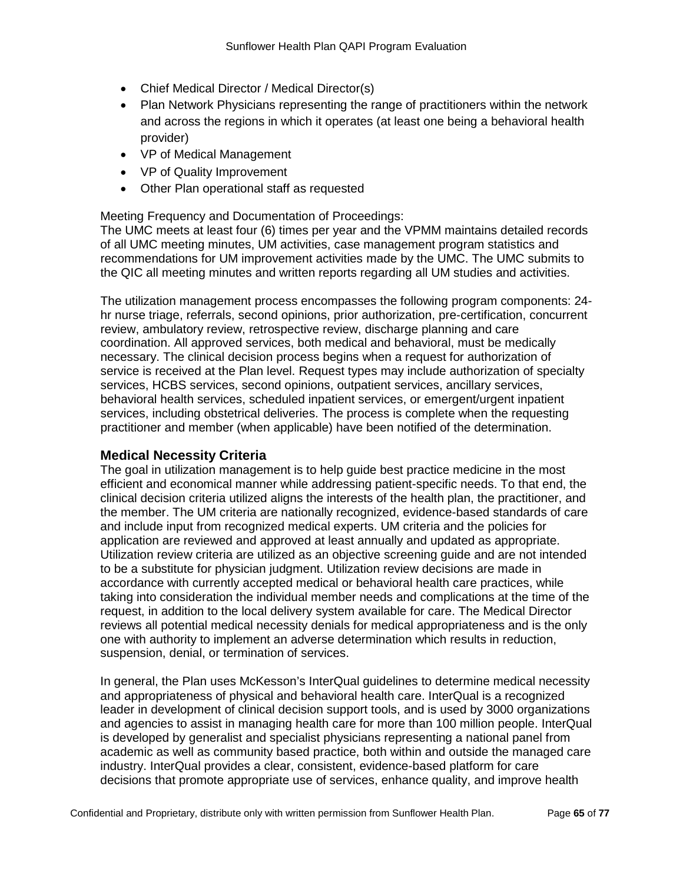- Chief Medical Director / Medical Director(s)
- Plan Network Physicians representing the range of practitioners within the network and across the regions in which it operates (at least one being a behavioral health provider)
- VP of Medical Management
- VP of Quality Improvement
- Other Plan operational staff as requested

Meeting Frequency and Documentation of Proceedings:
The UMC meets at least four (6) times per year and the VPMM maintains detailed records of all UMC meeting minutes, UM activities, case management program statistics and recommendations for UM improvement activities made by the UMC. The UMC submits to the QIC all meeting minutes and written reports regarding all UM studies and activities.

The utilization management process encompasses the following program components: 24-hr nurse triage, referrals, second opinions, prior authorization, pre-certification, concurrent review, ambulatory review, retrospective review, discharge planning and care coordination. All approved services, both medical and behavioral, must be medically necessary. The clinical decision process begins when a request for authorization of service is received at the Plan level. Request types may include authorization of specialty services, HCBS services, second opinions, outpatient services, ancillary services, behavioral health services, scheduled inpatient services, or emergent/urgent inpatient services, including obstetrical deliveries. The process is complete when the requesting practitioner and member (when applicable) have been notified of the determination.

### Medical Necessity Criteria

The goal in utilization management is to help guide best practice medicine in the most efficient and economical manner while addressing patient-specific needs. To that end, the clinical decision criteria utilized aligns the interests of the health plan, the practitioner, and the member. The UM criteria are nationally recognized, evidence-based standards of care and include input from recognized medical experts. UM criteria and the policies for application are reviewed and approved at least annually and updated as appropriate. Utilization review criteria are utilized as an objective screening guide and are not intended to be a substitute for physician judgment. Utilization review decisions are made in accordance with currently accepted medical or behavioral health care practices, while taking into consideration the individual member needs and complications at the time of the request, in addition to the local delivery system available for care. The Medical Director reviews all potential medical necessity denials for medical appropriateness and is the only one with authority to implement an adverse determination which results in reduction, suspension, denial, or termination of services.

In general, the Plan uses McKesson's InterQual guidelines to determine medical necessity and appropriateness of physical and behavioral health care. InterQual is a recognized leader in development of clinical decision support tools, and is used by 3000 organizations and agencies to assist in managing health care for more than 100 million people. InterQual is developed by generalist and specialist physicians representing a national panel from academic as well as community based practice, both within and outside the managed care industry. InterQual provides a clear, consistent, evidence-based platform for care decisions that promote appropriate use of services, enhance quality, and improve health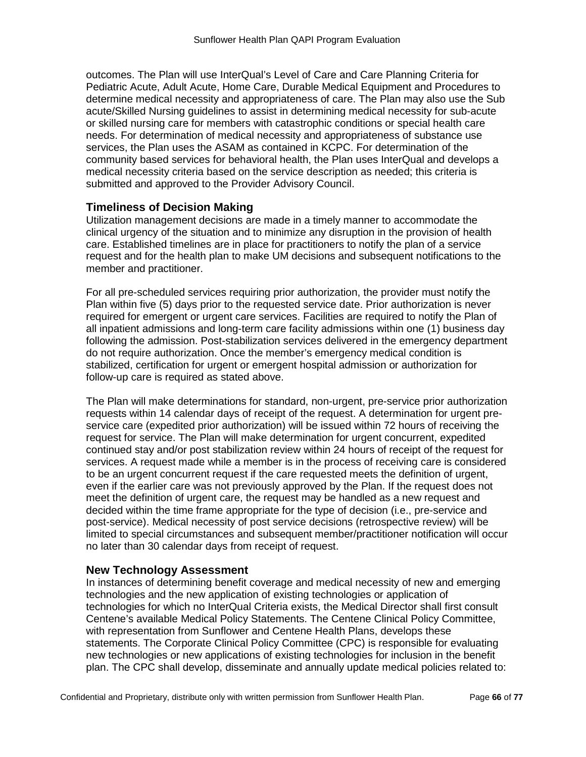outcomes. The Plan will use InterQual's Level of Care and Care Planning Criteria for Pediatric Acute, Adult Acute, Home Care, Durable Medical Equipment and Procedures to determine medical necessity and appropriateness of care. The Plan may also use the Sub acute/Skilled Nursing guidelines to assist in determining medical necessity for sub-acute or skilled nursing care for members with catastrophic conditions or special health care needs. For determination of medical necessity and appropriateness of substance use services, the Plan uses the ASAM as contained in KCPC. For determination of the community based services for behavioral health, the Plan uses InterQual and develops a medical necessity criteria based on the service description as needed; this criteria is submitted and approved to the Provider Advisory Council.

### Timeliness of Decision Making

Utilization management decisions are made in a timely manner to accommodate the clinical urgency of the situation and to minimize any disruption in the provision of health care. Established timelines are in place for practitioners to notify the plan of a service request and for the health plan to make UM decisions and subsequent notifications to the member and practitioner.

For all pre-scheduled services requiring prior authorization, the provider must notify the Plan within five (5) days prior to the requested service date. Prior authorization is never required for emergent or urgent care services. Facilities are required to notify the Plan of all inpatient admissions and long-term care facility admissions within one (1) business day following the admission. Post-stabilization services delivered in the emergency department do not require authorization. Once the member's emergency medical condition is stabilized, certification for urgent or emergent hospital admission or authorization for follow-up care is required as stated above.

The Plan will make determinations for standard, non-urgent, pre-service prior authorization requests within 14 calendar days of receipt of the request. A determination for urgent pre-service care (expedited prior authorization) will be issued within 72 hours of receiving the request for service. The Plan will make determination for urgent concurrent, expedited continued stay and/or post stabilization review within 24 hours of receipt of the request for services. A request made while a member is in the process of receiving care is considered to be an urgent concurrent request if the care requested meets the definition of urgent, even if the earlier care was not previously approved by the Plan. If the request does not meet the definition of urgent care, the request may be handled as a new request and decided within the time frame appropriate for the type of decision (i.e., pre-service and post-service). Medical necessity of post service decisions (retrospective review) will be limited to special circumstances and subsequent member/practitioner notification will occur no later than 30 calendar days from receipt of request.

### New Technology Assessment

In instances of determining benefit coverage and medical necessity of new and emerging technologies and the new application of existing technologies or application of technologies for which no InterQual Criteria exists, the Medical Director shall first consult Centene's available Medical Policy Statements. The Centene Clinical Policy Committee, with representation from Sunflower and Centene Health Plans, develops these statements. The Corporate Clinical Policy Committee (CPC) is responsible for evaluating new technologies or new applications of existing technologies for inclusion in the benefit plan. The CPC shall develop, disseminate and annually update medical policies related to: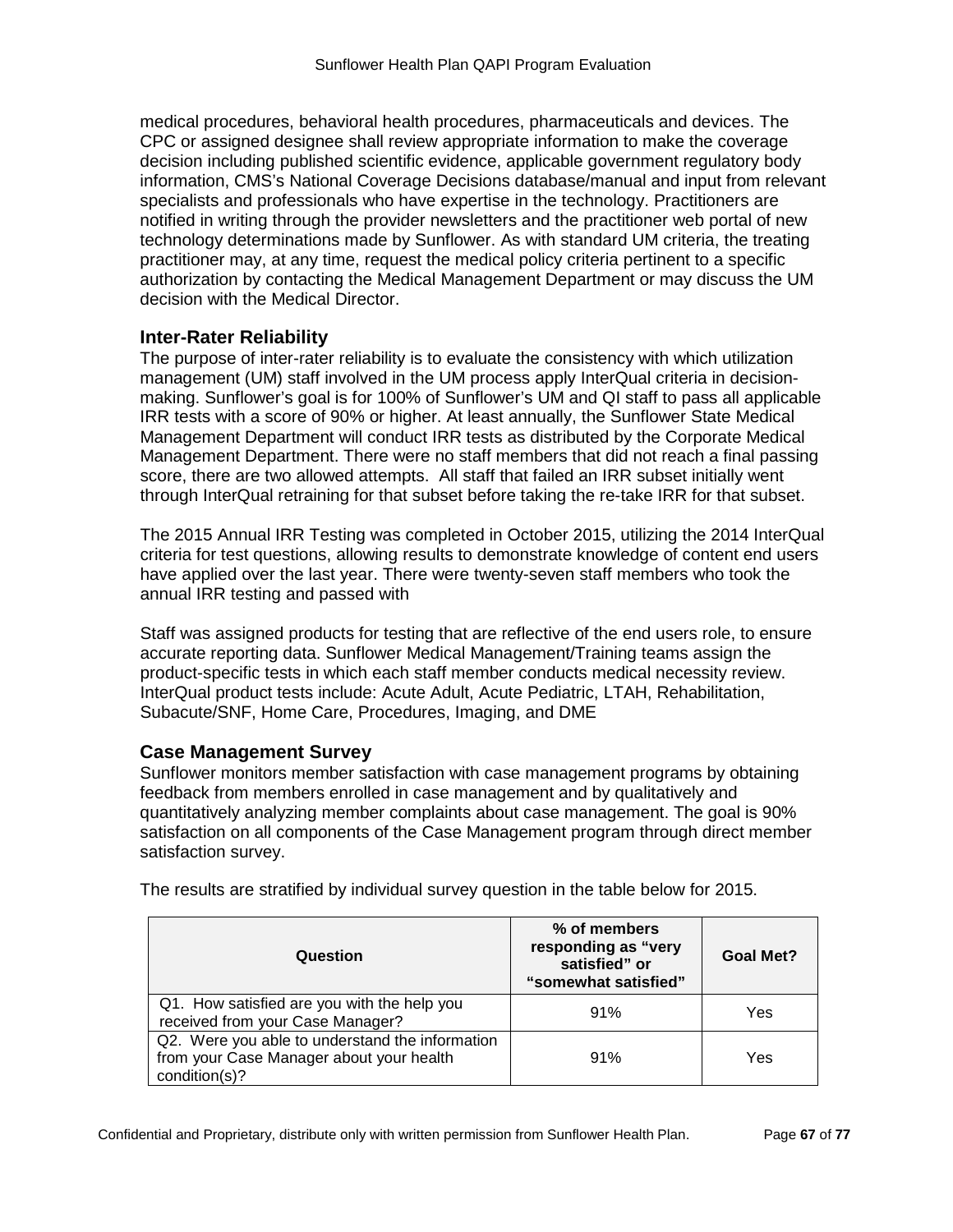medical procedures, behavioral health procedures, pharmaceuticals and devices. The CPC or assigned designee shall review appropriate information to make the coverage decision including published scientific evidence, applicable government regulatory body information, CMS's National Coverage Decisions database/manual and input from relevant specialists and professionals who have expertise in the technology. Practitioners are notified in writing through the provider newsletters and the practitioner web portal of new technology determinations made by Sunflower. As with standard UM criteria, the treating practitioner may, at any time, request the medical policy criteria pertinent to a specific authorization by contacting the Medical Management Department or may discuss the UM decision with the Medical Director.

### Inter-Rater Reliability

The purpose of inter-rater reliability is to evaluate the consistency with which utilization management (UM) staff involved in the UM process apply InterQual criteria in decision-making. Sunflower's goal is for 100% of Sunflower's UM and QI staff to pass all applicable IRR tests with a score of 90% or higher. At least annually, the Sunflower State Medical Management Department will conduct IRR tests as distributed by the Corporate Medical Management Department. There were no staff members that did not reach a final passing score, there are two allowed attempts. All staff that failed an IRR subset initially went through InterQual retraining for that subset before taking the re-take IRR for that subset.

The 2015 Annual IRR Testing was completed in October 2015, utilizing the 2014 InterQual criteria for test questions, allowing results to demonstrate knowledge of content end users have applied over the last year. There were twenty-seven staff members who took the annual IRR testing and passed with

Staff was assigned products for testing that are reflective of the end users role, to ensure accurate reporting data. Sunflower Medical Management/Training teams assign the product-specific tests in which each staff member conducts medical necessity review. InterQual product tests include: Acute Adult, Acute Pediatric, LTAH, Rehabilitation, Subacute/SNF, Home Care, Procedures, Imaging, and DME

### Case Management Survey

Sunflower monitors member satisfaction with case management programs by obtaining feedback from members enrolled in case management and by qualitatively and quantitatively analyzing member complaints about case management. The goal is 90% satisfaction on all components of the Case Management program through direct member satisfaction survey.

The results are stratified by individual survey question in the table below for 2015.

| Question | % of members responding as "very satisfied" or "somewhat satisfied" | Goal Met? |
|---|---|---|
| Q1. How satisfied are you with the help you received from your Case Manager? | 91% | Yes |
| Q2. Were you able to understand the information from your Case Manager about your health condition(s)? | 91% | Yes |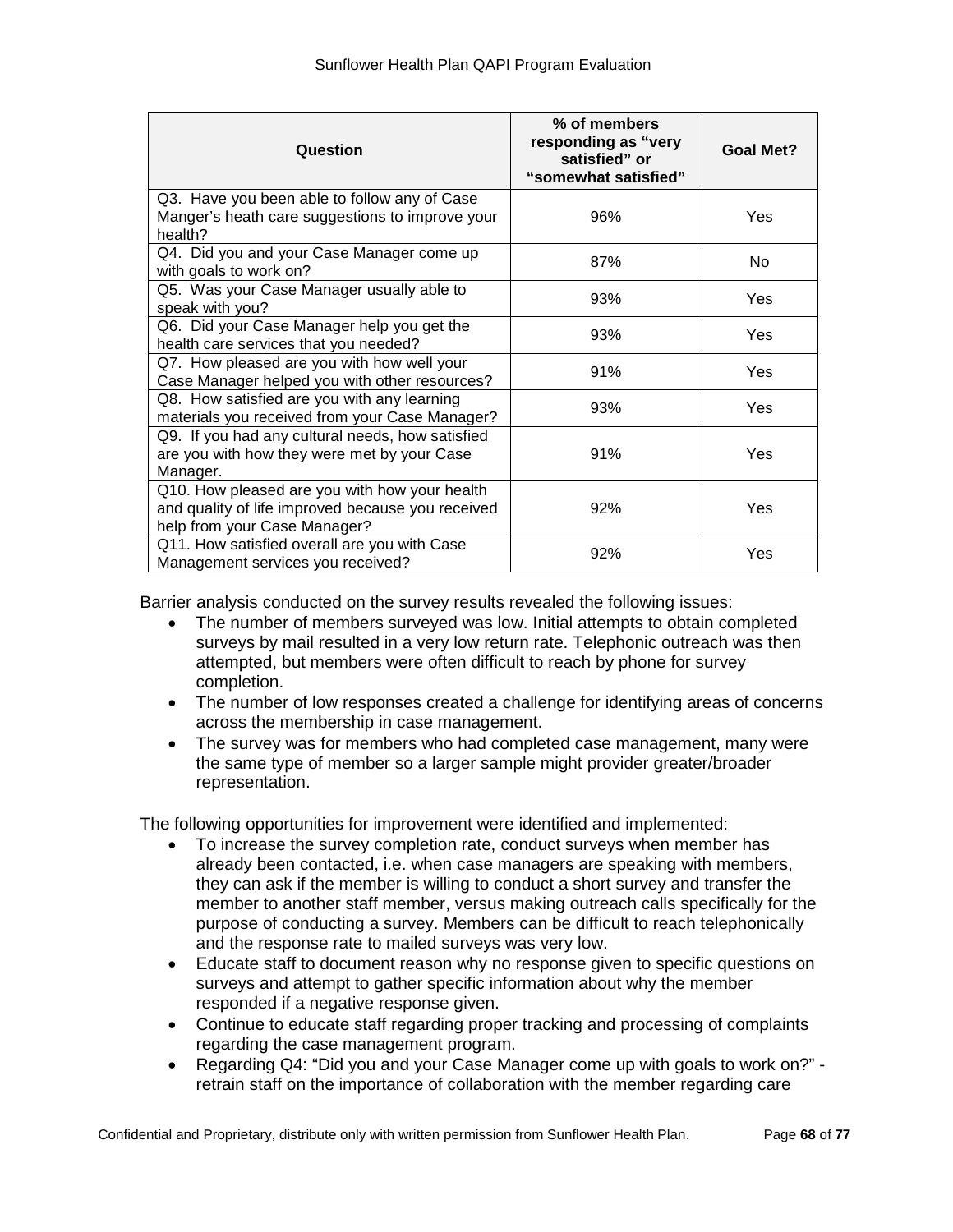| Question | % of members responding as "very satisfied" or "somewhat satisfied" | Goal Met? |
|---|---|---|
| Q3. Have you been able to follow any of Case Manger's heath care suggestions to improve your health? | 96% | Yes |
| Q4. Did you and your Case Manager come up with goals to work on? | 87% | No |
| Q5. Was your Case Manager usually able to speak with you? | 93% | Yes |
| Q6. Did your Case Manager help you get the health care services that you needed? | 93% | Yes |
| Q7. How pleased are you with how well your Case Manager helped you with other resources? | 91% | Yes |
| Q8. How satisfied are you with any learning materials you received from your Case Manager? | 93% | Yes |
| Q9. If you had any cultural needs, how satisfied are you with how they were met by your Case Manager. | 91% | Yes |
| Q10. How pleased are you with how your health and quality of life improved because you received help from your Case Manager? | 92% | Yes |
| Q11. How satisfied overall are you with Case Management services you received? | 92% | Yes |

Barrier analysis conducted on the survey results revealed the following issues:

- The number of members surveyed was low. Initial attempts to obtain completed surveys by mail resulted in a very low return rate. Telephonic outreach was then attempted, but members were often difficult to reach by phone for survey completion.
- The number of low responses created a challenge for identifying areas of concerns across the membership in case management.
- The survey was for members who had completed case management, many were the same type of member so a larger sample might provider greater/broader representation.

The following opportunities for improvement were identified and implemented:

- To increase the survey completion rate, conduct surveys when member has already been contacted, i.e. when case managers are speaking with members, they can ask if the member is willing to conduct a short survey and transfer the member to another staff member, versus making outreach calls specifically for the purpose of conducting a survey. Members can be difficult to reach telephonically and the response rate to mailed surveys was very low.
- Educate staff to document reason why no response given to specific questions on surveys and attempt to gather specific information about why the member responded if a negative response given.
- Continue to educate staff regarding proper tracking and processing of complaints regarding the case management program.
- Regarding Q4: "Did you and your Case Manager come up with goals to work on?" - retrain staff on the importance of collaboration with the member regarding care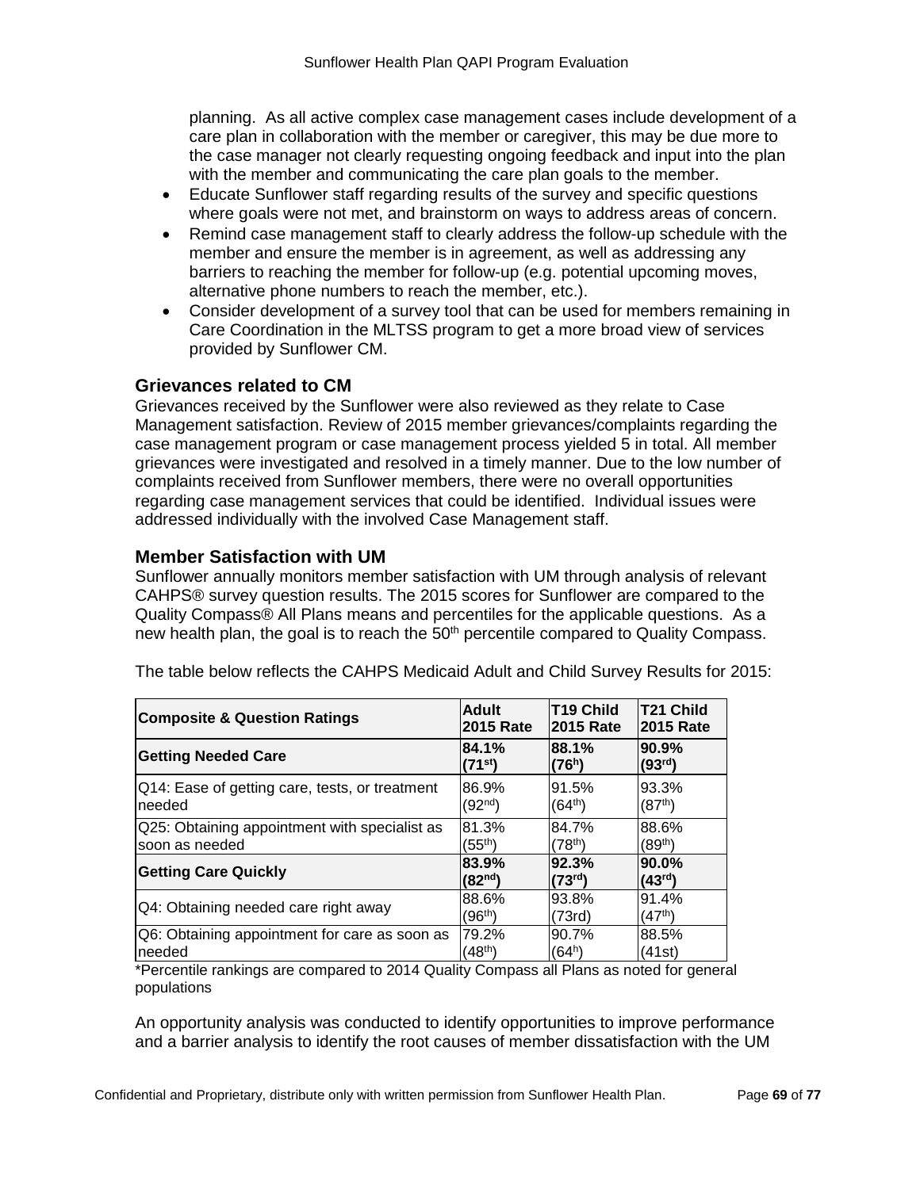planning. As all active complex case management cases include development of a care plan in collaboration with the member or caregiver, this may be due more to the case manager not clearly requesting ongoing feedback and input into the plan with the member and communicating the care plan goals to the member.

- Educate Sunflower staff regarding results of the survey and specific questions where goals were not met, and brainstorm on ways to address areas of concern.
- Remind case management staff to clearly address the follow-up schedule with the member and ensure the member is in agreement, as well as addressing any barriers to reaching the member for follow-up (e.g. potential upcoming moves, alternative phone numbers to reach the member, etc.).
- Consider development of a survey tool that can be used for members remaining in Care Coordination in the MLTSS program to get a more broad view of services provided by Sunflower CM.

### Grievances related to CM

Grievances received by the Sunflower were also reviewed as they relate to Case Management satisfaction. Review of 2015 member grievances/complaints regarding the case management program or case management process yielded 5 in total. All member grievances were investigated and resolved in a timely manner. Due to the low number of complaints received from Sunflower members, there were no overall opportunities regarding case management services that could be identified. Individual issues were addressed individually with the involved Case Management staff.

### Member Satisfaction with UM

Sunflower annually monitors member satisfaction with UM through analysis of relevant CAHPS® survey question results. The 2015 scores for Sunflower are compared to the Quality Compass® All Plans means and percentiles for the applicable questions. As a new health plan, the goal is to reach the 50th percentile compared to Quality Compass.

The table below reflects the CAHPS Medicaid Adult and Child Survey Results for 2015:

| Composite & Question Ratings | Adult 2015 Rate | T19 Child 2015 Rate | T21 Child 2015 Rate |
|---|---|---|---|
| **Getting Needed Care** | **84.1% (71st)** | **88.1% (76h)** | **90.9% (93rd)** |
| Q14: Ease of getting care, tests, or treatment needed | 86.9% (92nd) | 91.5% (64th) | 93.3% (87th) |
| Q25: Obtaining appointment with specialist as soon as needed | 81.3% (55th) | 84.7% (78th) | 88.6% (89th) |
| **Getting Care Quickly** | **83.9% (82nd)** | **92.3% (73rd)** | **90.0% (43rd)** |
| Q4: Obtaining needed care right away | 88.6% (96th) | 93.8% (73rd) | 91.4% (47th) |
| Q6: Obtaining appointment for care as soon as needed | 79.2% (48th) | 90.7% (64h) | 88.5% (41st) |

*Percentile rankings are compared to 2014 Quality Compass all Plans as noted for general populations

An opportunity analysis was conducted to identify opportunities to improve performance and a barrier analysis to identify the root causes of member dissatisfaction with the UM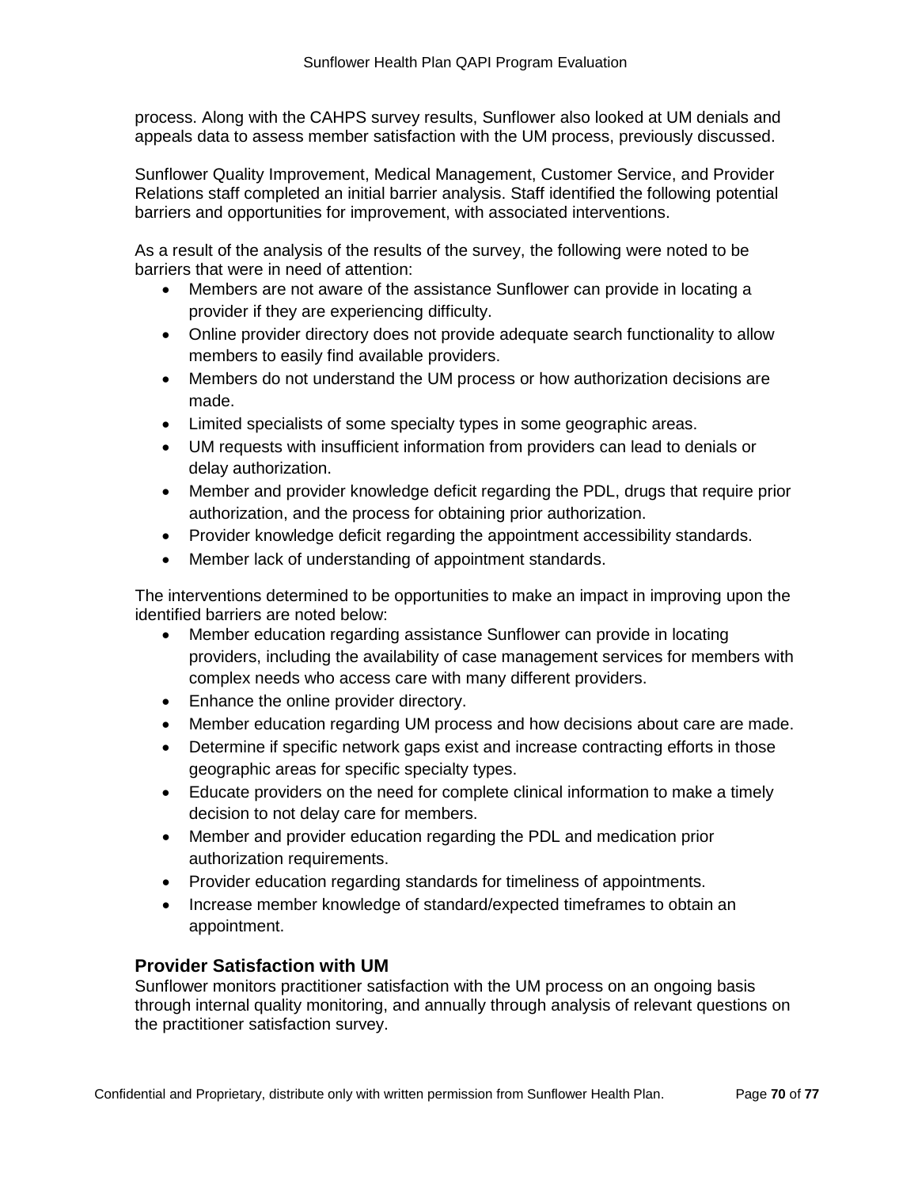process. Along with the CAHPS survey results, Sunflower also looked at UM denials and appeals data to assess member satisfaction with the UM process, previously discussed.

Sunflower Quality Improvement, Medical Management, Customer Service, and Provider Relations staff completed an initial barrier analysis. Staff identified the following potential barriers and opportunities for improvement, with associated interventions.

As a result of the analysis of the results of the survey, the following were noted to be barriers that were in need of attention:

- Members are not aware of the assistance Sunflower can provide in locating a provider if they are experiencing difficulty.
- Online provider directory does not provide adequate search functionality to allow members to easily find available providers.
- Members do not understand the UM process or how authorization decisions are made.
- Limited specialists of some specialty types in some geographic areas.
- UM requests with insufficient information from providers can lead to denials or delay authorization.
- Member and provider knowledge deficit regarding the PDL, drugs that require prior authorization, and the process for obtaining prior authorization.
- Provider knowledge deficit regarding the appointment accessibility standards.
- Member lack of understanding of appointment standards.

The interventions determined to be opportunities to make an impact in improving upon the identified barriers are noted below:

- Member education regarding assistance Sunflower can provide in locating providers, including the availability of case management services for members with complex needs who access care with many different providers.
- Enhance the online provider directory.
- Member education regarding UM process and how decisions about care are made.
- Determine if specific network gaps exist and increase contracting efforts in those geographic areas for specific specialty types.
- Educate providers on the need for complete clinical information to make a timely decision to not delay care for members.
- Member and provider education regarding the PDL and medication prior authorization requirements.
- Provider education regarding standards for timeliness of appointments.
- Increase member knowledge of standard/expected timeframes to obtain an appointment.

### Provider Satisfaction with UM

Sunflower monitors practitioner satisfaction with the UM process on an ongoing basis through internal quality monitoring, and annually through analysis of relevant questions on the practitioner satisfaction survey.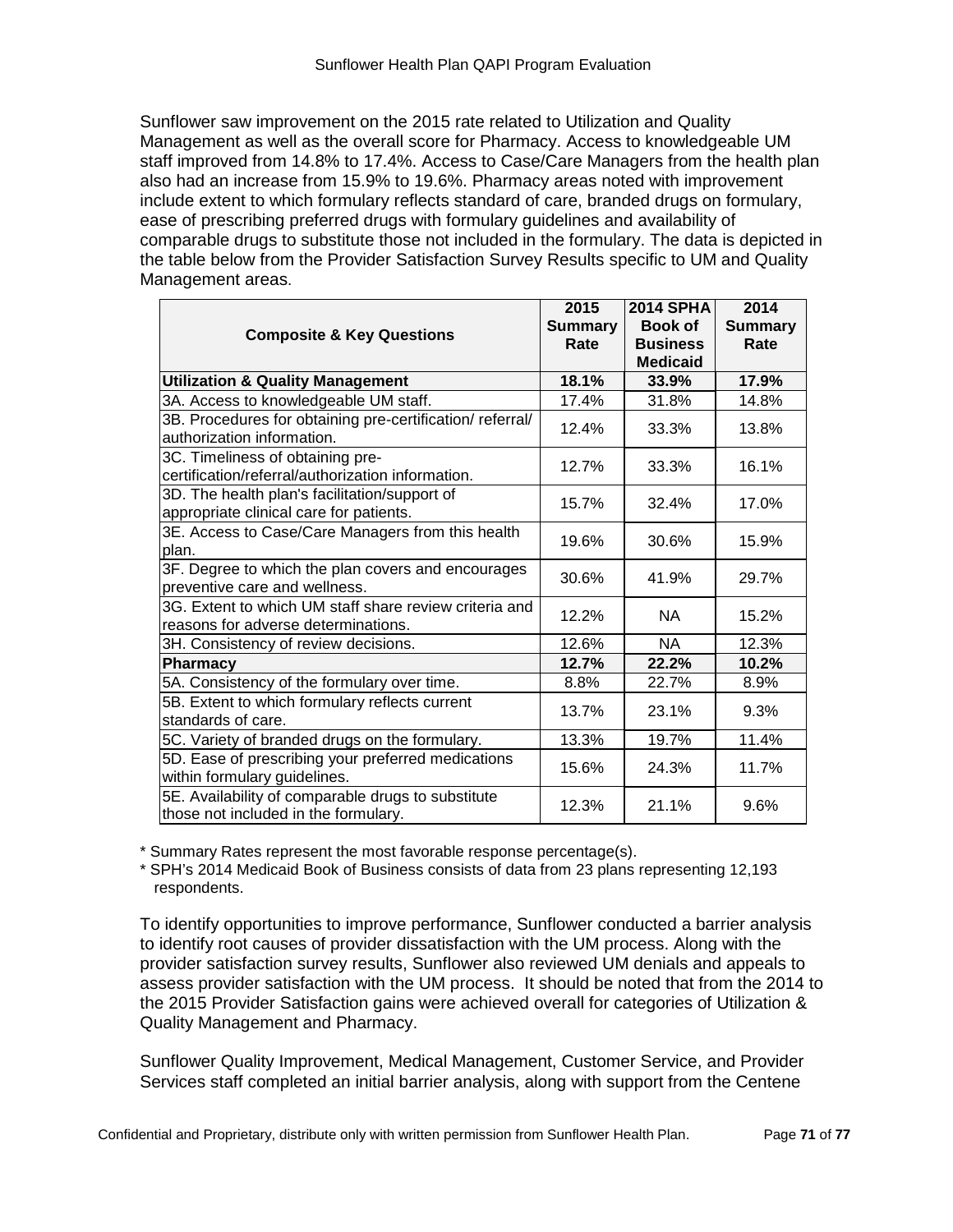Sunflower saw improvement on the 2015 rate related to Utilization and Quality Management as well as the overall score for Pharmacy. Access to knowledgeable UM staff improved from 14.8% to 17.4%. Access to Case/Care Managers from the health plan also had an increase from 15.9% to 19.6%. Pharmacy areas noted with improvement include extent to which formulary reflects standard of care, branded drugs on formulary, ease of prescribing preferred drugs with formulary guidelines and availability of comparable drugs to substitute those not included in the formulary. The data is depicted in the table below from the Provider Satisfaction Survey Results specific to UM and Quality Management areas.

| Composite & Key Questions | 2015 Summary Rate | 2014 SPHA Book of Business Medicaid | 2014 Summary Rate |
|---|---|---|---|
| **Utilization & Quality Management** | **18.1%** | **33.9%** | **17.9%** |
| 3A. Access to knowledgeable UM staff. | 17.4% | 31.8% | 14.8% |
| 3B. Procedures for obtaining pre-certification/ referral/ authorization information. | 12.4% | 33.3% | 13.8% |
| 3C. Timeliness of obtaining pre-certification/referral/authorization information. | 12.7% | 33.3% | 16.1% |
| 3D. The health plan's facilitation/support of appropriate clinical care for patients. | 15.7% | 32.4% | 17.0% |
| 3E. Access to Case/Care Managers from this health plan. | 19.6% | 30.6% | 15.9% |
| 3F. Degree to which the plan covers and encourages preventive care and wellness. | 30.6% | 41.9% | 29.7% |
| 3G. Extent to which UM staff share review criteria and reasons for adverse determinations. | 12.2% | NA | 15.2% |
| 3H. Consistency of review decisions. | 12.6% | NA | 12.3% |
| **Pharmacy** | **12.7%** | **22.2%** | **10.2%** |
| 5A. Consistency of the formulary over time. | 8.8% | 22.7% | 8.9% |
| 5B. Extent to which formulary reflects current standards of care. | 13.7% | 23.1% | 9.3% |
| 5C. Variety of branded drugs on the formulary. | 13.3% | 19.7% | 11.4% |
| 5D. Ease of prescribing your preferred medications within formulary guidelines. | 15.6% | 24.3% | 11.7% |
| 5E. Availability of comparable drugs to substitute those not included in the formulary. | 12.3% | 21.1% | 9.6% |

* Summary Rates represent the most favorable response percentage(s).
* SPH's 2014 Medicaid Book of Business consists of data from 23 plans representing 12,193 respondents.

To identify opportunities to improve performance, Sunflower conducted a barrier analysis to identify root causes of provider dissatisfaction with the UM process. Along with the provider satisfaction survey results, Sunflower also reviewed UM denials and appeals to assess provider satisfaction with the UM process. It should be noted that from the 2014 to the 2015 Provider Satisfaction gains were achieved overall for categories of Utilization & Quality Management and Pharmacy.

Sunflower Quality Improvement, Medical Management, Customer Service, and Provider Services staff completed an initial barrier analysis, along with support from the Centene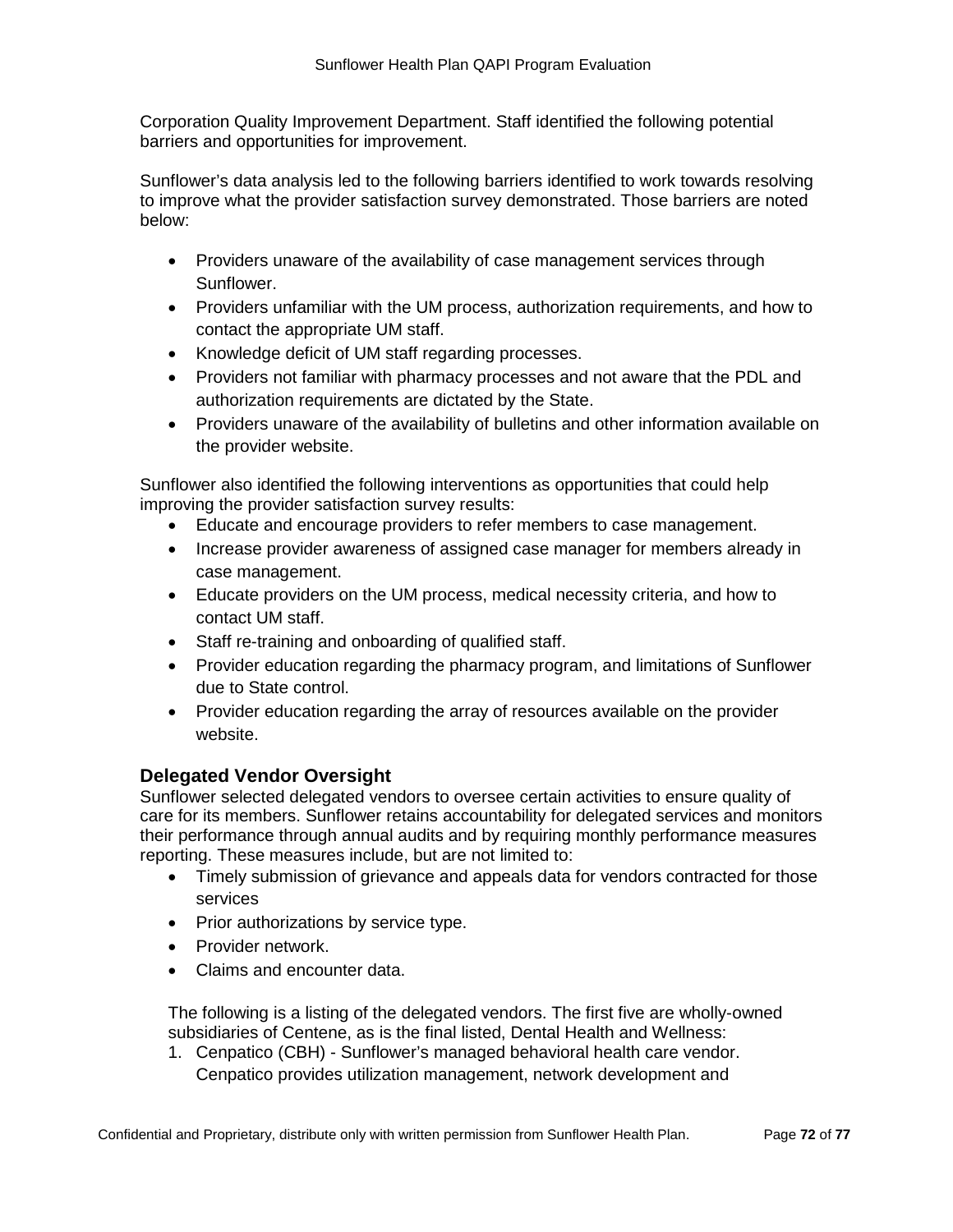Corporation Quality Improvement Department. Staff identified the following potential barriers and opportunities for improvement.

Sunflower's data analysis led to the following barriers identified to work towards resolving to improve what the provider satisfaction survey demonstrated. Those barriers are noted below:

- Providers unaware of the availability of case management services through Sunflower.
- Providers unfamiliar with the UM process, authorization requirements, and how to contact the appropriate UM staff.
- Knowledge deficit of UM staff regarding processes.
- Providers not familiar with pharmacy processes and not aware that the PDL and authorization requirements are dictated by the State.
- Providers unaware of the availability of bulletins and other information available on the provider website.

Sunflower also identified the following interventions as opportunities that could help improving the provider satisfaction survey results:

- Educate and encourage providers to refer members to case management.
- Increase provider awareness of assigned case manager for members already in case management.
- Educate providers on the UM process, medical necessity criteria, and how to contact UM staff.
- Staff re-training and onboarding of qualified staff.
- Provider education regarding the pharmacy program, and limitations of Sunflower due to State control.
- Provider education regarding the array of resources available on the provider website.

### Delegated Vendor Oversight

Sunflower selected delegated vendors to oversee certain activities to ensure quality of care for its members. Sunflower retains accountability for delegated services and monitors their performance through annual audits and by requiring monthly performance measures reporting. These measures include, but are not limited to:

- Timely submission of grievance and appeals data for vendors contracted for those services
- Prior authorizations by service type.
- Provider network.
- Claims and encounter data.

The following is a listing of the delegated vendors. The first five are wholly-owned subsidiaries of Centene, as is the final listed, Dental Health and Wellness:

1. Cenpatico (CBH) - Sunflower's managed behavioral health care vendor. Cenpatico provides utilization management, network development and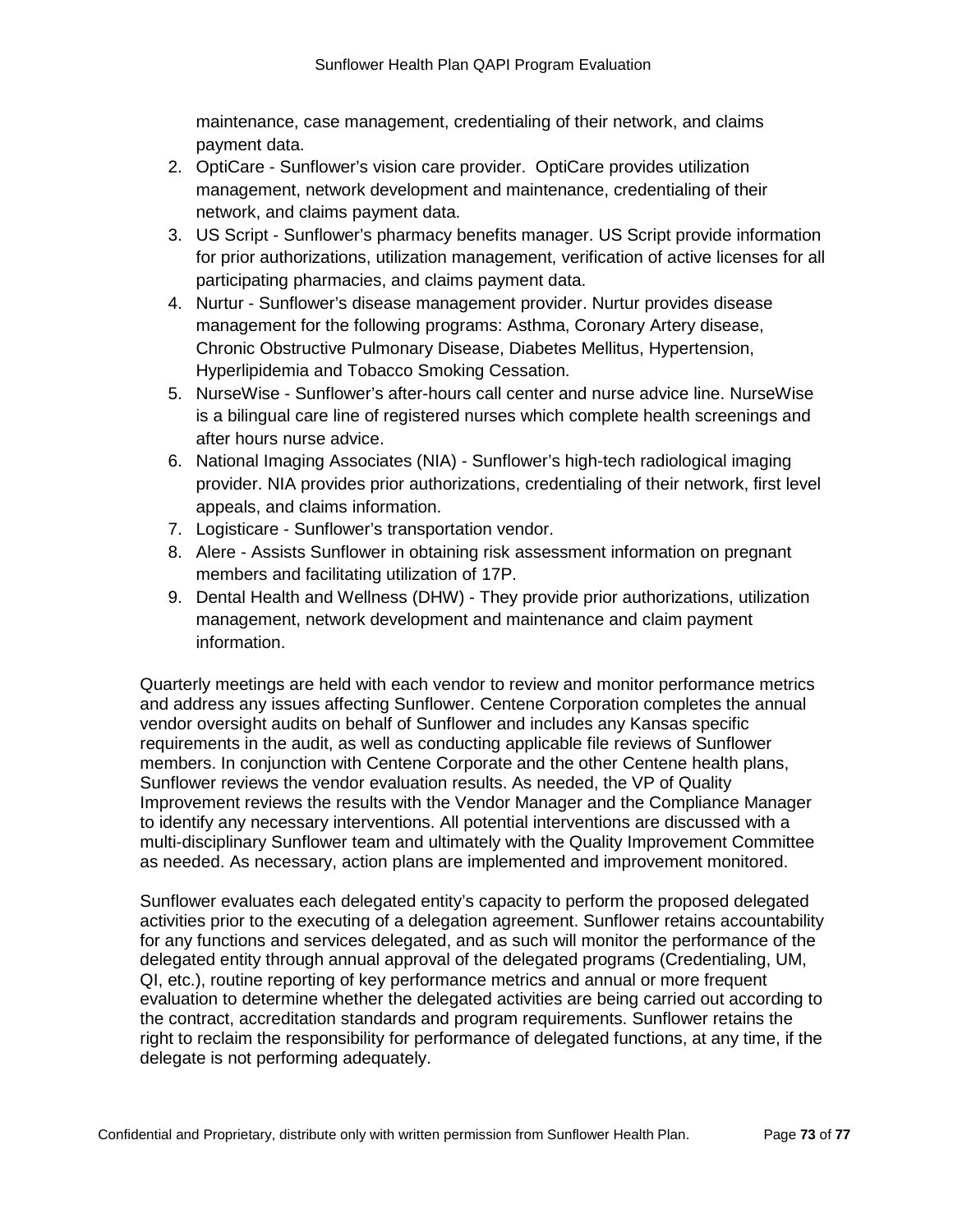maintenance, case management, credentialing of their network, and claims payment data.

2. OptiCare - Sunflower's vision care provider. OptiCare provides utilization management, network development and maintenance, credentialing of their network, and claims payment data.
3. US Script - Sunflower's pharmacy benefits manager. US Script provide information for prior authorizations, utilization management, verification of active licenses for all participating pharmacies, and claims payment data.
4. Nurtur - Sunflower's disease management provider. Nurtur provides disease management for the following programs: Asthma, Coronary Artery disease, Chronic Obstructive Pulmonary Disease, Diabetes Mellitus, Hypertension, Hyperlipidemia and Tobacco Smoking Cessation.
5. NurseWise - Sunflower's after-hours call center and nurse advice line. NurseWise is a bilingual care line of registered nurses which complete health screenings and after hours nurse advice.
6. National Imaging Associates (NIA) - Sunflower's high-tech radiological imaging provider. NIA provides prior authorizations, credentialing of their network, first level appeals, and claims information.
7. Logisticare - Sunflower's transportation vendor.
8. Alere - Assists Sunflower in obtaining risk assessment information on pregnant members and facilitating utilization of 17P.
9. Dental Health and Wellness (DHW) - They provide prior authorizations, utilization management, network development and maintenance and claim payment information.

Quarterly meetings are held with each vendor to review and monitor performance metrics and address any issues affecting Sunflower. Centene Corporation completes the annual vendor oversight audits on behalf of Sunflower and includes any Kansas specific requirements in the audit, as well as conducting applicable file reviews of Sunflower members. In conjunction with Centene Corporate and the other Centene health plans, Sunflower reviews the vendor evaluation results. As needed, the VP of Quality Improvement reviews the results with the Vendor Manager and the Compliance Manager to identify any necessary interventions. All potential interventions are discussed with a multi-disciplinary Sunflower team and ultimately with the Quality Improvement Committee as needed. As necessary, action plans are implemented and improvement monitored.

Sunflower evaluates each delegated entity's capacity to perform the proposed delegated activities prior to the executing of a delegation agreement. Sunflower retains accountability for any functions and services delegated, and as such will monitor the performance of the delegated entity through annual approval of the delegated programs (Credentialing, UM, QI, etc.), routine reporting of key performance metrics and annual or more frequent evaluation to determine whether the delegated activities are being carried out according to the contract, accreditation standards and program requirements. Sunflower retains the right to reclaim the responsibility for performance of delegated functions, at any time, if the delegate is not performing adequately.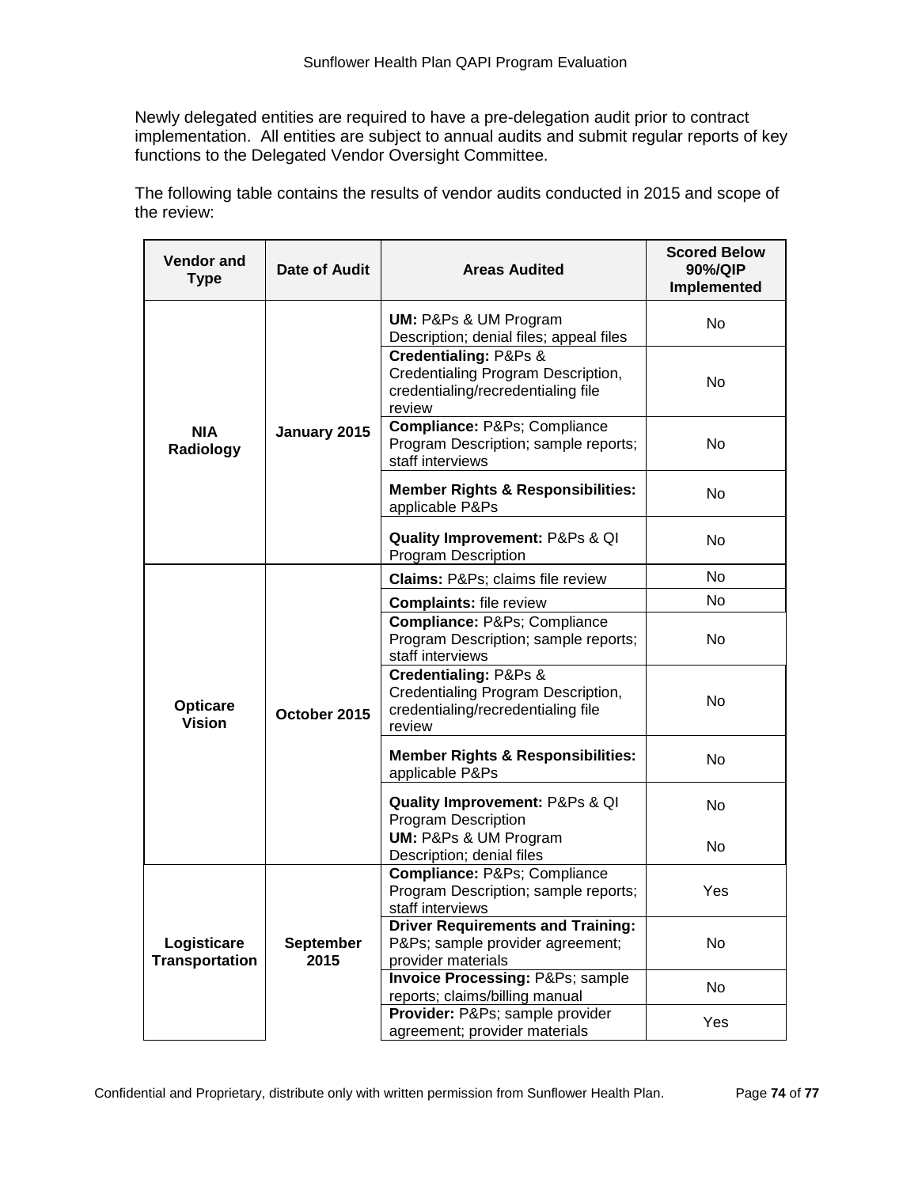Newly delegated entities are required to have a pre-delegation audit prior to contract implementation. All entities are subject to annual audits and submit regular reports of key functions to the Delegated Vendor Oversight Committee.

The following table contains the results of vendor audits conducted in 2015 and scope of the review:

| Vendor and Type | Date of Audit | Areas Audited | Scored Below 90%/QIP Implemented |
|---|---|---|---|
| **NIA Radiology** | **January 2015** | **UM:** P&Ps & UM Program Description; denial files; appeal files | No |
| | | **Credentialing:** P&Ps & Credentialing Program Description, credentialing/recredentialing file review | No |
| | | **Compliance:** P&Ps; Compliance Program Description; sample reports; staff interviews | No |
| | | **Member Rights & Responsibilities:** applicable P&Ps | No |
| | | **Quality Improvement:** P&Ps & QI Program Description | No |
| **Opticare Vision** | **October 2015** | **Claims:** P&Ps; claims file review | No |
| | | **Complaints:** file review | No |
| | | **Compliance:** P&Ps; Compliance Program Description; sample reports; staff interviews | No |
| | | **Credentialing:** P&Ps & Credentialing Program Description, credentialing/recredentialing file review | No |
| | | **Member Rights & Responsibilities:** applicable P&Ps | No |
| | | **Quality Improvement:** P&Ps & QI Program Description | No |
| | | **UM:** P&Ps & UM Program Description; denial files | No |
| **Logisticare Transportation** | **September 2015** | **Compliance:** P&Ps; Compliance Program Description; sample reports; staff interviews | Yes |
| | | **Driver Requirements and Training:** P&Ps; sample provider agreement; provider materials | No |
| | | **Invoice Processing:** P&Ps; sample reports; claims/billing manual | No |
| | | **Provider:** P&Ps; sample provider agreement; provider materials | Yes |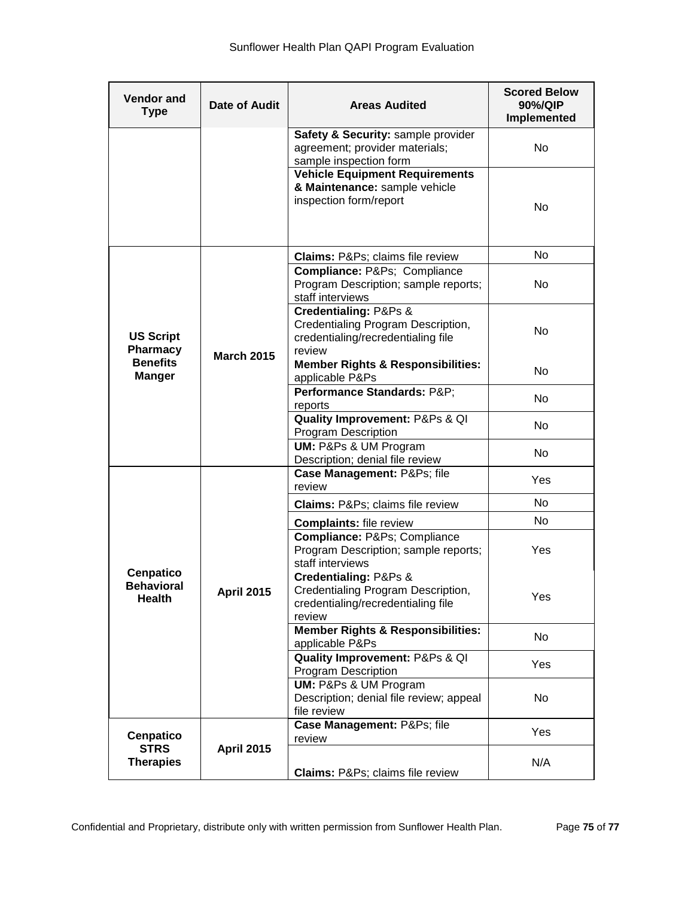| Vendor and Type | Date of Audit | Areas Audited | Scored Below 90%/QIP Implemented |
|---|---|---|---|
| | | **Safety & Security:** sample provider agreement; provider materials; sample inspection form | No |
| | | **Vehicle Equipment Requirements & Maintenance:** sample vehicle inspection form/report | No |
| **US Script Pharmacy Benefits Manger** | **March 2015** | **Claims:** P&Ps; claims file review | No |
| | | **Compliance:** P&Ps; Compliance Program Description; sample reports; staff interviews | No |
| | | **Credentialing:** P&Ps & Credentialing Program Description, credentialing/recredentialing file review | No |
| | | **Member Rights & Responsibilities:** applicable P&Ps | No |
| | | **Performance Standards:** P&P; reports | No |
| | | **Quality Improvement:** P&Ps & QI Program Description | No |
| | | **UM:** P&Ps & UM Program Description; denial file review | No |
| **Cenpatico Behavioral Health** | **April 2015** | **Case Management:** P&Ps; file review | Yes |
| | | **Claims:** P&Ps; claims file review | No |
| | | **Complaints:** file review | No |
| | | **Compliance:** P&Ps; Compliance Program Description; sample reports; staff interviews | Yes |
| | | **Credentialing:** P&Ps & Credentialing Program Description, credentialing/recredentialing file review | Yes |
| | | **Member Rights & Responsibilities:** applicable P&Ps | No |
| | | **Quality Improvement:** P&Ps & QI Program Description | Yes |
| | | **UM:** P&Ps & UM Program Description; denial file review; appeal file review | No |
| **Cenpatico STRS Therapies** | **April 2015** | **Case Management:** P&Ps; file review | Yes |
| | | **Claims:** P&Ps; claims file review | N/A |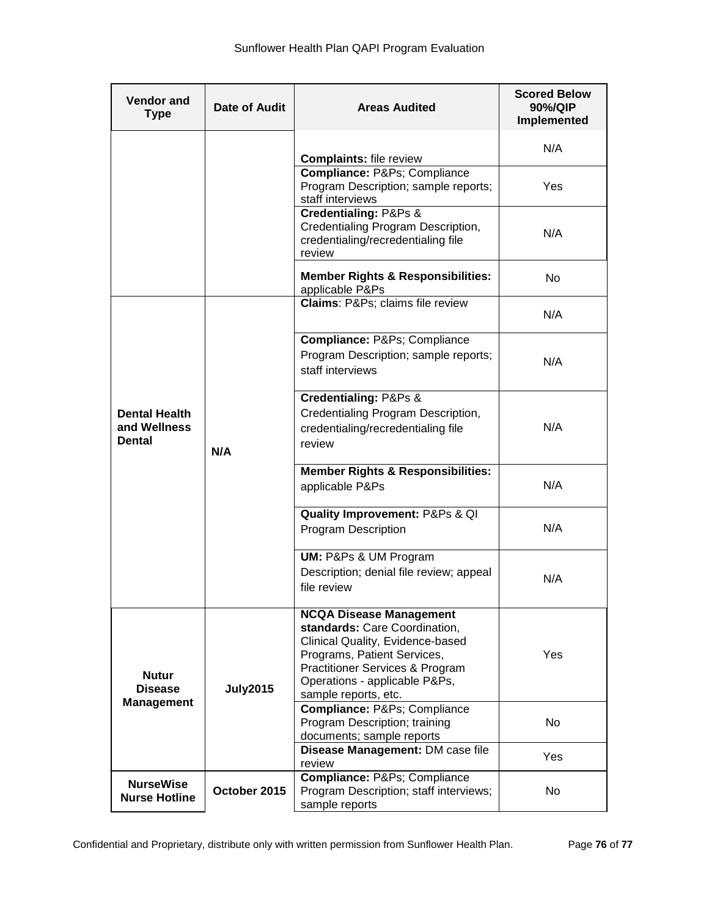| Vendor and Type | Date of Audit | Areas Audited | Scored Below 90%/QIP Implemented |
|---|---|---|---|
| | | **Complaints:** file review | N/A |
| | | **Compliance:** P&Ps; Compliance Program Description; sample reports; staff interviews | Yes |
| | | **Credentialing:** P&Ps & Credentialing Program Description, credentialing/recredentialing file review | N/A |
| | | **Member Rights & Responsibilities:** applicable P&Ps | No |
| **Dental Health and Wellness Dental** | **N/A** | **Claims**: P&Ps; claims file review | N/A |
| | | **Compliance:** P&Ps; Compliance Program Description; sample reports; staff interviews | N/A |
| | | **Credentialing:** P&Ps & Credentialing Program Description, credentialing/recredentialing file review | N/A |
| | | **Member Rights & Responsibilities:** applicable P&Ps | N/A |
| | | **Quality Improvement:** P&Ps & QI Program Description | N/A |
| | | **UM:** P&Ps & UM Program Description; denial file review; appeal file review | N/A |
| **Nutur Disease Management** | **July2015** | **NCQA Disease Management standards:** Care Coordination, Clinical Quality, Evidence-based Programs, Patient Services, Practitioner Services & Program Operations - applicable P&Ps, sample reports, etc. | Yes |
| | | **Compliance:** P&Ps; Compliance Program Description; training documents; sample reports | No |
| | | **Disease Management:** DM case file review | Yes |
| **NurseWise Nurse Hotline** | **October 2015** | **Compliance:** P&Ps; Compliance Program Description; staff interviews; sample reports | No |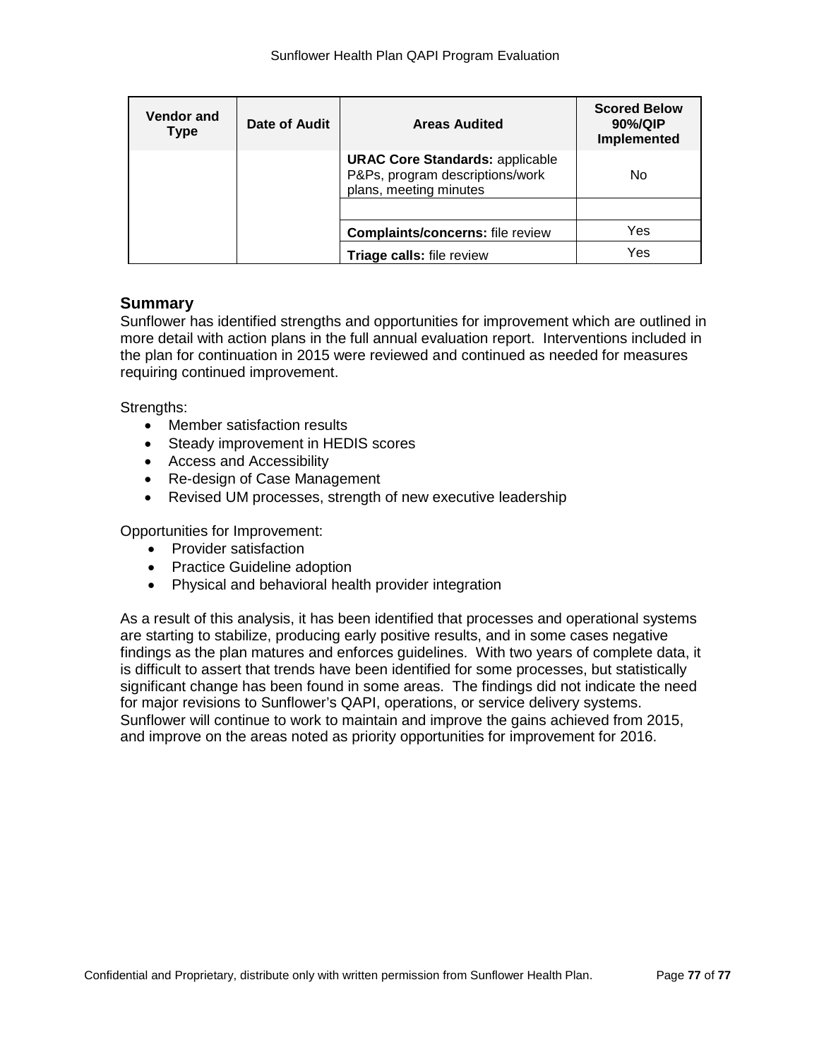| Vendor and Type | Date of Audit | Areas Audited | Scored Below 90%/QIP Implemented |
|---|---|---|---|
| | | **URAC Core Standards:** applicable P&Ps, program descriptions/work plans, meeting minutes | No |
| | | | |
| | | **Complaints/concerns:** file review | Yes |
| | | **Triage calls:** file review | Yes |

## Summary

Sunflower has identified strengths and opportunities for improvement which are outlined in more detail with action plans in the full annual evaluation report. Interventions included in the plan for continuation in 2015 were reviewed and continued as needed for measures requiring continued improvement.

Strengths:

- Member satisfaction results
- Steady improvement in HEDIS scores
- Access and Accessibility
- Re-design of Case Management
- Revised UM processes, strength of new executive leadership

Opportunities for Improvement:

- Provider satisfaction
- Practice Guideline adoption
- Physical and behavioral health provider integration

As a result of this analysis, it has been identified that processes and operational systems are starting to stabilize, producing early positive results, and in some cases negative findings as the plan matures and enforces guidelines. With two years of complete data, it is difficult to assert that trends have been identified for some processes, but statistically significant change has been found in some areas. The findings did not indicate the need for major revisions to Sunflower's QAPI, operations, or service delivery systems. Sunflower will continue to work to maintain and improve the gains achieved from 2015, and improve on the areas noted as priority opportunities for improvement for 2016.